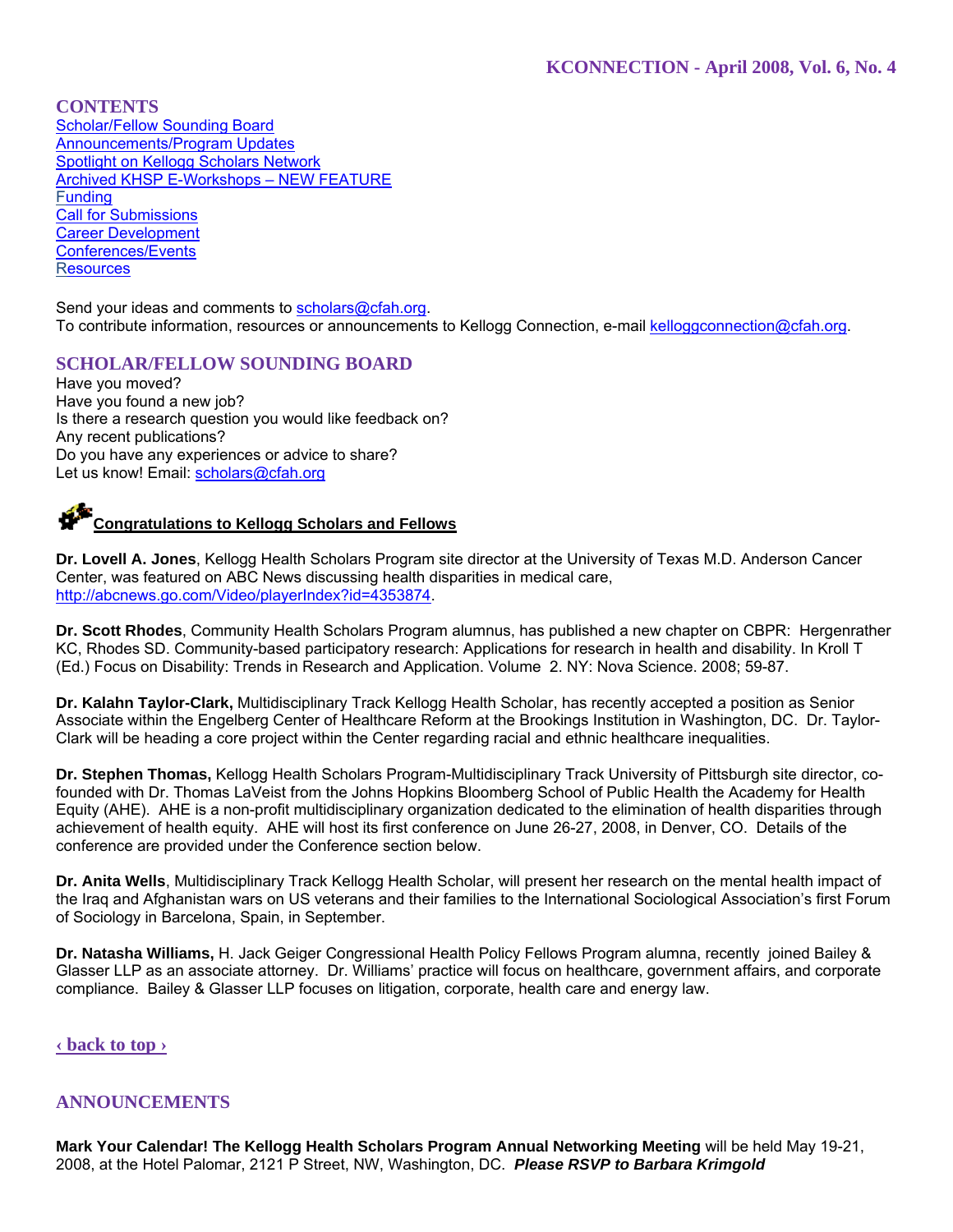# KCONNECTION - April 2008, Vol. 6, No. 4

## CONTENTS

[Scholar/Fellow Sounding Board](#)
[Announcements/Program Updates](#)
[Spotlight on Kellogg Scholars Network](#)
[Archived KHSP E-Workshops – NEW FEATURE](#)
[Funding](#)
[Call for Submissions](#)
[Career Development](#)
[Conferences/Events](#)
[Resources](#)

Send your ideas and comments to scholars@cfah.org.
To contribute information, resources or announcements to Kellogg Connection, e-mail kelloggconnection@cfah.org.

## SCHOLAR/FELLOW SOUNDING BOARD

Have you moved?
Have you found a new job?
Is there a research question you would like feedback on?
Any recent publications?
Do you have any experiences or advice to share?
Let us know! Email: scholars@cfah.org

### Congratulations to Kellogg Scholars and Fellows

**Dr. Lovell A. Jones**, Kellogg Health Scholars Program site director at the University of Texas M.D. Anderson Cancer Center, was featured on ABC News discussing health disparities in medical care, http://abcnews.go.com/Video/playerIndex?id=4353874.

**Dr. Scott Rhodes**, Community Health Scholars Program alumnus, has published a new chapter on CBPR: Hergenrather KC, Rhodes SD. Community-based participatory research: Applications for research in health and disability. In Kroll T (Ed.) Focus on Disability: Trends in Research and Application. Volume 2. NY: Nova Science. 2008; 59-87.

**Dr. Kalahn Taylor-Clark,** Multidisciplinary Track Kellogg Health Scholar, has recently accepted a position as Senior Associate within the Engelberg Center of Healthcare Reform at the Brookings Institution in Washington, DC. Dr. Taylor-Clark will be heading a core project within the Center regarding racial and ethnic healthcare inequalities.

**Dr. Stephen Thomas,** Kellogg Health Scholars Program-Multidisciplinary Track University of Pittsburgh site director, co-founded with Dr. Thomas LaVeist from the Johns Hopkins Bloomberg School of Public Health the Academy for Health Equity (AHE). AHE is a non-profit multidisciplinary organization dedicated to the elimination of health disparities through achievement of health equity. AHE will host its first conference on June 26-27, 2008, in Denver, CO. Details of the conference are provided under the Conference section below.

**Dr. Anita Wells**, Multidisciplinary Track Kellogg Health Scholar, will present her research on the mental health impact of the Iraq and Afghanistan wars on US veterans and their families to the International Sociological Association's first Forum of Sociology in Barcelona, Spain, in September.

**Dr. Natasha Williams,** H. Jack Geiger Congressional Health Policy Fellows Program alumna, recently joined Bailey & Glasser LLP as an associate attorney. Dr. Williams' practice will focus on healthcare, government affairs, and corporate compliance. Bailey & Glasser LLP focuses on litigation, corporate, health care and energy law.

[‹ back to top ›](#)

## ANNOUNCEMENTS

**Mark Your Calendar! The Kellogg Health Scholars Program Annual Networking Meeting** will be held May 19-21, 2008, at the Hotel Palomar, 2121 P Street, NW, Washington, DC. ***Please RSVP to Barbara Krimgold***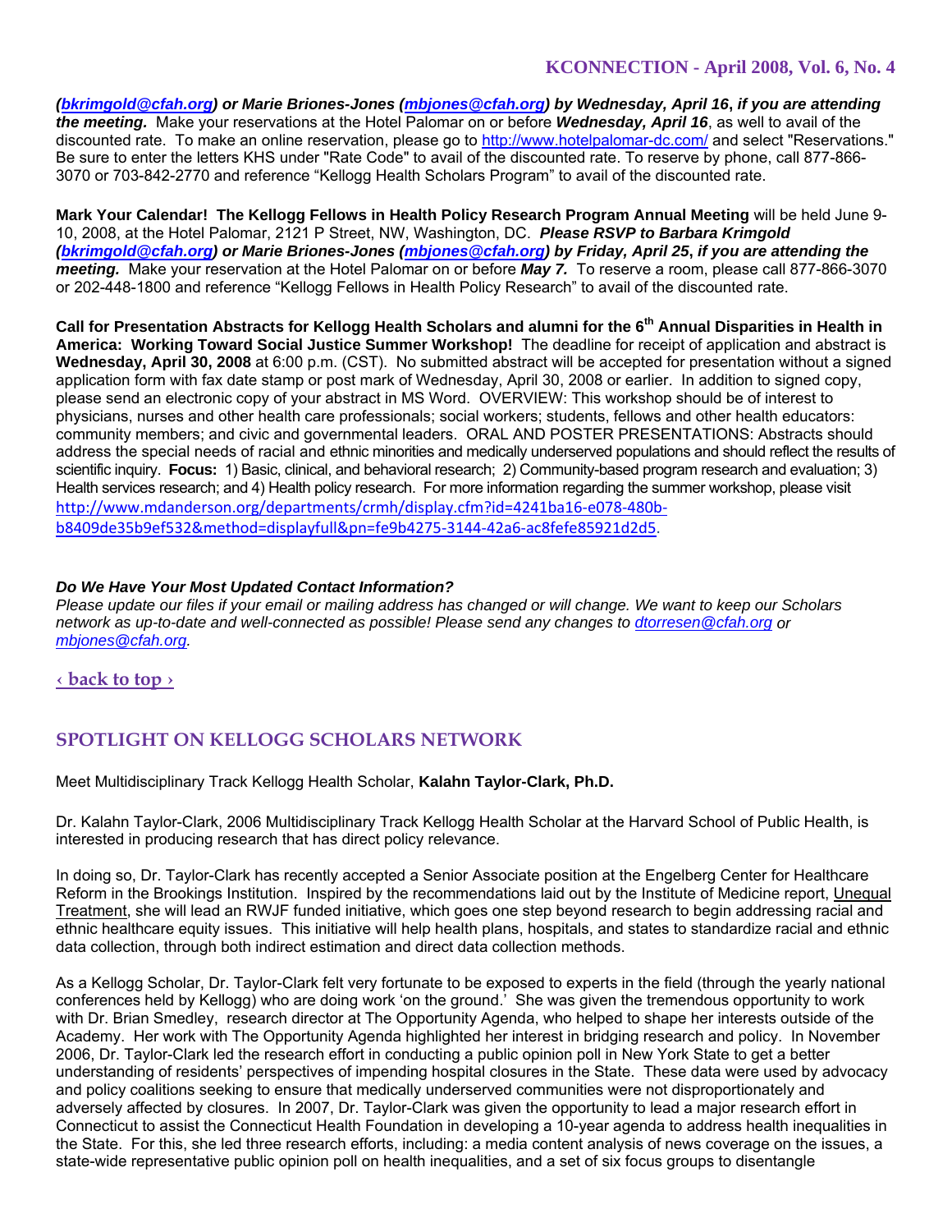***(bkrimgold@cfah.org) or Marie Briones-Jones (mbjones@cfah.org) by Wednesday, April 16, if you are attending the meeting.*** Make your reservations at the Hotel Palomar on or before ***Wednesday, April 16***, as well to avail of the discounted rate. To make an online reservation, please go to http://www.hotelpalomar-dc.com/ and select "Reservations." Be sure to enter the letters KHS under "Rate Code" to avail of the discounted rate. To reserve by phone, call 877-866-3070 or 703-842-2770 and reference "Kellogg Health Scholars Program" to avail of the discounted rate.

**Mark Your Calendar! The Kellogg Fellows in Health Policy Research Program Annual Meeting** will be held June 9-10, 2008, at the Hotel Palomar, 2121 P Street, NW, Washington, DC. ***Please RSVP to Barbara Krimgold (bkrimgold@cfah.org) or Marie Briones-Jones (mbjones@cfah.org) by Friday, April 25, if you are attending the meeting.*** Make your reservation at the Hotel Palomar on or before ***May 7.*** To reserve a room, please call 877-866-3070 or 202-448-1800 and reference "Kellogg Fellows in Health Policy Research" to avail of the discounted rate.

**Call for Presentation Abstracts for Kellogg Health Scholars and alumni for the 6th Annual Disparities in Health in America: Working Toward Social Justice Summer Workshop!** The deadline for receipt of application and abstract is **Wednesday, April 30, 2008** at 6:00 p.m. (CST). No submitted abstract will be accepted for presentation without a signed application form with fax date stamp or post mark of Wednesday, April 30, 2008 or earlier. In addition to signed copy, please send an electronic copy of your abstract in MS Word. OVERVIEW: This workshop should be of interest to physicians, nurses and other health care professionals; social workers; students, fellows and other health educators: community members; and civic and governmental leaders. ORAL AND POSTER PRESENTATIONS: Abstracts should address the special needs of racial and ethnic minorities and medically underserved populations and should reflect the results of scientific inquiry. **Focus:** 1) Basic, clinical, and behavioral research; 2) Community-based program research and evaluation; 3) Health services research; and 4) Health policy research. For more information regarding the summer workshop, please visit http://www.mdanderson.org/departments/crmh/display.cfm?id=4241ba16-e078-480b-b8409de35b9ef532&method=displayfull&pn=fe9b4275-3144-42a6-ac8fefe85921d2d5.

***Do We Have Your Most Updated Contact Information?***
*Please update our files if your email or mailing address has changed or will change. We want to keep our Scholars network as up-to-date and well-connected as possible! Please send any changes to dtorresen@cfah.org or mbjones@cfah.org.*

‹ back to top ›

## SPOTLIGHT ON KELLOGG SCHOLARS NETWORK

Meet Multidisciplinary Track Kellogg Health Scholar, **Kalahn Taylor-Clark, Ph.D.**

Dr. Kalahn Taylor-Clark, 2006 Multidisciplinary Track Kellogg Health Scholar at the Harvard School of Public Health, is interested in producing research that has direct policy relevance.

In doing so, Dr. Taylor-Clark has recently accepted a Senior Associate position at the Engelberg Center for Healthcare Reform in the Brookings Institution. Inspired by the recommendations laid out by the Institute of Medicine report, Unequal Treatment, she will lead an RWJF funded initiative, which goes one step beyond research to begin addressing racial and ethnic healthcare equity issues. This initiative will help health plans, hospitals, and states to standardize racial and ethnic data collection, through both indirect estimation and direct data collection methods.

As a Kellogg Scholar, Dr. Taylor-Clark felt very fortunate to be exposed to experts in the field (through the yearly national conferences held by Kellogg) who are doing work 'on the ground.' She was given the tremendous opportunity to work with Dr. Brian Smedley, research director at The Opportunity Agenda, who helped to shape her interests outside of the Academy. Her work with The Opportunity Agenda highlighted her interest in bridging research and policy. In November 2006, Dr. Taylor-Clark led the research effort in conducting a public opinion poll in New York State to get a better understanding of residents' perspectives of impending hospital closures in the State. These data were used by advocacy and policy coalitions seeking to ensure that medically underserved communities were not disproportionately and adversely affected by closures. In 2007, Dr. Taylor-Clark was given the opportunity to lead a major research effort in Connecticut to assist the Connecticut Health Foundation in developing a 10-year agenda to address health inequalities in the State. For this, she led three research efforts, including: a media content analysis of news coverage on the issues, a state-wide representative public opinion poll on health inequalities, and a set of six focus groups to disentangle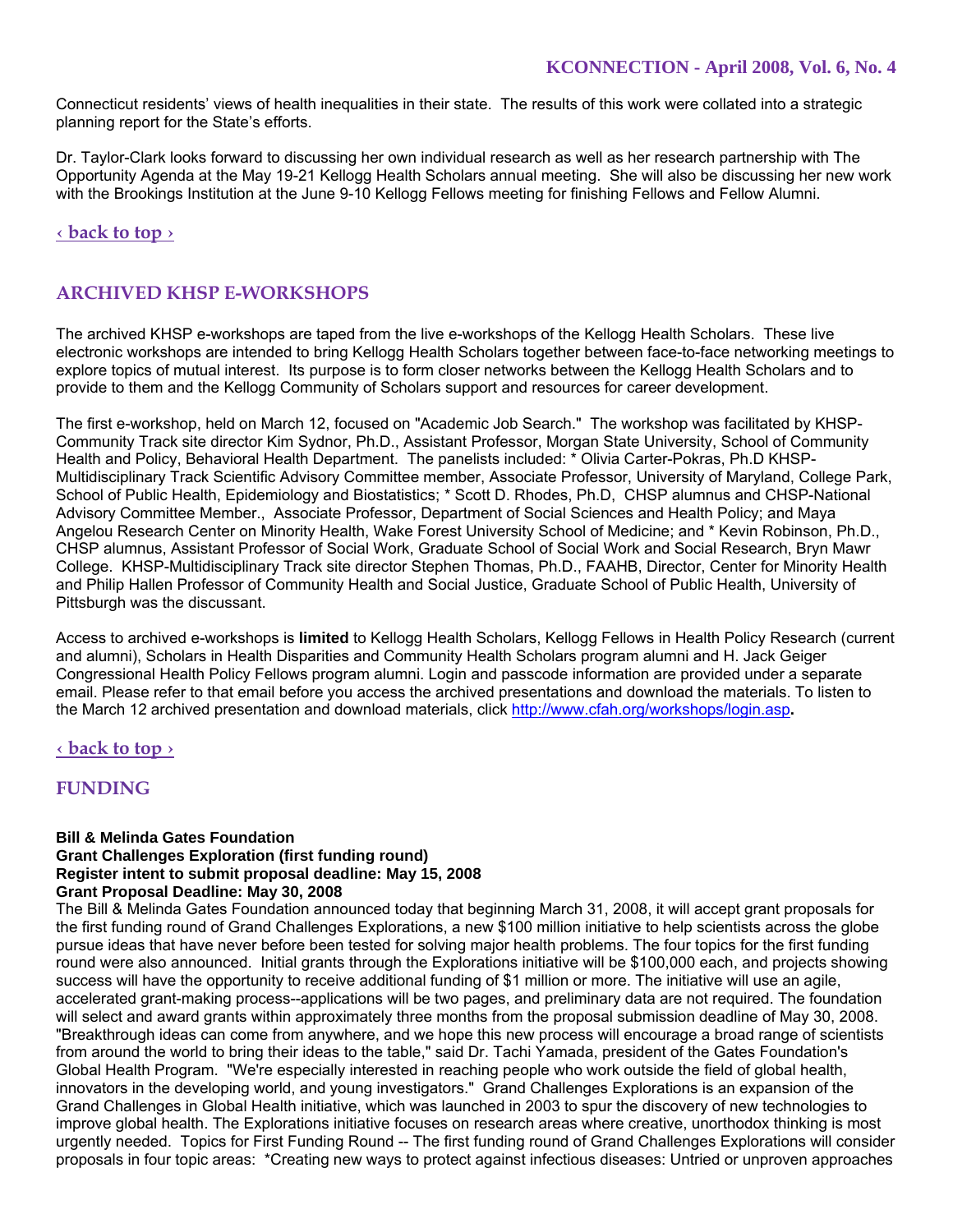Connecticut residents' views of health inequalities in their state. The results of this work were collated into a strategic planning report for the State's efforts.

Dr. Taylor-Clark looks forward to discussing her own individual research as well as her research partnership with The Opportunity Agenda at the May 19-21 Kellogg Health Scholars annual meeting. She will also be discussing her new work with the Brookings Institution at the June 9-10 Kellogg Fellows meeting for finishing Fellows and Fellow Alumni.

‹ back to top ›

## ARCHIVED KHSP E-WORKSHOPS

The archived KHSP e-workshops are taped from the live e-workshops of the Kellogg Health Scholars. These live electronic workshops are intended to bring Kellogg Health Scholars together between face-to-face networking meetings to explore topics of mutual interest. Its purpose is to form closer networks between the Kellogg Health Scholars and to provide to them and the Kellogg Community of Scholars support and resources for career development.

The first e-workshop, held on March 12, focused on "Academic Job Search." The workshop was facilitated by KHSP-Community Track site director Kim Sydnor, Ph.D., Assistant Professor, Morgan State University, School of Community Health and Policy, Behavioral Health Department. The panelists included: * Olivia Carter-Pokras, Ph.D KHSP-Multidisciplinary Track Scientific Advisory Committee member, Associate Professor, University of Maryland, College Park, School of Public Health, Epidemiology and Biostatistics; * Scott D. Rhodes, Ph.D, CHSP alumnus and CHSP-National Advisory Committee Member., Associate Professor, Department of Social Sciences and Health Policy; and Maya Angelou Research Center on Minority Health, Wake Forest University School of Medicine; and * Kevin Robinson, Ph.D., CHSP alumnus, Assistant Professor of Social Work, Graduate School of Social Work and Social Research, Bryn Mawr College. KHSP-Multidisciplinary Track site director Stephen Thomas, Ph.D., FAAHB, Director, Center for Minority Health and Philip Hallen Professor of Community Health and Social Justice, Graduate School of Public Health, University of Pittsburgh was the discussant.

Access to archived e-workshops is **limited** to Kellogg Health Scholars, Kellogg Fellows in Health Policy Research (current and alumni), Scholars in Health Disparities and Community Health Scholars program alumni and H. Jack Geiger Congressional Health Policy Fellows program alumni. Login and passcode information are provided under a separate email. Please refer to that email before you access the archived presentations and download the materials. To listen to the March 12 archived presentation and download materials, click http://www.cfah.org/workshops/login.asp**.**

‹ back to top ›

## FUNDING

**Bill & Melinda Gates Foundation**
**Grant Challenges Exploration (first funding round)**
**Register intent to submit proposal deadline: May 15, 2008**
**Grant Proposal Deadline: May 30, 2008**

The Bill & Melinda Gates Foundation announced today that beginning March 31, 2008, it will accept grant proposals for the first funding round of Grand Challenges Explorations, a new $100 million initiative to help scientists across the globe pursue ideas that have never before been tested for solving major health problems. The four topics for the first funding round were also announced. Initial grants through the Explorations initiative will be $100,000 each, and projects showing success will have the opportunity to receive additional funding of $1 million or more. The initiative will use an agile, accelerated grant-making process--applications will be two pages, and preliminary data are not required. The foundation will select and award grants within approximately three months from the proposal submission deadline of May 30, 2008. "Breakthrough ideas can come from anywhere, and we hope this new process will encourage a broad range of scientists from around the world to bring their ideas to the table," said Dr. Tachi Yamada, president of the Gates Foundation's Global Health Program. "We're especially interested in reaching people who work outside the field of global health, innovators in the developing world, and young investigators." Grand Challenges Explorations is an expansion of the Grand Challenges in Global Health initiative, which was launched in 2003 to spur the discovery of new technologies to improve global health. The Explorations initiative focuses on research areas where creative, unorthodox thinking is most urgently needed. Topics for First Funding Round -- The first funding round of Grand Challenges Explorations will consider proposals in four topic areas: *Creating new ways to protect against infectious diseases: Untried or unproven approaches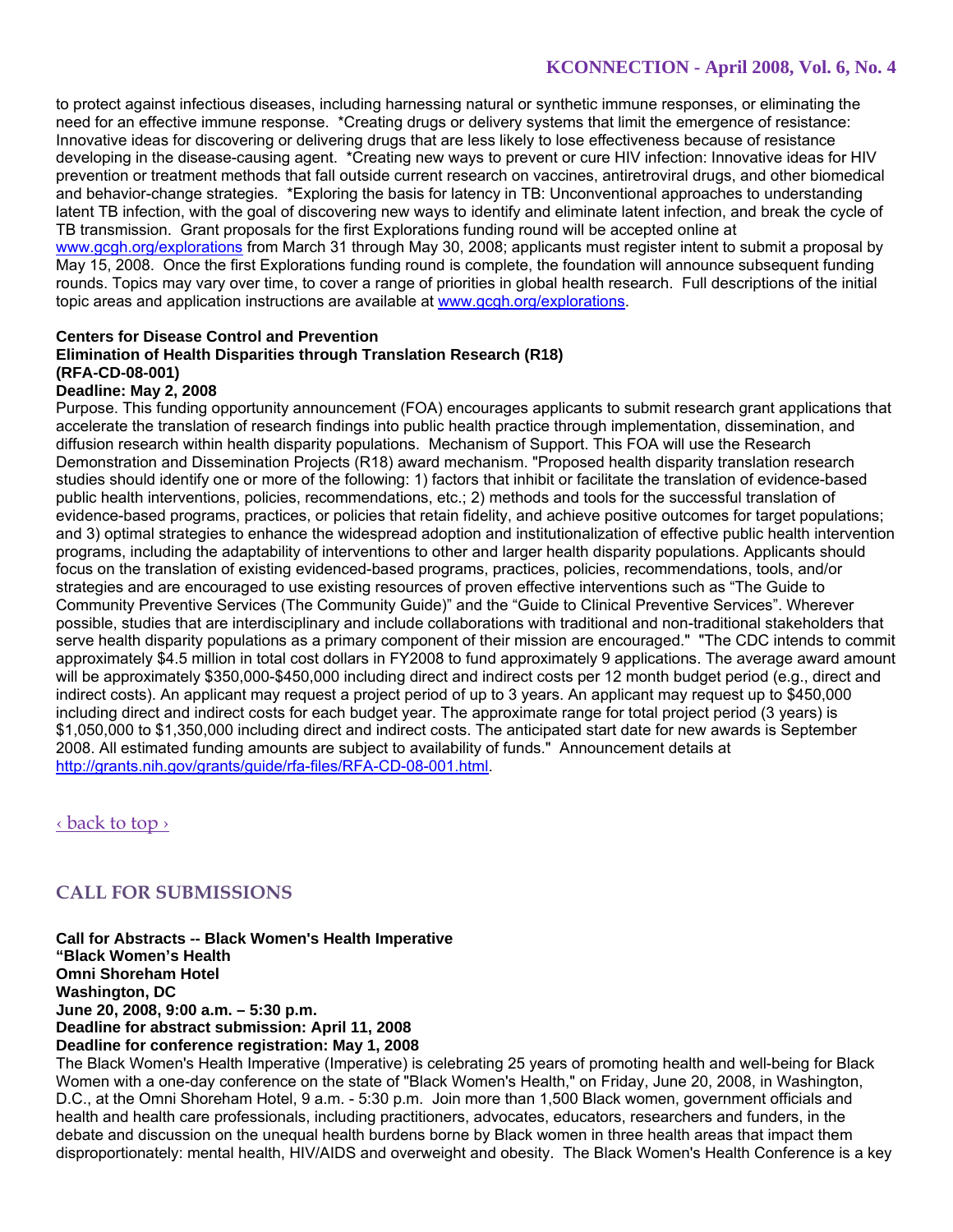to protect against infectious diseases, including harnessing natural or synthetic immune responses, or eliminating the need for an effective immune response. *Creating drugs or delivery systems that limit the emergence of resistance: Innovative ideas for discovering or delivering drugs that are less likely to lose effectiveness because of resistance developing in the disease-causing agent. *Creating new ways to prevent or cure HIV infection: Innovative ideas for HIV prevention or treatment methods that fall outside current research on vaccines, antiretroviral drugs, and other biomedical and behavior-change strategies. *Exploring the basis for latency in TB: Unconventional approaches to understanding latent TB infection, with the goal of discovering new ways to identify and eliminate latent infection, and break the cycle of TB transmission. Grant proposals for the first Explorations funding round will be accepted online at www.gcgh.org/explorations from March 31 through May 30, 2008; applicants must register intent to submit a proposal by May 15, 2008. Once the first Explorations funding round is complete, the foundation will announce subsequent funding rounds. Topics may vary over time, to cover a range of priorities in global health research. Full descriptions of the initial topic areas and application instructions are available at www.gcgh.org/explorations.

**Centers for Disease Control and Prevention**
**Elimination of Health Disparities through Translation Research (R18)**
**(RFA-CD-08-001)**
**Deadline: May 2, 2008**

Purpose. This funding opportunity announcement (FOA) encourages applicants to submit research grant applications that accelerate the translation of research findings into public health practice through implementation, dissemination, and diffusion research within health disparity populations. Mechanism of Support. This FOA will use the Research Demonstration and Dissemination Projects (R18) award mechanism. "Proposed health disparity translation research studies should identify one or more of the following: 1) factors that inhibit or facilitate the translation of evidence-based public health interventions, policies, recommendations, etc.; 2) methods and tools for the successful translation of evidence-based programs, practices, or policies that retain fidelity, and achieve positive outcomes for target populations; and 3) optimal strategies to enhance the widespread adoption and institutionalization of effective public health intervention programs, including the adaptability of interventions to other and larger health disparity populations. Applicants should focus on the translation of existing evidenced-based programs, practices, policies, recommendations, tools, and/or strategies and are encouraged to use existing resources of proven effective interventions such as "The Guide to Community Preventive Services (The Community Guide)" and the "Guide to Clinical Preventive Services". Wherever possible, studies that are interdisciplinary and include collaborations with traditional and non-traditional stakeholders that serve health disparity populations as a primary component of their mission are encouraged." "The CDC intends to commit approximately $4.5 million in total cost dollars in FY2008 to fund approximately 9 applications. The average award amount will be approximately $350,000-$450,000 including direct and indirect costs per 12 month budget period (e.g., direct and indirect costs). An applicant may request a project period of up to 3 years. An applicant may request up to $450,000 including direct and indirect costs for each budget year. The approximate range for total project period (3 years) is $1,050,000 to $1,350,000 including direct and indirect costs. The anticipated start date for new awards is September 2008. All estimated funding amounts are subject to availability of funds." Announcement details at http://grants.nih.gov/grants/guide/rfa-files/RFA-CD-08-001.html.

‹ back to top ›

## CALL FOR SUBMISSIONS

**Call for Abstracts -- Black Women's Health Imperative**
**"Black Women's Health**
**Omni Shoreham Hotel**
**Washington, DC**
**June 20, 2008, 9:00 a.m. – 5:30 p.m.**
**Deadline for abstract submission: April 11, 2008**
**Deadline for conference registration: May 1, 2008**

The Black Women's Health Imperative (Imperative) is celebrating 25 years of promoting health and well-being for Black Women with a one-day conference on the state of "Black Women's Health," on Friday, June 20, 2008, in Washington, D.C., at the Omni Shoreham Hotel, 9 a.m. - 5:30 p.m. Join more than 1,500 Black women, government officials and health and health care professionals, including practitioners, advocates, educators, researchers and funders, in the debate and discussion on the unequal health burdens borne by Black women in three health areas that impact them disproportionately: mental health, HIV/AIDS and overweight and obesity. The Black Women's Health Conference is a key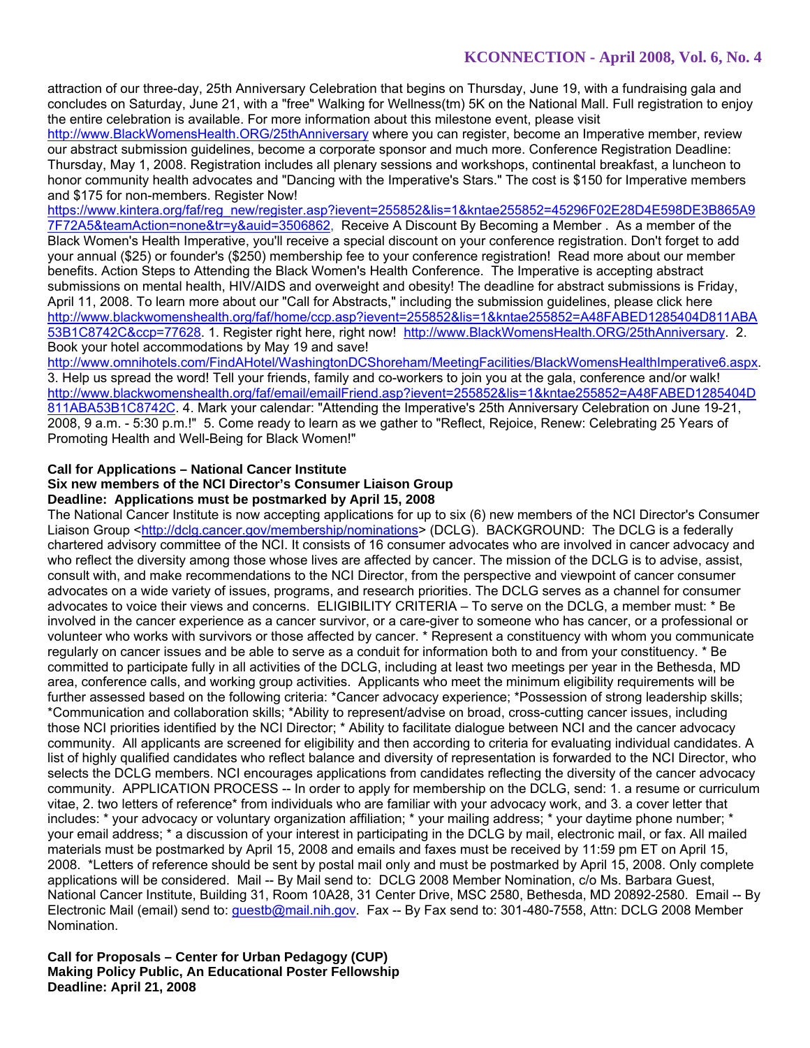attraction of our three-day, 25th Anniversary Celebration that begins on Thursday, June 19, with a fundraising gala and concludes on Saturday, June 21, with a "free" Walking for Wellness(tm) 5K on the National Mall. Full registration to enjoy the entire celebration is available. For more information about this milestone event, please visit http://www.BlackWomensHealth.ORG/25thAnniversary where you can register, become an Imperative member, review our abstract submission guidelines, become a corporate sponsor and much more. Conference Registration Deadline: Thursday, May 1, 2008. Registration includes all plenary sessions and workshops, continental breakfast, a luncheon to honor community health advocates and "Dancing with the Imperative's Stars." The cost is $150 for Imperative members and $175 for non-members. Register Now! https://www.kintera.org/faf/reg_new/register.asp?ievent=255852&lis=1&kntae255852=45296F02E28D4E598DE3B865A97F72A5&teamAction=none&tr=y&auid=3506862, Receive A Discount By Becoming a Member . As a member of the Black Women's Health Imperative, you'll receive a special discount on your conference registration. Don't forget to add your annual ($25) or founder's ($250) membership fee to your conference registration! Read more about our member benefits. Action Steps to Attending the Black Women's Health Conference. The Imperative is accepting abstract submissions on mental health, HIV/AIDS and overweight and obesity! The deadline for abstract submissions is Friday, April 11, 2008. To learn more about our "Call for Abstracts," including the submission guidelines, please click here http://www.blackwomenshealth.org/faf/home/ccp.asp?ievent=255852&lis=1&kntae255852=A48FABED1285404D811ABA53B1C8742C&ccp=77628. 1. Register right here, right now! http://www.BlackWomensHealth.ORG/25thAnniversary. 2. Book your hotel accommodations by May 19 and save! http://www.omnihotels.com/FindAHotel/WashingtonDCShoreham/MeetingFacilities/BlackWomensHealthImperative6.aspx. 3. Help us spread the word! Tell your friends, family and co-workers to join you at the gala, conference and/or walk! http://www.blackwomenshealth.org/faf/email/emailFriend.asp?ievent=255852&lis=1&kntae255852=A48FABED1285404D811ABA53B1C8742C. 4. Mark your calendar: "Attending the Imperative's 25th Anniversary Celebration on June 19-21, 2008, 9 a.m. - 5:30 p.m.!" 5. Come ready to learn as we gather to "Reflect, Rejoice, Renew: Celebrating 25 Years of Promoting Health and Well-Being for Black Women!"

**Call for Applications – National Cancer Institute**
**Six new members of the NCI Director's Consumer Liaison Group**
**Deadline: Applications must be postmarked by April 15, 2008**

The National Cancer Institute is now accepting applications for up to six (6) new members of the NCI Director's Consumer Liaison Group <http://dclg.cancer.gov/membership/nominations> (DCLG). BACKGROUND: The DCLG is a federally chartered advisory committee of the NCI. It consists of 16 consumer advocates who are involved in cancer advocacy and who reflect the diversity among those whose lives are affected by cancer. The mission of the DCLG is to advise, assist, consult with, and make recommendations to the NCI Director, from the perspective and viewpoint of cancer consumer advocates on a wide variety of issues, programs, and research priorities. The DCLG serves as a channel for consumer advocates to voice their views and concerns. ELIGIBILITY CRITERIA – To serve on the DCLG, a member must: * Be involved in the cancer experience as a cancer survivor, or a care-giver to someone who has cancer, or a professional or volunteer who works with survivors or those affected by cancer. * Represent a constituency with whom you communicate regularly on cancer issues and be able to serve as a conduit for information both to and from your constituency. * Be committed to participate fully in all activities of the DCLG, including at least two meetings per year in the Bethesda, MD area, conference calls, and working group activities. Applicants who meet the minimum eligibility requirements will be further assessed based on the following criteria: *Cancer advocacy experience; *Possession of strong leadership skills; *Communication and collaboration skills; *Ability to represent/advise on broad, cross-cutting cancer issues, including those NCI priorities identified by the NCI Director; * Ability to facilitate dialogue between NCI and the cancer advocacy community. All applicants are screened for eligibility and then according to criteria for evaluating individual candidates. A list of highly qualified candidates who reflect balance and diversity of representation is forwarded to the NCI Director, who selects the DCLG members. NCI encourages applications from candidates reflecting the diversity of the cancer advocacy community. APPLICATION PROCESS -- In order to apply for membership on the DCLG, send: 1. a resume or curriculum vitae, 2. two letters of reference* from individuals who are familiar with your advocacy work, and 3. a cover letter that includes: * your advocacy or voluntary organization affiliation; * your mailing address; * your daytime phone number; * your email address; * a discussion of your interest in participating in the DCLG by mail, electronic mail, or fax. All mailed materials must be postmarked by April 15, 2008 and emails and faxes must be received by 11:59 pm ET on April 15, 2008. *Letters of reference should be sent by postal mail only and must be postmarked by April 15, 2008. Only complete applications will be considered. Mail -- By Mail send to: DCLG 2008 Member Nomination, c/o Ms. Barbara Guest, National Cancer Institute, Building 31, Room 10A28, 31 Center Drive, MSC 2580, Bethesda, MD 20892-2580. Email -- By Electronic Mail (email) send to: guestb@mail.nih.gov. Fax -- By Fax send to: 301-480-7558, Attn: DCLG 2008 Member Nomination.

**Call for Proposals – Center for Urban Pedagogy (CUP)**
**Making Policy Public, An Educational Poster Fellowship**
**Deadline: April 21, 2008**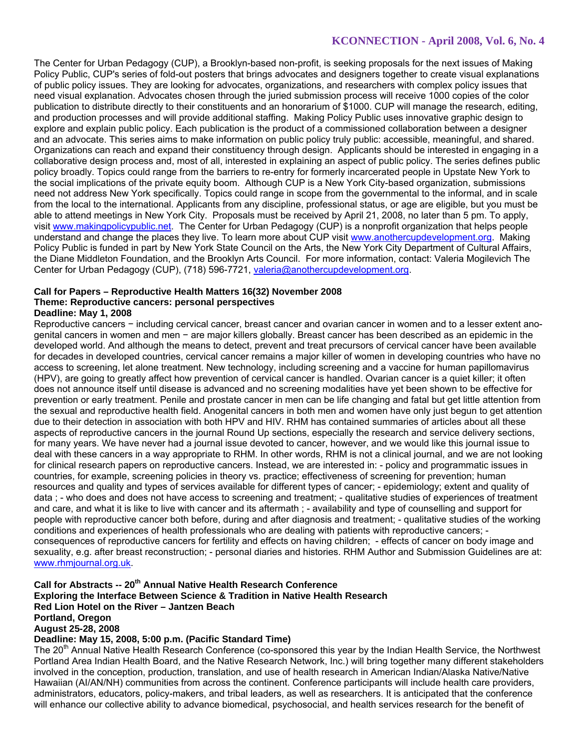The Center for Urban Pedagogy (CUP), a Brooklyn-based non-profit, is seeking proposals for the next issues of Making Policy Public, CUP's series of fold-out posters that brings advocates and designers together to create visual explanations of public policy issues. They are looking for advocates, organizations, and researchers with complex policy issues that need visual explanation. Advocates chosen through the juried submission process will receive 1000 copies of the color publication to distribute directly to their constituents and an honorarium of $1000. CUP will manage the research, editing, and production processes and will provide additional staffing. Making Policy Public uses innovative graphic design to explore and explain public policy. Each publication is the product of a commissioned collaboration between a designer and an advocate. This series aims to make information on public policy truly public: accessible, meaningful, and shared. Organizations can reach and expand their constituency through design. Applicants should be interested in engaging in a collaborative design process and, most of all, interested in explaining an aspect of public policy. The series defines public policy broadly. Topics could range from the barriers to re-entry for formerly incarcerated people in Upstate New York to the social implications of the private equity boom. Although CUP is a New York City-based organization, submissions need not address New York specifically. Topics could range in scope from the governmental to the informal, and in scale from the local to the international. Applicants from any discipline, professional status, or age are eligible, but you must be able to attend meetings in New York City. Proposals must be received by April 21, 2008, no later than 5 pm. To apply, visit www.makingpolicypublic.net. The Center for Urban Pedagogy (CUP) is a nonprofit organization that helps people understand and change the places they live. To learn more about CUP visit www.anothercupdevelopment.org. Making Policy Public is funded in part by New York State Council on the Arts, the New York City Department of Cultural Affairs, the Diane Middleton Foundation, and the Brooklyn Arts Council. For more information, contact: Valeria Mogilevich The Center for Urban Pedagogy (CUP), (718) 596-7721, valeria@anothercupdevelopment.org.

**Call for Papers – Reproductive Health Matters 16(32) November 2008**
**Theme: Reproductive cancers: personal perspectives**
**Deadline: May 1, 2008**

Reproductive cancers − including cervical cancer, breast cancer and ovarian cancer in women and to a lesser extent ano-genital cancers in women and men − are major killers globally. Breast cancer has been described as an epidemic in the developed world. And although the means to detect, prevent and treat precursors of cervical cancer have been available for decades in developed countries, cervical cancer remains a major killer of women in developing countries who have no access to screening, let alone treatment. New technology, including screening and a vaccine for human papillomavirus (HPV), are going to greatly affect how prevention of cervical cancer is handled. Ovarian cancer is a quiet killer; it often does not announce itself until disease is advanced and no screening modalities have yet been shown to be effective for prevention or early treatment. Penile and prostate cancer in men can be life changing and fatal but get little attention from the sexual and reproductive health field. Anogenital cancers in both men and women have only just begun to get attention due to their detection in association with both HPV and HIV. RHM has contained summaries of articles about all these aspects of reproductive cancers in the journal Round Up sections, especially the research and service delivery sections, for many years. We have never had a journal issue devoted to cancer, however, and we would like this journal issue to deal with these cancers in a way appropriate to RHM. In other words, RHM is not a clinical journal, and we are not looking for clinical research papers on reproductive cancers. Instead, we are interested in: - policy and programmatic issues in countries, for example, screening policies in theory vs. practice; effectiveness of screening for prevention; human resources and quality and types of services available for different types of cancer; - epidemiology; extent and quality of data ; - who does and does not have access to screening and treatment; - qualitative studies of experiences of treatment and care, and what it is like to live with cancer and its aftermath ; - availability and type of counselling and support for people with reproductive cancer both before, during and after diagnosis and treatment; - qualitative studies of the working conditions and experiences of health professionals who are dealing with patients with reproductive cancers; - consequences of reproductive cancers for fertility and effects on having children; - effects of cancer on body image and sexuality, e.g. after breast reconstruction; - personal diaries and histories. RHM Author and Submission Guidelines are at: www.rhmjournal.org.uk.

**Call for Abstracts -- 20th Annual Native Health Research Conference**
**Exploring the Interface Between Science & Tradition in Native Health Research**
**Red Lion Hotel on the River – Jantzen Beach**
**Portland, Oregon**
**August 25-28, 2008**
**Deadline: May 15, 2008, 5:00 p.m. (Pacific Standard Time)**

The 20th Annual Native Health Research Conference (co-sponsored this year by the Indian Health Service, the Northwest Portland Area Indian Health Board, and the Native Research Network, Inc.) will bring together many different stakeholders involved in the conception, production, translation, and use of health research in American Indian/Alaska Native/Native Hawaiian (AI/AN/NH) communities from across the continent. Conference participants will include health care providers, administrators, educators, policy-makers, and tribal leaders, as well as researchers. It is anticipated that the conference will enhance our collective ability to advance biomedical, psychosocial, and health services research for the benefit of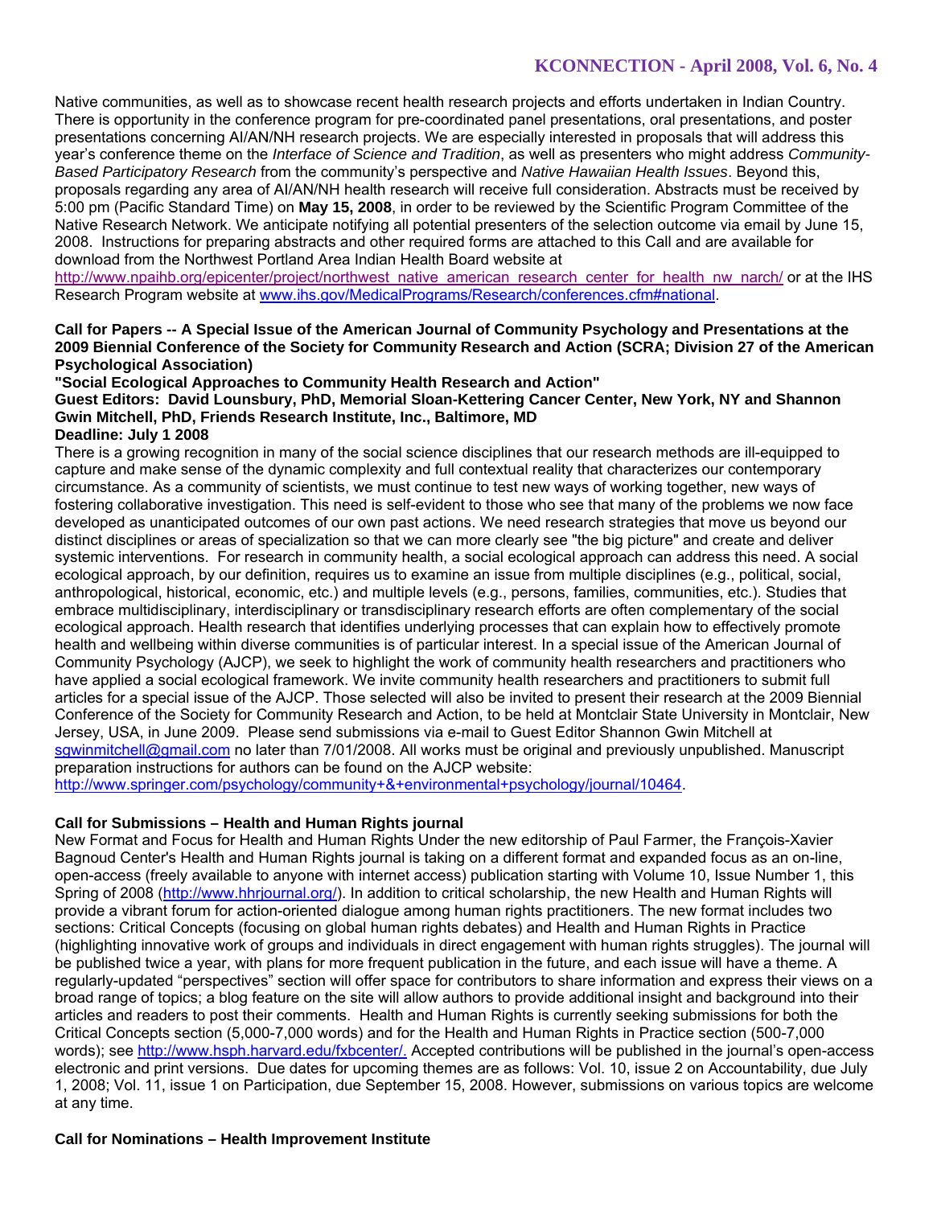Native communities, as well as to showcase recent health research projects and efforts undertaken in Indian Country. There is opportunity in the conference program for pre-coordinated panel presentations, oral presentations, and poster presentations concerning AI/AN/NH research projects. We are especially interested in proposals that will address this year's conference theme on the *Interface of Science and Tradition*, as well as presenters who might address *Community-Based Participatory Research* from the community's perspective and *Native Hawaiian Health Issues*. Beyond this, proposals regarding any area of AI/AN/NH health research will receive full consideration. Abstracts must be received by 5:00 pm (Pacific Standard Time) on **May 15, 2008**, in order to be reviewed by the Scientific Program Committee of the Native Research Network. We anticipate notifying all potential presenters of the selection outcome via email by June 15, 2008. Instructions for preparing abstracts and other required forms are attached to this Call and are available for download from the Northwest Portland Area Indian Health Board website at http://www.npaihb.org/epicenter/project/northwest_native_american_research_center_for_health_nw_narch/ or at the IHS Research Program website at www.ihs.gov/MedicalPrograms/Research/conferences.cfm#national.

**Call for Papers -- A Special Issue of the American Journal of Community Psychology and Presentations at the 2009 Biennial Conference of the Society for Community Research and Action (SCRA; Division 27 of the American Psychological Association)**
**"Social Ecological Approaches to Community Health Research and Action"**
**Guest Editors: David Lounsbury, PhD, Memorial Sloan-Kettering Cancer Center, New York, NY and Shannon Gwin Mitchell, PhD, Friends Research Institute, Inc., Baltimore, MD**
**Deadline: July 1 2008**

There is a growing recognition in many of the social science disciplines that our research methods are ill-equipped to capture and make sense of the dynamic complexity and full contextual reality that characterizes our contemporary circumstance. As a community of scientists, we must continue to test new ways of working together, new ways of fostering collaborative investigation. This need is self-evident to those who see that many of the problems we now face developed as unanticipated outcomes of our own past actions. We need research strategies that move us beyond our distinct disciplines or areas of specialization so that we can more clearly see "the big picture" and create and deliver systemic interventions. For research in community health, a social ecological approach can address this need. A social ecological approach, by our definition, requires us to examine an issue from multiple disciplines (e.g., political, social, anthropological, historical, economic, etc.) and multiple levels (e.g., persons, families, communities, etc.). Studies that embrace multidisciplinary, interdisciplinary or transdisciplinary research efforts are often complementary of the social ecological approach. Health research that identifies underlying processes that can explain how to effectively promote health and wellbeing within diverse communities is of particular interest. In a special issue of the American Journal of Community Psychology (AJCP), we seek to highlight the work of community health researchers and practitioners who have applied a social ecological framework. We invite community health researchers and practitioners to submit full articles for a special issue of the AJCP. Those selected will also be invited to present their research at the 2009 Biennial Conference of the Society for Community Research and Action, to be held at Montclair State University in Montclair, New Jersey, USA, in June 2009. Please send submissions via e-mail to Guest Editor Shannon Gwin Mitchell at sgwinmitchell@gmail.com no later than 7/01/2008. All works must be original and previously unpublished. Manuscript preparation instructions for authors can be found on the AJCP website: http://www.springer.com/psychology/community+&+environmental+psychology/journal/10464.

**Call for Submissions – Health and Human Rights journal**

New Format and Focus for Health and Human Rights Under the new editorship of Paul Farmer, the François-Xavier Bagnoud Center's Health and Human Rights journal is taking on a different format and expanded focus as an on-line, open-access (freely available to anyone with internet access) publication starting with Volume 10, Issue Number 1, this Spring of 2008 (http://www.hhrjournal.org/). In addition to critical scholarship, the new Health and Human Rights will provide a vibrant forum for action-oriented dialogue among human rights practitioners. The new format includes two sections: Critical Concepts (focusing on global human rights debates) and Health and Human Rights in Practice (highlighting innovative work of groups and individuals in direct engagement with human rights struggles). The journal will be published twice a year, with plans for more frequent publication in the future, and each issue will have a theme. A regularly-updated "perspectives" section will offer space for contributors to share information and express their views on a broad range of topics; a blog feature on the site will allow authors to provide additional insight and background into their articles and readers to post their comments. Health and Human Rights is currently seeking submissions for both the Critical Concepts section (5,000-7,000 words) and for the Health and Human Rights in Practice section (500-7,000 words); see http://www.hsph.harvard.edu/fxbcenter/. Accepted contributions will be published in the journal's open-access electronic and print versions. Due dates for upcoming themes are as follows: Vol. 10, issue 2 on Accountability, due July 1, 2008; Vol. 11, issue 1 on Participation, due September 15, 2008. However, submissions on various topics are welcome at any time.

**Call for Nominations – Health Improvement Institute**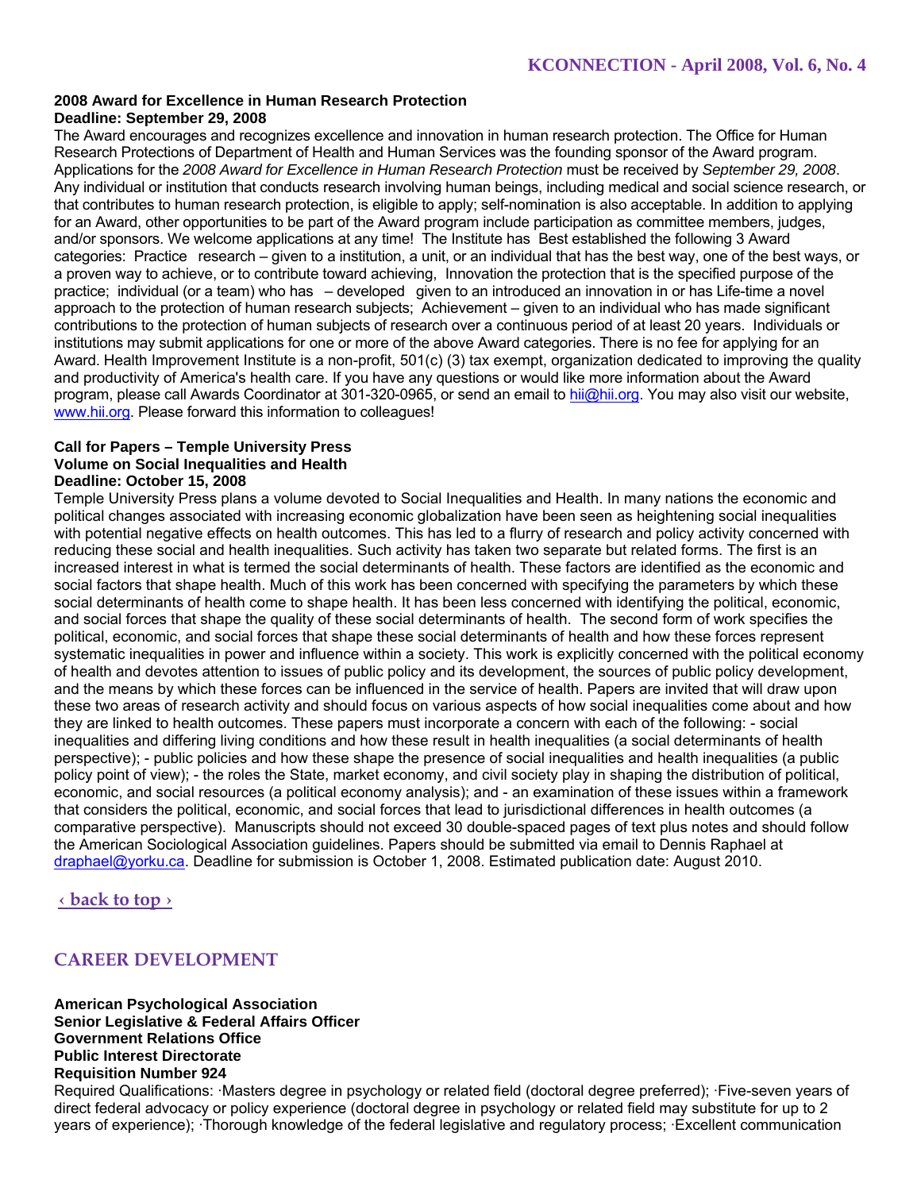**2008 Award for Excellence in Human Research Protection**
**Deadline: September 29, 2008**

The Award encourages and recognizes excellence and innovation in human research protection. The Office for Human Research Protections of Department of Health and Human Services was the founding sponsor of the Award program. Applications for the *2008 Award for Excellence in Human Research Protection* must be received by *September 29, 2008*. Any individual or institution that conducts research involving human beings, including medical and social science research, or that contributes to human research protection, is eligible to apply; self-nomination is also acceptable. In addition to applying for an Award, other opportunities to be part of the Award program include participation as committee members, judges, and/or sponsors. We welcome applications at any time! The Institute has Best established the following 3 Award categories: Practice research – given to a institution, a unit, or an individual that has the best way, one of the best ways, or a proven way to achieve, or to contribute toward achieving, Innovation the protection that is the specified purpose of the practice; individual (or a team) who has – developed given to an introduced an innovation in or has Life-time a novel approach to the protection of human research subjects; Achievement – given to an individual who has made significant contributions to the protection of human subjects of research over a continuous period of at least 20 years. Individuals or institutions may submit applications for one or more of the above Award categories. There is no fee for applying for an Award. Health Improvement Institute is a non-profit, 501(c) (3) tax exempt, organization dedicated to improving the quality and productivity of America's health care. If you have any questions or would like more information about the Award program, please call Awards Coordinator at 301-320-0965, or send an email to hii@hii.org. You may also visit our website, www.hii.org. Please forward this information to colleagues!

**Call for Papers – Temple University Press**
**Volume on Social Inequalities and Health**
**Deadline: October 15, 2008**

Temple University Press plans a volume devoted to Social Inequalities and Health. In many nations the economic and political changes associated with increasing economic globalization have been seen as heightening social inequalities with potential negative effects on health outcomes. This has led to a flurry of research and policy activity concerned with reducing these social and health inequalities. Such activity has taken two separate but related forms. The first is an increased interest in what is termed the social determinants of health. These factors are identified as the economic and social factors that shape health. Much of this work has been concerned with specifying the parameters by which these social determinants of health come to shape health. It has been less concerned with identifying the political, economic, and social forces that shape the quality of these social determinants of health. The second form of work specifies the political, economic, and social forces that shape these social determinants of health and how these forces represent systematic inequalities in power and influence within a society. This work is explicitly concerned with the political economy of health and devotes attention to issues of public policy and its development, the sources of public policy development, and the means by which these forces can be influenced in the service of health. Papers are invited that will draw upon these two areas of research activity and should focus on various aspects of how social inequalities come about and how they are linked to health outcomes. These papers must incorporate a concern with each of the following: - social inequalities and differing living conditions and how these result in health inequalities (a social determinants of health perspective); - public policies and how these shape the presence of social inequalities and health inequalities (a public policy point of view); - the roles the State, market economy, and civil society play in shaping the distribution of political, economic, and social resources (a political economy analysis); and - an examination of these issues within a framework that considers the political, economic, and social forces that lead to jurisdictional differences in health outcomes (a comparative perspective). Manuscripts should not exceed 30 double-spaced pages of text plus notes and should follow the American Sociological Association guidelines. Papers should be submitted via email to Dennis Raphael at draphael@yorku.ca. Deadline for submission is October 1, 2008. Estimated publication date: August 2010.

‹ back to top ›

## CAREER DEVELOPMENT

**American Psychological Association**
**Senior Legislative & Federal Affairs Officer**
**Government Relations Office**
**Public Interest Directorate**
**Requisition Number 924**

Required Qualifications: ·Masters degree in psychology or related field (doctoral degree preferred); ·Five-seven years of direct federal advocacy or policy experience (doctoral degree in psychology or related field may substitute for up to 2 years of experience); ·Thorough knowledge of the federal legislative and regulatory process; ·Excellent communication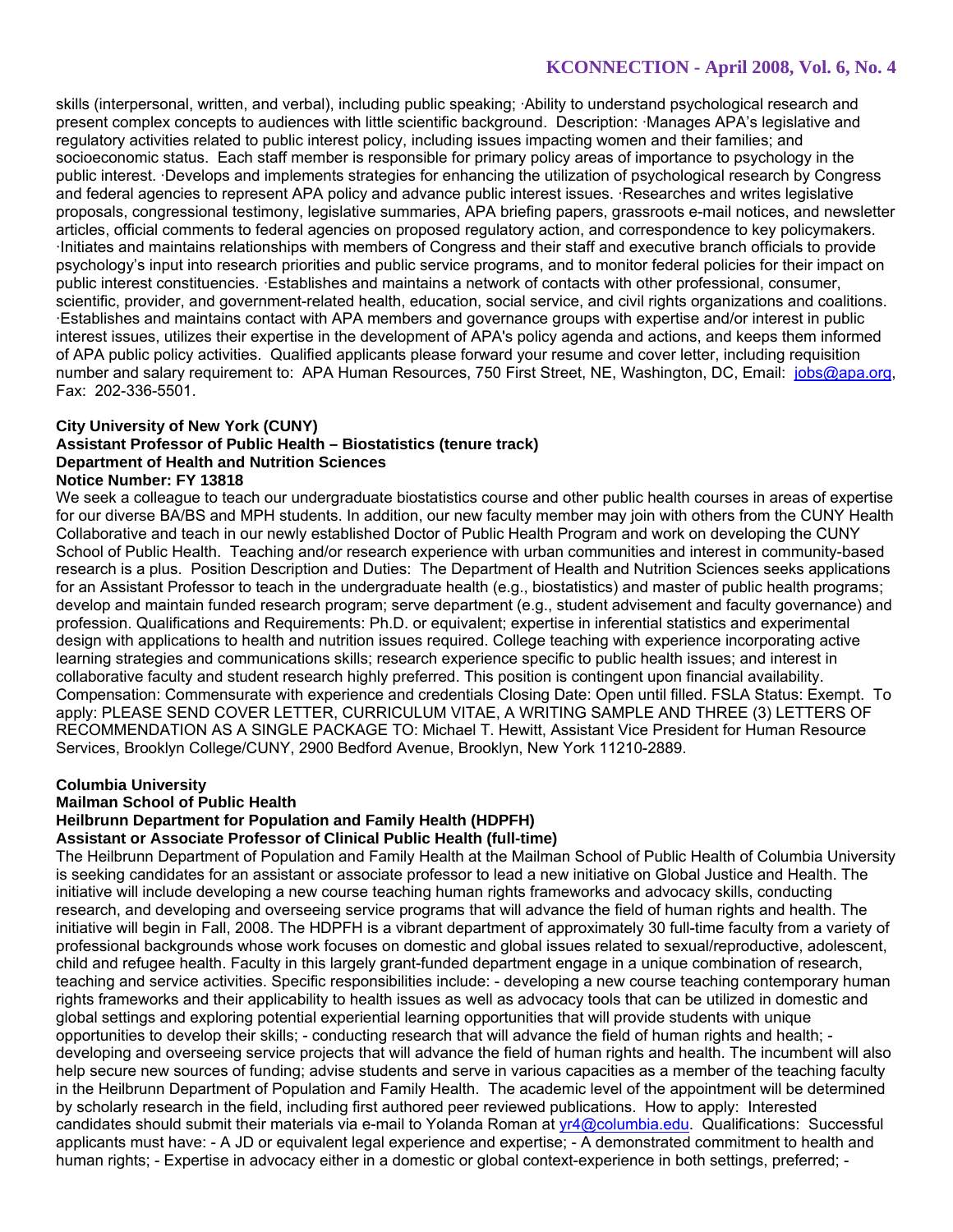skills (interpersonal, written, and verbal), including public speaking; ·Ability to understand psychological research and present complex concepts to audiences with little scientific background. Description: ·Manages APA's legislative and regulatory activities related to public interest policy, including issues impacting women and their families; and socioeconomic status. Each staff member is responsible for primary policy areas of importance to psychology in the public interest. ·Develops and implements strategies for enhancing the utilization of psychological research by Congress and federal agencies to represent APA policy and advance public interest issues. ·Researches and writes legislative proposals, congressional testimony, legislative summaries, APA briefing papers, grassroots e-mail notices, and newsletter articles, official comments to federal agencies on proposed regulatory action, and correspondence to key policymakers. ·Initiates and maintains relationships with members of Congress and their staff and executive branch officials to provide psychology's input into research priorities and public service programs, and to monitor federal policies for their impact on public interest constituencies. ·Establishes and maintains a network of contacts with other professional, consumer, scientific, provider, and government-related health, education, social service, and civil rights organizations and coalitions. ·Establishes and maintains contact with APA members and governance groups with expertise and/or interest in public interest issues, utilizes their expertise in the development of APA's policy agenda and actions, and keeps them informed of APA public policy activities. Qualified applicants please forward your resume and cover letter, including requisition number and salary requirement to: APA Human Resources, 750 First Street, NE, Washington, DC, Email: jobs@apa.org, Fax: 202-336-5501.

**City University of New York (CUNY)**
**Assistant Professor of Public Health – Biostatistics (tenure track)**
**Department of Health and Nutrition Sciences**
**Notice Number: FY 13818**

We seek a colleague to teach our undergraduate biostatistics course and other public health courses in areas of expertise for our diverse BA/BS and MPH students. In addition, our new faculty member may join with others from the CUNY Health Collaborative and teach in our newly established Doctor of Public Health Program and work on developing the CUNY School of Public Health. Teaching and/or research experience with urban communities and interest in community-based research is a plus. Position Description and Duties: The Department of Health and Nutrition Sciences seeks applications for an Assistant Professor to teach in the undergraduate health (e.g., biostatistics) and master of public health programs; develop and maintain funded research program; serve department (e.g., student advisement and faculty governance) and profession. Qualifications and Requirements: Ph.D. or equivalent; expertise in inferential statistics and experimental design with applications to health and nutrition issues required. College teaching with experience incorporating active learning strategies and communications skills; research experience specific to public health issues; and interest in collaborative faculty and student research highly preferred. This position is contingent upon financial availability. Compensation: Commensurate with experience and credentials Closing Date: Open until filled. FSLA Status: Exempt. To apply: PLEASE SEND COVER LETTER, CURRICULUM VITAE, A WRITING SAMPLE AND THREE (3) LETTERS OF RECOMMENDATION AS A SINGLE PACKAGE TO: Michael T. Hewitt, Assistant Vice President for Human Resource Services, Brooklyn College/CUNY, 2900 Bedford Avenue, Brooklyn, New York 11210-2889.

**Columbia University**
**Mailman School of Public Health**
**Heilbrunn Department for Population and Family Health (HDPFH)**
**Assistant or Associate Professor of Clinical Public Health (full-time)**

The Heilbrunn Department of Population and Family Health at the Mailman School of Public Health of Columbia University is seeking candidates for an assistant or associate professor to lead a new initiative on Global Justice and Health. The initiative will include developing a new course teaching human rights frameworks and advocacy skills, conducting research, and developing and overseeing service programs that will advance the field of human rights and health. The initiative will begin in Fall, 2008. The HDPFH is a vibrant department of approximately 30 full-time faculty from a variety of professional backgrounds whose work focuses on domestic and global issues related to sexual/reproductive, adolescent, child and refugee health. Faculty in this largely grant-funded department engage in a unique combination of research, teaching and service activities. Specific responsibilities include: - developing a new course teaching contemporary human rights frameworks and their applicability to health issues as well as advocacy tools that can be utilized in domestic and global settings and exploring potential experiential learning opportunities that will provide students with unique opportunities to develop their skills; - conducting research that will advance the field of human rights and health; - developing and overseeing service projects that will advance the field of human rights and health. The incumbent will also help secure new sources of funding; advise students and serve in various capacities as a member of the teaching faculty in the Heilbrunn Department of Population and Family Health. The academic level of the appointment will be determined by scholarly research in the field, including first authored peer reviewed publications. How to apply: Interested candidates should submit their materials via e-mail to Yolanda Roman at yr4@columbia.edu. Qualifications: Successful applicants must have: - A JD or equivalent legal experience and expertise; - A demonstrated commitment to health and human rights; - Expertise in advocacy either in a domestic or global context-experience in both settings, preferred; -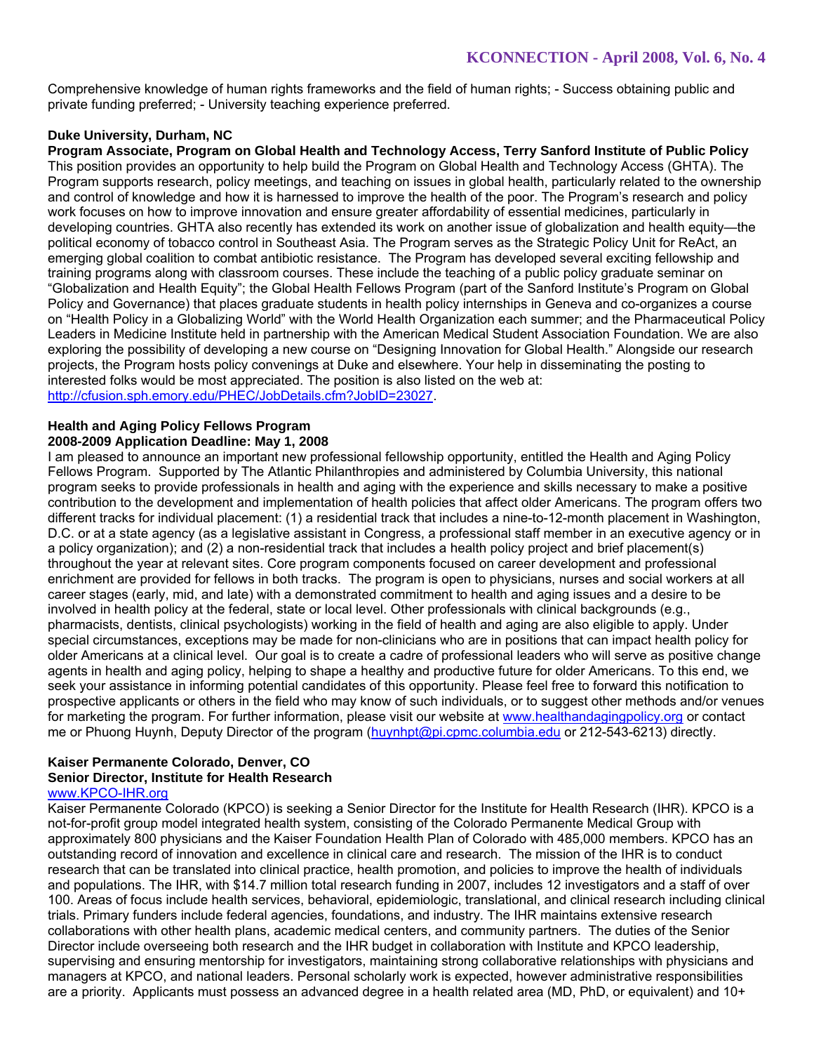Comprehensive knowledge of human rights frameworks and the field of human rights; - Success obtaining public and private funding preferred; - University teaching experience preferred.

**Duke University, Durham, NC**
**Program Associate, Program on Global Health and Technology Access, Terry Sanford Institute of Public Policy**
This position provides an opportunity to help build the Program on Global Health and Technology Access (GHTA). The Program supports research, policy meetings, and teaching on issues in global health, particularly related to the ownership and control of knowledge and how it is harnessed to improve the health of the poor. The Program's research and policy work focuses on how to improve innovation and ensure greater affordability of essential medicines, particularly in developing countries. GHTA also recently has extended its work on another issue of globalization and health equity—the political economy of tobacco control in Southeast Asia. The Program serves as the Strategic Policy Unit for ReAct, an emerging global coalition to combat antibiotic resistance. The Program has developed several exciting fellowship and training programs along with classroom courses. These include the teaching of a public policy graduate seminar on "Globalization and Health Equity"; the Global Health Fellows Program (part of the Sanford Institute's Program on Global Policy and Governance) that places graduate students in health policy internships in Geneva and co-organizes a course on "Health Policy in a Globalizing World" with the World Health Organization each summer; and the Pharmaceutical Policy Leaders in Medicine Institute held in partnership with the American Medical Student Association Foundation. We are also exploring the possibility of developing a new course on "Designing Innovation for Global Health." Alongside our research projects, the Program hosts policy convenings at Duke and elsewhere. Your help in disseminating the posting to interested folks would be most appreciated. The position is also listed on the web at: http://cfusion.sph.emory.edu/PHEC/JobDetails.cfm?JobID=23027.

**Health and Aging Policy Fellows Program**
**2008-2009 Application Deadline: May 1, 2008**
I am pleased to announce an important new professional fellowship opportunity, entitled the Health and Aging Policy Fellows Program. Supported by The Atlantic Philanthropies and administered by Columbia University, this national program seeks to provide professionals in health and aging with the experience and skills necessary to make a positive contribution to the development and implementation of health policies that affect older Americans. The program offers two different tracks for individual placement: (1) a residential track that includes a nine-to-12-month placement in Washington, D.C. or at a state agency (as a legislative assistant in Congress, a professional staff member in an executive agency or in a policy organization); and (2) a non-residential track that includes a health policy project and brief placement(s) throughout the year at relevant sites. Core program components focused on career development and professional enrichment are provided for fellows in both tracks. The program is open to physicians, nurses and social workers at all career stages (early, mid, and late) with a demonstrated commitment to health and aging issues and a desire to be involved in health policy at the federal, state or local level. Other professionals with clinical backgrounds (e.g., pharmacists, dentists, clinical psychologists) working in the field of health and aging are also eligible to apply. Under special circumstances, exceptions may be made for non-clinicians who are in positions that can impact health policy for older Americans at a clinical level. Our goal is to create a cadre of professional leaders who will serve as positive change agents in health and aging policy, helping to shape a healthy and productive future for older Americans. To this end, we seek your assistance in informing potential candidates of this opportunity. Please feel free to forward this notification to prospective applicants or others in the field who may know of such individuals, or to suggest other methods and/or venues for marketing the program. For further information, please visit our website at www.healthandagingpolicy.org or contact me or Phuong Huynh, Deputy Director of the program (huynhpt@pi.cpmc.columbia.edu or 212-543-6213) directly.

**Kaiser Permanente Colorado, Denver, CO**
**Senior Director, Institute for Health Research**
www.KPCO-IHR.org
Kaiser Permanente Colorado (KPCO) is seeking a Senior Director for the Institute for Health Research (IHR). KPCO is a not-for-profit group model integrated health system, consisting of the Colorado Permanente Medical Group with approximately 800 physicians and the Kaiser Foundation Health Plan of Colorado with 485,000 members. KPCO has an outstanding record of innovation and excellence in clinical care and research. The mission of the IHR is to conduct research that can be translated into clinical practice, health promotion, and policies to improve the health of individuals and populations. The IHR, with $14.7 million total research funding in 2007, includes 12 investigators and a staff of over 100. Areas of focus include health services, behavioral, epidemiologic, translational, and clinical research including clinical trials. Primary funders include federal agencies, foundations, and industry. The IHR maintains extensive research collaborations with other health plans, academic medical centers, and community partners. The duties of the Senior Director include overseeing both research and the IHR budget in collaboration with Institute and KPCO leadership, supervising and ensuring mentorship for investigators, maintaining strong collaborative relationships with physicians and managers at KPCO, and national leaders. Personal scholarly work is expected, however administrative responsibilities are a priority. Applicants must possess an advanced degree in a health related area (MD, PhD, or equivalent) and 10+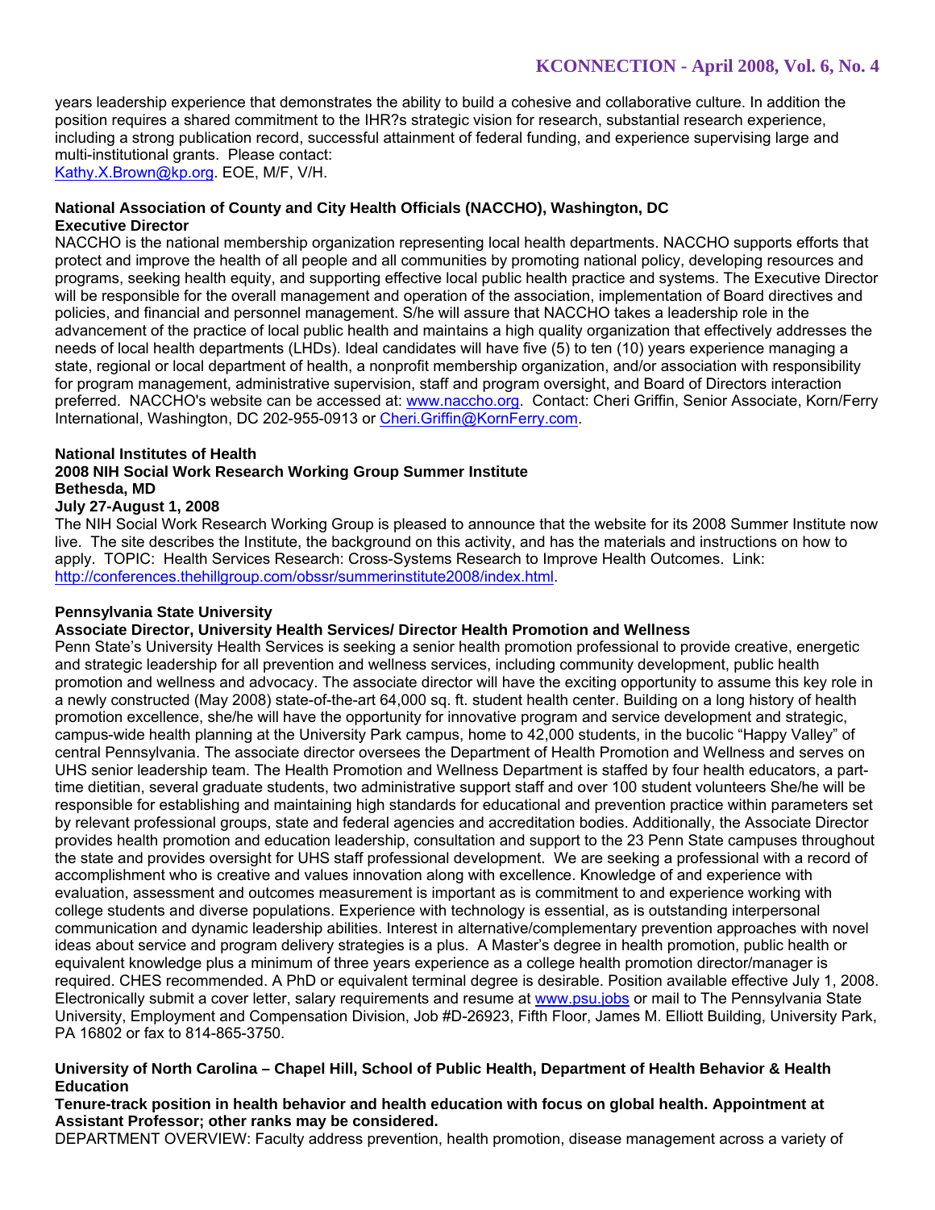years leadership experience that demonstrates the ability to build a cohesive and collaborative culture. In addition the position requires a shared commitment to the IHR?s strategic vision for research, substantial research experience, including a strong publication record, successful attainment of federal funding, and experience supervising large and multi-institutional grants. Please contact:
Kathy.X.Brown@kp.org. EOE, M/F, V/H.

**National Association of County and City Health Officials (NACCHO), Washington, DC**
**Executive Director**
NACCHO is the national membership organization representing local health departments. NACCHO supports efforts that protect and improve the health of all people and all communities by promoting national policy, developing resources and programs, seeking health equity, and supporting effective local public health practice and systems. The Executive Director will be responsible for the overall management and operation of the association, implementation of Board directives and policies, and financial and personnel management. S/he will assure that NACCHO takes a leadership role in the advancement of the practice of local public health and maintains a high quality organization that effectively addresses the needs of local health departments (LHDs). Ideal candidates will have five (5) to ten (10) years experience managing a state, regional or local department of health, a nonprofit membership organization, and/or association with responsibility for program management, administrative supervision, staff and program oversight, and Board of Directors interaction preferred. NACCHO's website can be accessed at: www.naccho.org. Contact: Cheri Griffin, Senior Associate, Korn/Ferry International, Washington, DC 202-955-0913 or Cheri.Griffin@KornFerry.com.

**National Institutes of Health**
**2008 NIH Social Work Research Working Group Summer Institute**
**Bethesda, MD**
**July 27-August 1, 2008**
The NIH Social Work Research Working Group is pleased to announce that the website for its 2008 Summer Institute now live. The site describes the Institute, the background on this activity, and has the materials and instructions on how to apply. TOPIC: Health Services Research: Cross-Systems Research to Improve Health Outcomes. Link: http://conferences.thehillgroup.com/obssr/summerinstitute2008/index.html.

**Pennsylvania State University**
**Associate Director, University Health Services/ Director Health Promotion and Wellness**
Penn State's University Health Services is seeking a senior health promotion professional to provide creative, energetic and strategic leadership for all prevention and wellness services, including community development, public health promotion and wellness and advocacy. The associate director will have the exciting opportunity to assume this key role in a newly constructed (May 2008) state-of-the-art 64,000 sq. ft. student health center. Building on a long history of health promotion excellence, she/he will have the opportunity for innovative program and service development and strategic, campus-wide health planning at the University Park campus, home to 42,000 students, in the bucolic "Happy Valley" of central Pennsylvania. The associate director oversees the Department of Health Promotion and Wellness and serves on UHS senior leadership team. The Health Promotion and Wellness Department is staffed by four health educators, a part-time dietitian, several graduate students, two administrative support staff and over 100 student volunteers She/he will be responsible for establishing and maintaining high standards for educational and prevention practice within parameters set by relevant professional groups, state and federal agencies and accreditation bodies. Additionally, the Associate Director provides health promotion and education leadership, consultation and support to the 23 Penn State campuses throughout the state and provides oversight for UHS staff professional development. We are seeking a professional with a record of accomplishment who is creative and values innovation along with excellence. Knowledge of and experience with evaluation, assessment and outcomes measurement is important as is commitment to and experience working with college students and diverse populations. Experience with technology is essential, as is outstanding interpersonal communication and dynamic leadership abilities. Interest in alternative/complementary prevention approaches with novel ideas about service and program delivery strategies is a plus. A Master's degree in health promotion, public health or equivalent knowledge plus a minimum of three years experience as a college health promotion director/manager is required. CHES recommended. A PhD or equivalent terminal degree is desirable. Position available effective July 1, 2008. Electronically submit a cover letter, salary requirements and resume at www.psu.jobs or mail to The Pennsylvania State University, Employment and Compensation Division, Job #D-26923, Fifth Floor, James M. Elliott Building, University Park, PA 16802 or fax to 814-865-3750.

**University of North Carolina – Chapel Hill, School of Public Health, Department of Health Behavior & Health Education**
**Tenure-track position in health behavior and health education with focus on global health. Appointment at Assistant Professor; other ranks may be considered.**
DEPARTMENT OVERVIEW: Faculty address prevention, health promotion, disease management across a variety of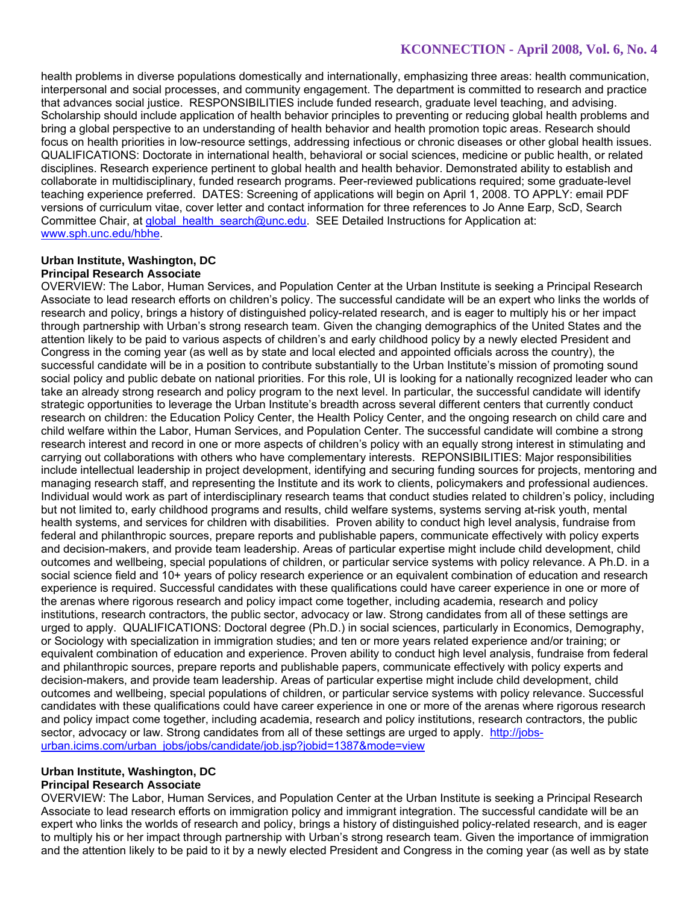health problems in diverse populations domestically and internationally, emphasizing three areas: health communication, interpersonal and social processes, and community engagement. The department is committed to research and practice that advances social justice. RESPONSIBILITIES include funded research, graduate level teaching, and advising. Scholarship should include application of health behavior principles to preventing or reducing global health problems and bring a global perspective to an understanding of health behavior and health promotion topic areas. Research should focus on health priorities in low-resource settings, addressing infectious or chronic diseases or other global health issues. QUALIFICATIONS: Doctorate in international health, behavioral or social sciences, medicine or public health, or related disciplines. Research experience pertinent to global health and health behavior. Demonstrated ability to establish and collaborate in multidisciplinary, funded research programs. Peer-reviewed publications required; some graduate-level teaching experience preferred. DATES: Screening of applications will begin on April 1, 2008. TO APPLY: email PDF versions of curriculum vitae, cover letter and contact information for three references to Jo Anne Earp, ScD, Search Committee Chair, at global_health_search@unc.edu. SEE Detailed Instructions for Application at: www.sph.unc.edu/hbhe.

**Urban Institute, Washington, DC**
**Principal Research Associate**

OVERVIEW: The Labor, Human Services, and Population Center at the Urban Institute is seeking a Principal Research Associate to lead research efforts on children's policy. The successful candidate will be an expert who links the worlds of research and policy, brings a history of distinguished policy-related research, and is eager to multiply his or her impact through partnership with Urban's strong research team. Given the changing demographics of the United States and the attention likely to be paid to various aspects of children's and early childhood policy by a newly elected President and Congress in the coming year (as well as by state and local elected and appointed officials across the country), the successful candidate will be in a position to contribute substantially to the Urban Institute's mission of promoting sound social policy and public debate on national priorities. For this role, UI is looking for a nationally recognized leader who can take an already strong research and policy program to the next level. In particular, the successful candidate will identify strategic opportunities to leverage the Urban Institute's breadth across several different centers that currently conduct research on children: the Education Policy Center, the Health Policy Center, and the ongoing research on child care and child welfare within the Labor, Human Services, and Population Center. The successful candidate will combine a strong research interest and record in one or more aspects of children's policy with an equally strong interest in stimulating and carrying out collaborations with others who have complementary interests. REPONSIBILITIES: Major responsibilities include intellectual leadership in project development, identifying and securing funding sources for projects, mentoring and managing research staff, and representing the Institute and its work to clients, policymakers and professional audiences. Individual would work as part of interdisciplinary research teams that conduct studies related to children's policy, including but not limited to, early childhood programs and results, child welfare systems, systems serving at-risk youth, mental health systems, and services for children with disabilities. Proven ability to conduct high level analysis, fundraise from federal and philanthropic sources, prepare reports and publishable papers, communicate effectively with policy experts and decision-makers, and provide team leadership. Areas of particular expertise might include child development, child outcomes and wellbeing, special populations of children, or particular service systems with policy relevance. A Ph.D. in a social science field and 10+ years of policy research experience or an equivalent combination of education and research experience is required. Successful candidates with these qualifications could have career experience in one or more of the arenas where rigorous research and policy impact come together, including academia, research and policy institutions, research contractors, the public sector, advocacy or law. Strong candidates from all of these settings are urged to apply. QUALIFICATIONS: Doctoral degree (Ph.D.) in social sciences, particularly in Economics, Demography, or Sociology with specialization in immigration studies; and ten or more years related experience and/or training; or equivalent combination of education and experience. Proven ability to conduct high level analysis, fundraise from federal and philanthropic sources, prepare reports and publishable papers, communicate effectively with policy experts and decision-makers, and provide team leadership. Areas of particular expertise might include child development, child outcomes and wellbeing, special populations of children, or particular service systems with policy relevance. Successful candidates with these qualifications could have career experience in one or more of the arenas where rigorous research and policy impact come together, including academia, research and policy institutions, research contractors, the public sector, advocacy or law. Strong candidates from all of these settings are urged to apply. http://jobs-urban.icims.com/urban_jobs/jobs/candidate/job.jsp?jobid=1387&mode=view

**Urban Institute, Washington, DC**
**Principal Research Associate**

OVERVIEW: The Labor, Human Services, and Population Center at the Urban Institute is seeking a Principal Research Associate to lead research efforts on immigration policy and immigrant integration. The successful candidate will be an expert who links the worlds of research and policy, brings a history of distinguished policy-related research, and is eager to multiply his or her impact through partnership with Urban's strong research team. Given the importance of immigration and the attention likely to be paid to it by a newly elected President and Congress in the coming year (as well as by state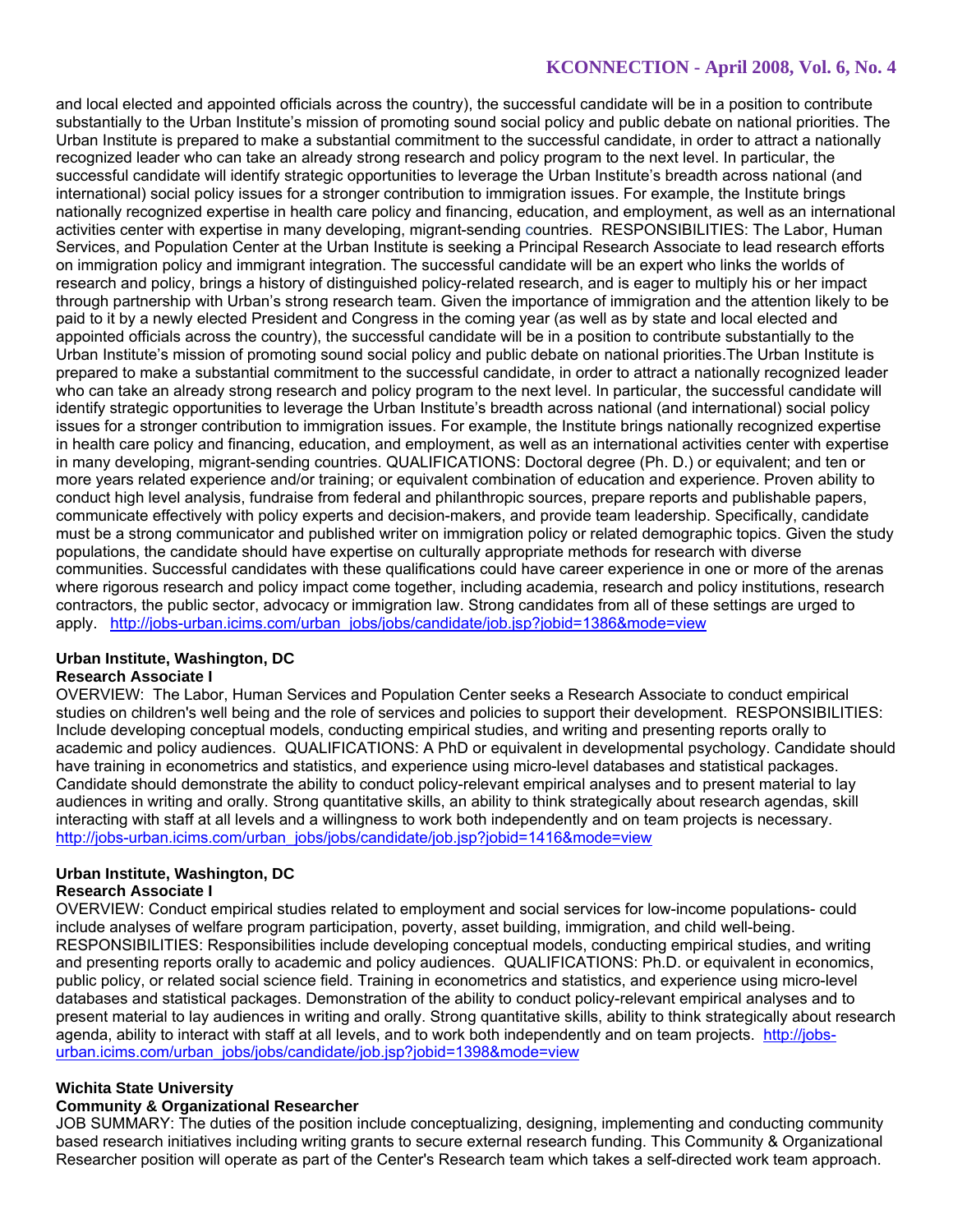and local elected and appointed officials across the country), the successful candidate will be in a position to contribute substantially to the Urban Institute's mission of promoting sound social policy and public debate on national priorities. The Urban Institute is prepared to make a substantial commitment to the successful candidate, in order to attract a nationally recognized leader who can take an already strong research and policy program to the next level. In particular, the successful candidate will identify strategic opportunities to leverage the Urban Institute's breadth across national (and international) social policy issues for a stronger contribution to immigration issues. For example, the Institute brings nationally recognized expertise in health care policy and financing, education, and employment, as well as an international activities center with expertise in many developing, migrant-sending countries. RESPONSIBILITIES: The Labor, Human Services, and Population Center at the Urban Institute is seeking a Principal Research Associate to lead research efforts on immigration policy and immigrant integration. The successful candidate will be an expert who links the worlds of research and policy, brings a history of distinguished policy-related research, and is eager to multiply his or her impact through partnership with Urban's strong research team. Given the importance of immigration and the attention likely to be paid to it by a newly elected President and Congress in the coming year (as well as by state and local elected and appointed officials across the country), the successful candidate will be in a position to contribute substantially to the Urban Institute's mission of promoting sound social policy and public debate on national priorities.The Urban Institute is prepared to make a substantial commitment to the successful candidate, in order to attract a nationally recognized leader who can take an already strong research and policy program to the next level. In particular, the successful candidate will identify strategic opportunities to leverage the Urban Institute's breadth across national (and international) social policy issues for a stronger contribution to immigration issues. For example, the Institute brings nationally recognized expertise in health care policy and financing, education, and employment, as well as an international activities center with expertise in many developing, migrant-sending countries. QUALIFICATIONS: Doctoral degree (Ph. D.) or equivalent; and ten or more years related experience and/or training; or equivalent combination of education and experience. Proven ability to conduct high level analysis, fundraise from federal and philanthropic sources, prepare reports and publishable papers, communicate effectively with policy experts and decision-makers, and provide team leadership. Specifically, candidate must be a strong communicator and published writer on immigration policy or related demographic topics. Given the study populations, the candidate should have expertise on culturally appropriate methods for research with diverse communities. Successful candidates with these qualifications could have career experience in one or more of the arenas where rigorous research and policy impact come together, including academia, research and policy institutions, research contractors, the public sector, advocacy or immigration law. Strong candidates from all of these settings are urged to apply. http://jobs-urban.icims.com/urban_jobs/jobs/candidate/job.jsp?jobid=1386&mode=view

**Urban Institute, Washington, DC**
**Research Associate I**

OVERVIEW: The Labor, Human Services and Population Center seeks a Research Associate to conduct empirical studies on children's well being and the role of services and policies to support their development. RESPONSIBILITIES: Include developing conceptual models, conducting empirical studies, and writing and presenting reports orally to academic and policy audiences. QUALIFICATIONS: A PhD or equivalent in developmental psychology. Candidate should have training in econometrics and statistics, and experience using micro-level databases and statistical packages. Candidate should demonstrate the ability to conduct policy-relevant empirical analyses and to present material to lay audiences in writing and orally. Strong quantitative skills, an ability to think strategically about research agendas, skill interacting with staff at all levels and a willingness to work both independently and on team projects is necessary. http://jobs-urban.icims.com/urban_jobs/jobs/candidate/job.jsp?jobid=1416&mode=view

**Urban Institute, Washington, DC**
**Research Associate I**

OVERVIEW: Conduct empirical studies related to employment and social services for low-income populations- could include analyses of welfare program participation, poverty, asset building, immigration, and child well-being. RESPONSIBILITIES: Responsibilities include developing conceptual models, conducting empirical studies, and writing and presenting reports orally to academic and policy audiences. QUALIFICATIONS: Ph.D. or equivalent in economics, public policy, or related social science field. Training in econometrics and statistics, and experience using micro-level databases and statistical packages. Demonstration of the ability to conduct policy-relevant empirical analyses and to present material to lay audiences in writing and orally. Strong quantitative skills, ability to think strategically about research agenda, ability to interact with staff at all levels, and to work both independently and on team projects. http://jobs-urban.icims.com/urban_jobs/jobs/candidate/job.jsp?jobid=1398&mode=view

**Wichita State University**
**Community & Organizational Researcher**

JOB SUMMARY: The duties of the position include conceptualizing, designing, implementing and conducting community based research initiatives including writing grants to secure external research funding. This Community & Organizational Researcher position will operate as part of the Center's Research team which takes a self-directed work team approach.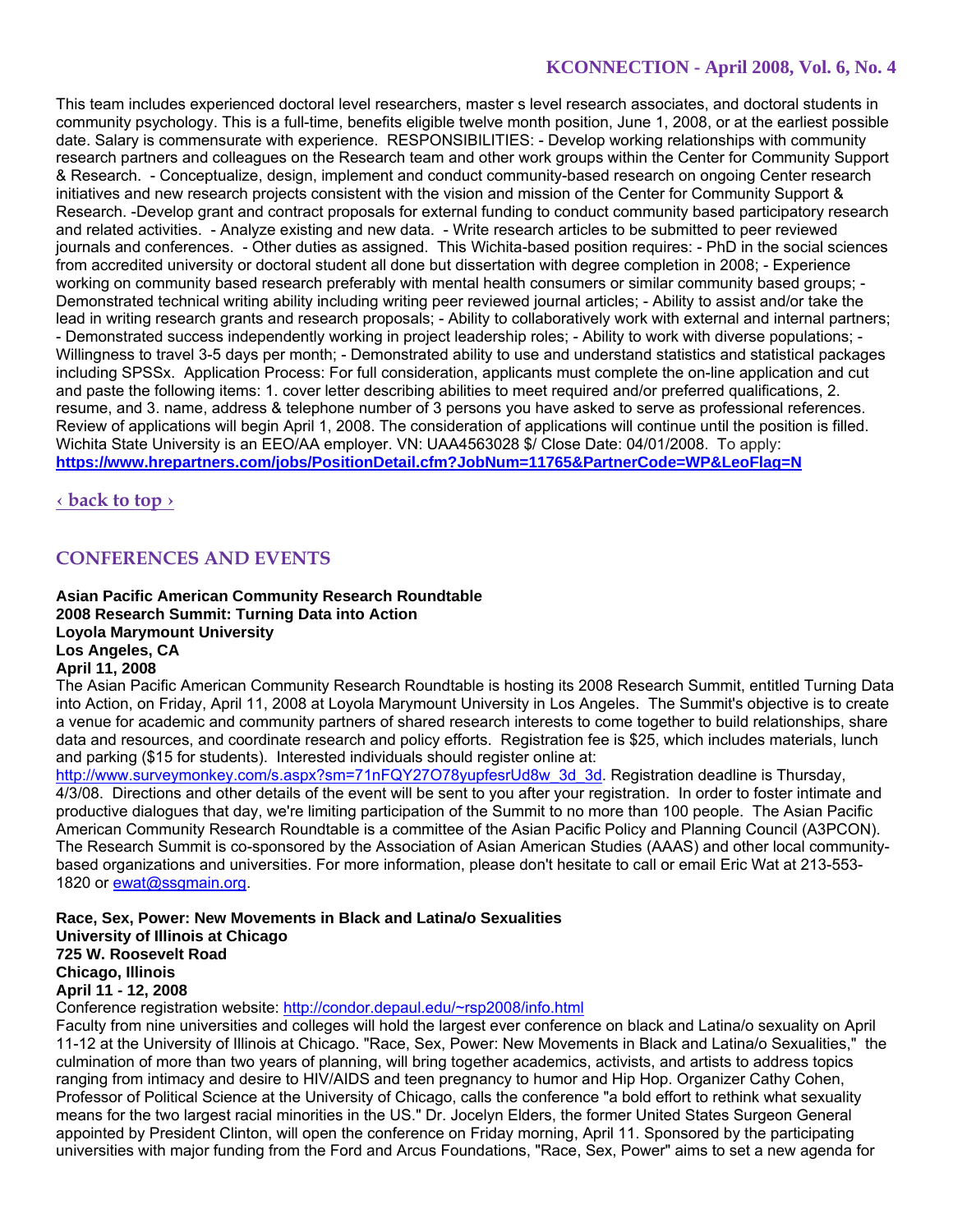This team includes experienced doctoral level researchers, master s level research associates, and doctoral students in community psychology. This is a full-time, benefits eligible twelve month position, June 1, 2008, or at the earliest possible date. Salary is commensurate with experience. RESPONSIBILITIES: - Develop working relationships with community research partners and colleagues on the Research team and other work groups within the Center for Community Support & Research. - Conceptualize, design, implement and conduct community-based research on ongoing Center research initiatives and new research projects consistent with the vision and mission of the Center for Community Support & Research. -Develop grant and contract proposals for external funding to conduct community based participatory research and related activities. - Analyze existing and new data. - Write research articles to be submitted to peer reviewed journals and conferences. - Other duties as assigned. This Wichita-based position requires: - PhD in the social sciences from accredited university or doctoral student all done but dissertation with degree completion in 2008; - Experience working on community based research preferably with mental health consumers or similar community based groups; - Demonstrated technical writing ability including writing peer reviewed journal articles; - Ability to assist and/or take the lead in writing research grants and research proposals; - Ability to collaboratively work with external and internal partners; - Demonstrated success independently working in project leadership roles; - Ability to work with diverse populations; - Willingness to travel 3-5 days per month; - Demonstrated ability to use and understand statistics and statistical packages including SPSSx. Application Process: For full consideration, applicants must complete the on-line application and cut and paste the following items: 1. cover letter describing abilities to meet required and/or preferred qualifications, 2. resume, and 3. name, address & telephone number of 3 persons you have asked to serve as professional references. Review of applications will begin April 1, 2008. The consideration of applications will continue until the position is filled. Wichita State University is an EEO/AA employer. VN: UAA4563028 $/ Close Date: 04/01/2008. To apply: **https://www.hrepartners.com/jobs/PositionDetail.cfm?JobNum=11765&PartnerCode=WP&LeoFlag=N**

‹ back to top ›

## CONFERENCES AND EVENTS

**Asian Pacific American Community Research Roundtable**
**2008 Research Summit: Turning Data into Action**
**Loyola Marymount University**
**Los Angeles, CA**
**April 11, 2008**

The Asian Pacific American Community Research Roundtable is hosting its 2008 Research Summit, entitled Turning Data into Action, on Friday, April 11, 2008 at Loyola Marymount University in Los Angeles. The Summit's objective is to create a venue for academic and community partners of shared research interests to come together to build relationships, share data and resources, and coordinate research and policy efforts. Registration fee is $25, which includes materials, lunch and parking ($15 for students). Interested individuals should register online at: http://www.surveymonkey.com/s.aspx?sm=71nFQY27O78yupfesrUd8w_3d_3d. Registration deadline is Thursday, 4/3/08. Directions and other details of the event will be sent to you after your registration. In order to foster intimate and productive dialogues that day, we're limiting participation of the Summit to no more than 100 people. The Asian Pacific American Community Research Roundtable is a committee of the Asian Pacific Policy and Planning Council (A3PCON). The Research Summit is co-sponsored by the Association of Asian American Studies (AAAS) and other local community-based organizations and universities. For more information, please don't hesitate to call or email Eric Wat at 213-553-1820 or ewat@ssgmain.org.

**Race, Sex, Power: New Movements in Black and Latina/o Sexualities**
**University of Illinois at Chicago**
**725 W. Roosevelt Road**
**Chicago, Illinois**
**April 11 - 12, 2008**

Conference registration website: http://condor.depaul.edu/~rsp2008/info.html

Faculty from nine universities and colleges will hold the largest ever conference on black and Latina/o sexuality on April 11-12 at the University of Illinois at Chicago. "Race, Sex, Power: New Movements in Black and Latina/o Sexualities," the culmination of more than two years of planning, will bring together academics, activists, and artists to address topics ranging from intimacy and desire to HIV/AIDS and teen pregnancy to humor and Hip Hop. Organizer Cathy Cohen, Professor of Political Science at the University of Chicago, calls the conference "a bold effort to rethink what sexuality means for the two largest racial minorities in the US." Dr. Jocelyn Elders, the former United States Surgeon General appointed by President Clinton, will open the conference on Friday morning, April 11. Sponsored by the participating universities with major funding from the Ford and Arcus Foundations, "Race, Sex, Power" aims to set a new agenda for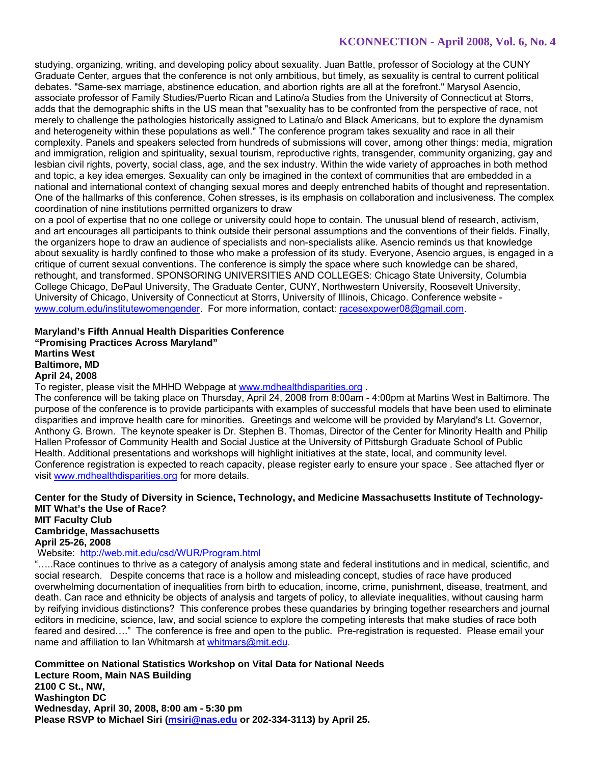studying, organizing, writing, and developing policy about sexuality. Juan Battle, professor of Sociology at the CUNY Graduate Center, argues that the conference is not only ambitious, but timely, as sexuality is central to current political debates. "Same-sex marriage, abstinence education, and abortion rights are all at the forefront." Marysol Asencio, associate professor of Family Studies/Puerto Rican and Latino/a Studies from the University of Connecticut at Storrs, adds that the demographic shifts in the US mean that "sexuality has to be confronted from the perspective of race, not merely to challenge the pathologies historically assigned to Latina/o and Black Americans, but to explore the dynamism and heterogeneity within these populations as well." The conference program takes sexuality and race in all their complexity. Panels and speakers selected from hundreds of submissions will cover, among other things: media, migration and immigration, religion and spirituality, sexual tourism, reproductive rights, transgender, community organizing, gay and lesbian civil rights, poverty, social class, age, and the sex industry. Within the wide variety of approaches in both method and topic, a key idea emerges. Sexuality can only be imagined in the context of communities that are embedded in a national and international context of changing sexual mores and deeply entrenched habits of thought and representation. One of the hallmarks of this conference, Cohen stresses, is its emphasis on collaboration and inclusiveness. The complex coordination of nine institutions permitted organizers to draw on a pool of expertise that no one college or university could hope to contain. The unusual blend of research, activism, and art encourages all participants to think outside their personal assumptions and the conventions of their fields. Finally, the organizers hope to draw an audience of specialists and non-specialists alike. Asencio reminds us that knowledge about sexuality is hardly confined to those who make a profession of its study. Everyone, Asencio argues, is engaged in a critique of current sexual conventions. The conference is simply the space where such knowledge can be shared, rethought, and transformed. SPONSORING UNIVERSITIES AND COLLEGES: Chicago State University, Columbia College Chicago, DePaul University, The Graduate Center, CUNY, Northwestern University, Roosevelt University, University of Chicago, University of Connecticut at Storrs, University of Illinois, Chicago. Conference website - www.colum.edu/institutewomengender. For more information, contact: racesexpower08@gmail.com.

**Maryland's Fifth Annual Health Disparities Conference**
**"Promising Practices Across Maryland"**
**Martins West**
**Baltimore, MD**
**April 24, 2008**

To register, please visit the MHHD Webpage at www.mdhealthdisparities.org .

The conference will be taking place on Thursday, April 24, 2008 from 8:00am - 4:00pm at Martins West in Baltimore. The purpose of the conference is to provide participants with examples of successful models that have been used to eliminate disparities and improve health care for minorities. Greetings and welcome will be provided by Maryland's Lt. Governor, Anthony G. Brown. The keynote speaker is Dr. Stephen B. Thomas, Director of the Center for Minority Health and Philip Hallen Professor of Community Health and Social Justice at the University of Pittsburgh Graduate School of Public Health. Additional presentations and workshops will highlight initiatives at the state, local, and community level. Conference registration is expected to reach capacity, please register early to ensure your space . See attached flyer or visit www.mdhealthdisparities.org for more details.

**Center for the Study of Diversity in Science, Technology, and Medicine Massachusetts Institute of Technology-MIT What's the Use of Race?**
**MIT Faculty Club**
**Cambridge, Massachusetts**
**April 25-26, 2008**

Website: http://web.mit.edu/csd/WUR/Program.html

"…..Race continues to thrive as a category of analysis among state and federal institutions and in medical, scientific, and social research. Despite concerns that race is a hollow and misleading concept, studies of race have produced overwhelming documentation of inequalities from birth to education, income, crime, punishment, disease, treatment, and death. Can race and ethnicity be objects of analysis and targets of policy, to alleviate inequalities, without causing harm by reifying invidious distinctions? This conference probes these quandaries by bringing together researchers and journal editors in medicine, science, law, and social science to explore the competing interests that make studies of race both feared and desired…." The conference is free and open to the public. Pre-registration is requested. Please email your name and affiliation to Ian Whitmarsh at whitmars@mit.edu.

**Committee on National Statistics Workshop on Vital Data for National Needs**
**Lecture Room, Main NAS Building**
**2100 C St., NW,**
**Washington DC**
**Wednesday, April 30, 2008, 8:00 am - 5:30 pm**
**Please RSVP to Michael Siri (msiri@nas.edu or 202-334-3113) by April 25.**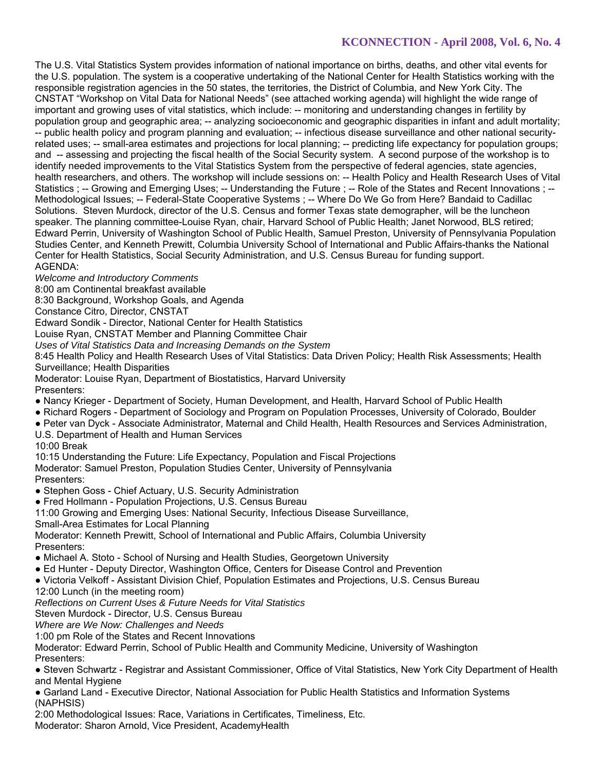The U.S. Vital Statistics System provides information of national importance on births, deaths, and other vital events for the U.S. population. The system is a cooperative undertaking of the National Center for Health Statistics working with the responsible registration agencies in the 50 states, the territories, the District of Columbia, and New York City. The CNSTAT "Workshop on Vital Data for National Needs" (see attached working agenda) will highlight the wide range of important and growing uses of vital statistics, which include: -- monitoring and understanding changes in fertility by population group and geographic area; -- analyzing socioeconomic and geographic disparities in infant and adult mortality; -- public health policy and program planning and evaluation; -- infectious disease surveillance and other national security-related uses; -- small-area estimates and projections for local planning; -- predicting life expectancy for population groups; and -- assessing and projecting the fiscal health of the Social Security system. A second purpose of the workshop is to identify needed improvements to the Vital Statistics System from the perspective of federal agencies, state agencies, health researchers, and others. The workshop will include sessions on: -- Health Policy and Health Research Uses of Vital Statistics ; -- Growing and Emerging Uses; -- Understanding the Future ; -- Role of the States and Recent Innovations ; -- Methodological Issues; -- Federal-State Cooperative Systems ; -- Where Do We Go from Here? Bandaid to Cadillac Solutions. Steven Murdock, director of the U.S. Census and former Texas state demographer, will be the luncheon speaker. The planning committee-Louise Ryan, chair, Harvard School of Public Health; Janet Norwood, BLS retired; Edward Perrin, University of Washington School of Public Health, Samuel Preston, University of Pennsylvania Population Studies Center, and Kenneth Prewitt, Columbia University School of International and Public Affairs-thanks the National Center for Health Statistics, Social Security Administration, and U.S. Census Bureau for funding support.

AGENDA:

*Welcome and Introductory Comments*

8:00 am Continental breakfast available

8:30 Background, Workshop Goals, and Agenda

Constance Citro, Director, CNSTAT

Edward Sondik - Director, National Center for Health Statistics

Louise Ryan, CNSTAT Member and Planning Committee Chair

*Uses of Vital Statistics Data and Increasing Demands on the System*

8:45 Health Policy and Health Research Uses of Vital Statistics: Data Driven Policy; Health Risk Assessments; Health Surveillance; Health Disparities

Moderator: Louise Ryan, Department of Biostatistics, Harvard University

Presenters:

- Nancy Krieger - Department of Society, Human Development, and Health, Harvard School of Public Health
- Richard Rogers - Department of Sociology and Program on Population Processes, University of Colorado, Boulder
- Peter van Dyck - Associate Administrator, Maternal and Child Health, Health Resources and Services Administration, U.S. Department of Health and Human Services

10:00 Break

10:15 Understanding the Future: Life Expectancy, Population and Fiscal Projections

Moderator: Samuel Preston, Population Studies Center, University of Pennsylvania

Presenters:

- Stephen Goss - Chief Actuary, U.S. Security Administration
- Fred Hollmann - Population Projections, U.S. Census Bureau

11:00 Growing and Emerging Uses: National Security, Infectious Disease Surveillance, Small-Area Estimates for Local Planning

Moderator: Kenneth Prewitt, School of International and Public Affairs, Columbia University

Presenters:

- Michael A. Stoto - School of Nursing and Health Studies, Georgetown University
- Ed Hunter - Deputy Director, Washington Office, Centers for Disease Control and Prevention
- Victoria Velkoff - Assistant Division Chief, Population Estimates and Projections, U.S. Census Bureau

12:00 Lunch (in the meeting room)

*Reflections on Current Uses & Future Needs for Vital Statistics*

Steven Murdock - Director, U.S. Census Bureau

*Where are We Now: Challenges and Needs*

1:00 pm Role of the States and Recent Innovations

Moderator: Edward Perrin, School of Public Health and Community Medicine, University of Washington

Presenters:

- Steven Schwartz - Registrar and Assistant Commissioner, Office of Vital Statistics, New York City Department of Health and Mental Hygiene
- Garland Land - Executive Director, National Association for Public Health Statistics and Information Systems (NAPHSIS)

2:00 Methodological Issues: Race, Variations in Certificates, Timeliness, Etc.

Moderator: Sharon Arnold, Vice President, AcademyHealth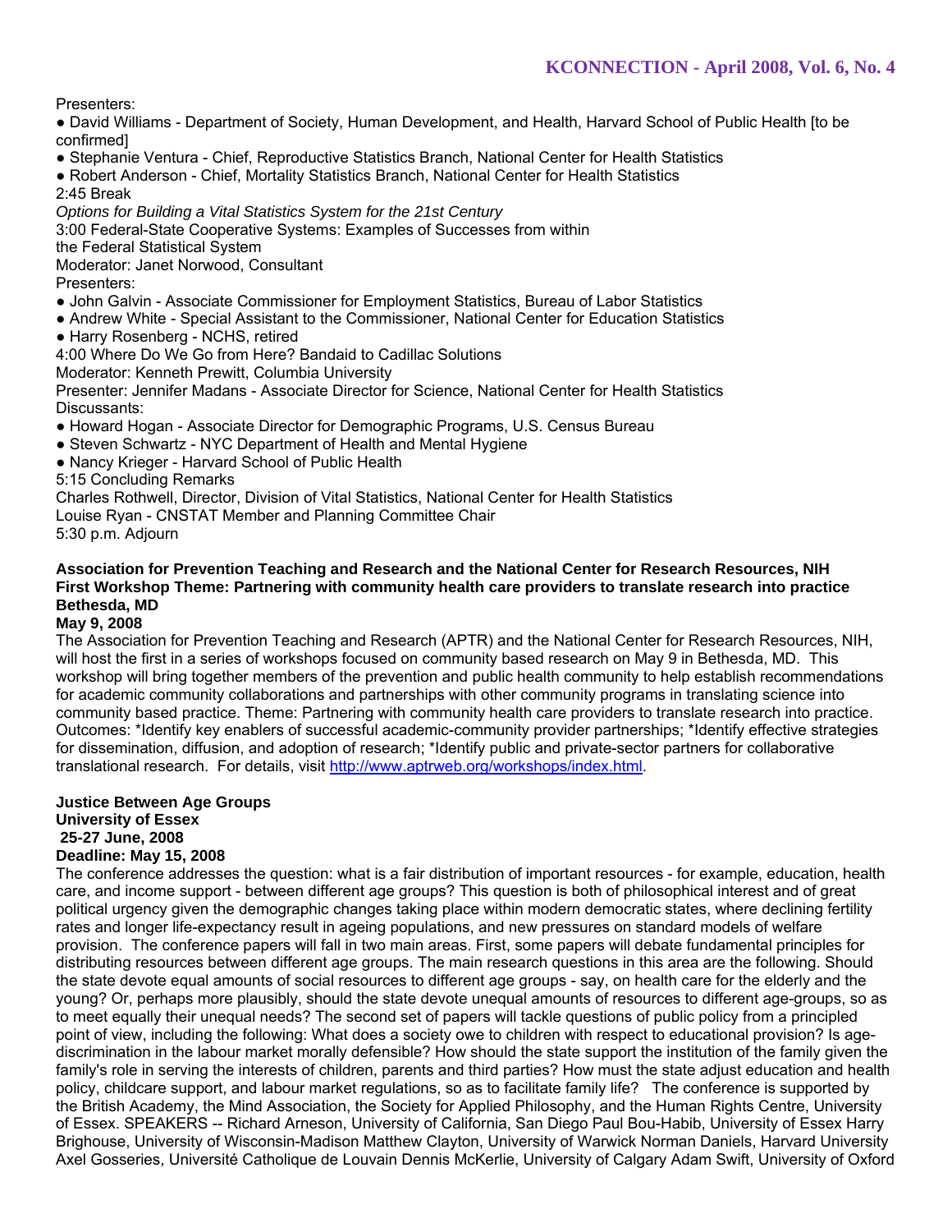Presenters:

- David Williams - Department of Society, Human Development, and Health, Harvard School of Public Health [to be confirmed]
- Stephanie Ventura - Chief, Reproductive Statistics Branch, National Center for Health Statistics
- Robert Anderson - Chief, Mortality Statistics Branch, National Center for Health Statistics

2:45 Break

*Options for Building a Vital Statistics System for the 21st Century*

3:00 Federal-State Cooperative Systems: Examples of Successes from within the Federal Statistical System

Moderator: Janet Norwood, Consultant

Presenters:

- John Galvin - Associate Commissioner for Employment Statistics, Bureau of Labor Statistics
- Andrew White - Special Assistant to the Commissioner, National Center for Education Statistics
- Harry Rosenberg - NCHS, retired

4:00 Where Do We Go from Here? Bandaid to Cadillac Solutions

Moderator: Kenneth Prewitt, Columbia University

Presenter: Jennifer Madans - Associate Director for Science, National Center for Health Statistics

Discussants:

- Howard Hogan - Associate Director for Demographic Programs, U.S. Census Bureau
- Steven Schwartz - NYC Department of Health and Mental Hygiene
- Nancy Krieger - Harvard School of Public Health

5:15 Concluding Remarks

Charles Rothwell, Director, Division of Vital Statistics, National Center for Health Statistics

Louise Ryan - CNSTAT Member and Planning Committee Chair

5:30 p.m. Adjourn

**Association for Prevention Teaching and Research and the National Center for Research Resources, NIH**
**First Workshop Theme: Partnering with community health care providers to translate research into practice**
**Bethesda, MD**
**May 9, 2008**

The Association for Prevention Teaching and Research (APTR) and the National Center for Research Resources, NIH, will host the first in a series of workshops focused on community based research on May 9 in Bethesda, MD. This workshop will bring together members of the prevention and public health community to help establish recommendations for academic community collaborations and partnerships with other community programs in translating science into community based practice. Theme: Partnering with community health care providers to translate research into practice. Outcomes: *Identify key enablers of successful academic-community provider partnerships; *Identify effective strategies for dissemination, diffusion, and adoption of research; *Identify public and private-sector partners for collaborative translational research. For details, visit http://www.aptrweb.org/workshops/index.html.

**Justice Between Age Groups**
**University of Essex**
**25-27 June, 2008**
**Deadline: May 15, 2008**

The conference addresses the question: what is a fair distribution of important resources - for example, education, health care, and income support - between different age groups? This question is both of philosophical interest and of great political urgency given the demographic changes taking place within modern democratic states, where declining fertility rates and longer life-expectancy result in ageing populations, and new pressures on standard models of welfare provision. The conference papers will fall in two main areas. First, some papers will debate fundamental principles for distributing resources between different age groups. The main research questions in this area are the following. Should the state devote equal amounts of social resources to different age groups - say, on health care for the elderly and the young? Or, perhaps more plausibly, should the state devote unequal amounts of resources to different age-groups, so as to meet equally their unequal needs? The second set of papers will tackle questions of public policy from a principled point of view, including the following: What does a society owe to children with respect to educational provision? Is age-discrimination in the labour market morally defensible? How should the state support the institution of the family given the family's role in serving the interests of children, parents and third parties? How must the state adjust education and health policy, childcare support, and labour market regulations, so as to facilitate family life? The conference is supported by the British Academy, the Mind Association, the Society for Applied Philosophy, and the Human Rights Centre, University of Essex. SPEAKERS -- Richard Arneson, University of California, San Diego Paul Bou-Habib, University of Essex Harry Brighouse, University of Wisconsin-Madison Matthew Clayton, University of Warwick Norman Daniels, Harvard University Axel Gosseries, Université Catholique de Louvain Dennis McKerlie, University of Calgary Adam Swift, University of Oxford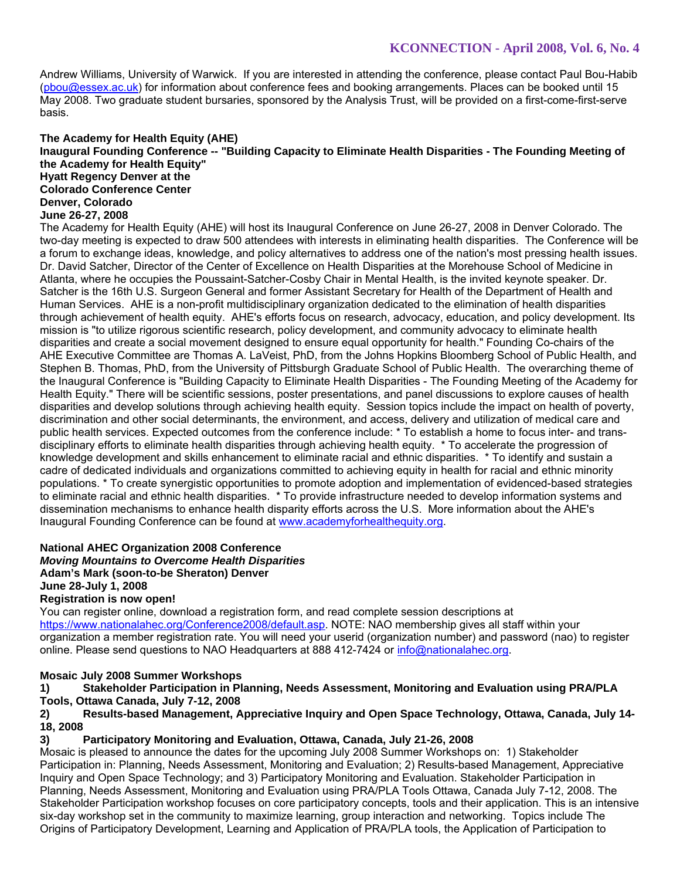Andrew Williams, University of Warwick. If you are interested in attending the conference, please contact Paul Bou-Habib (pbou@essex.ac.uk) for information about conference fees and booking arrangements. Places can be booked until 15 May 2008. Two graduate student bursaries, sponsored by the Analysis Trust, will be provided on a first-come-first-serve basis.

**The Academy for Health Equity (AHE)**
**Inaugural Founding Conference -- "Building Capacity to Eliminate Health Disparities - The Founding Meeting of the Academy for Health Equity"**
**Hyatt Regency Denver at the**
**Colorado Conference Center**
**Denver, Colorado**
**June 26-27, 2008**

The Academy for Health Equity (AHE) will host its Inaugural Conference on June 26-27, 2008 in Denver Colorado. The two-day meeting is expected to draw 500 attendees with interests in eliminating health disparities. The Conference will be a forum to exchange ideas, knowledge, and policy alternatives to address one of the nation's most pressing health issues. Dr. David Satcher, Director of the Center of Excellence on Health Disparities at the Morehouse School of Medicine in Atlanta, where he occupies the Poussaint-Satcher-Cosby Chair in Mental Health, is the invited keynote speaker. Dr. Satcher is the 16th U.S. Surgeon General and former Assistant Secretary for Health of the Department of Health and Human Services. AHE is a non-profit multidisciplinary organization dedicated to the elimination of health disparities through achievement of health equity. AHE's efforts focus on research, advocacy, education, and policy development. Its mission is "to utilize rigorous scientific research, policy development, and community advocacy to eliminate health disparities and create a social movement designed to ensure equal opportunity for health." Founding Co-chairs of the AHE Executive Committee are Thomas A. LaVeist, PhD, from the Johns Hopkins Bloomberg School of Public Health, and Stephen B. Thomas, PhD, from the University of Pittsburgh Graduate School of Public Health. The overarching theme of the Inaugural Conference is "Building Capacity to Eliminate Health Disparities - The Founding Meeting of the Academy for Health Equity." There will be scientific sessions, poster presentations, and panel discussions to explore causes of health disparities and develop solutions through achieving health equity. Session topics include the impact on health of poverty, discrimination and other social determinants, the environment, and access, delivery and utilization of medical care and public health services. Expected outcomes from the conference include: * To establish a home to focus inter- and trans-disciplinary efforts to eliminate health disparities through achieving health equity. * To accelerate the progression of knowledge development and skills enhancement to eliminate racial and ethnic disparities. * To identify and sustain a cadre of dedicated individuals and organizations committed to achieving equity in health for racial and ethnic minority populations. * To create synergistic opportunities to promote adoption and implementation of evidenced-based strategies to eliminate racial and ethnic health disparities. * To provide infrastructure needed to develop information systems and dissemination mechanisms to enhance health disparity efforts across the U.S. More information about the AHE's Inaugural Founding Conference can be found at www.academyforhealthequity.org.

**National AHEC Organization 2008 Conference**
***Moving Mountains to Overcome Health Disparities***
**Adam's Mark (soon-to-be Sheraton) Denver**
**June 28-July 1, 2008**
**Registration is now open!**

You can register online, download a registration form, and read complete session descriptions at https://www.nationalahec.org/Conference2008/default.asp. NOTE: NAO membership gives all staff within your organization a member registration rate. You will need your userid (organization number) and password (nao) to register online. Please send questions to NAO Headquarters at 888 412-7424 or info@nationalahec.org.

**Mosaic July 2008 Summer Workshops**

**1) Stakeholder Participation in Planning, Needs Assessment, Monitoring and Evaluation using PRA/PLA Tools, Ottawa Canada, July 7-12, 2008**

**2) Results-based Management, Appreciative Inquiry and Open Space Technology, Ottawa, Canada, July 14-18, 2008**

**3) Participatory Monitoring and Evaluation, Ottawa, Canada, July 21-26, 2008**

Mosaic is pleased to announce the dates for the upcoming July 2008 Summer Workshops on: 1) Stakeholder Participation in: Planning, Needs Assessment, Monitoring and Evaluation; 2) Results-based Management, Appreciative Inquiry and Open Space Technology; and 3) Participatory Monitoring and Evaluation. Stakeholder Participation in Planning, Needs Assessment, Monitoring and Evaluation using PRA/PLA Tools Ottawa, Canada July 7-12, 2008. The Stakeholder Participation workshop focuses on core participatory concepts, tools and their application. This is an intensive six-day workshop set in the community to maximize learning, group interaction and networking. Topics include The Origins of Participatory Development, Learning and Application of PRA/PLA tools, the Application of Participation to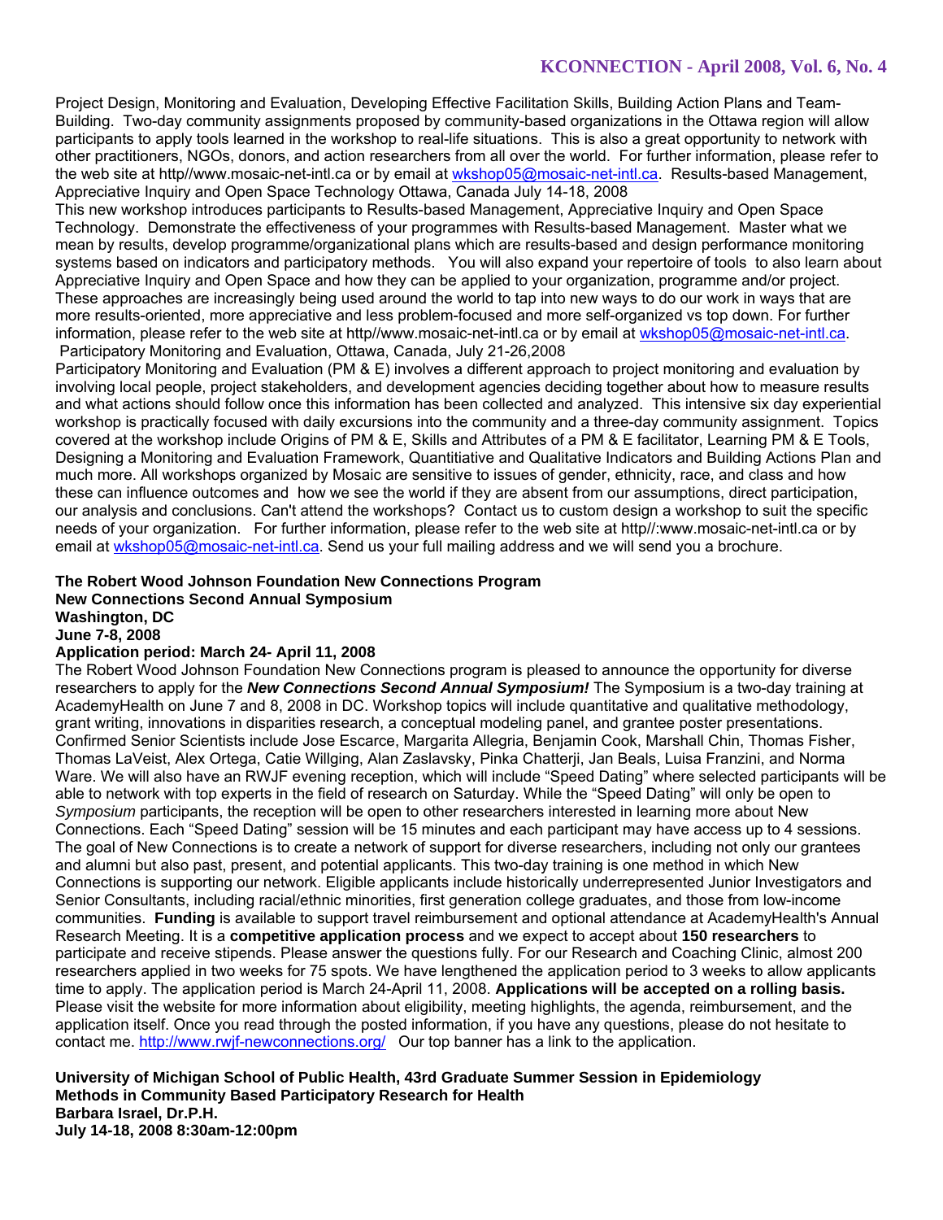Project Design, Monitoring and Evaluation, Developing Effective Facilitation Skills, Building Action Plans and Team-Building. Two-day community assignments proposed by community-based organizations in the Ottawa region will allow participants to apply tools learned in the workshop to real-life situations. This is also a great opportunity to network with other practitioners, NGOs, donors, and action researchers from all over the world. For further information, please refer to the web site at http//www.mosaic-net-intl.ca or by email at wkshop05@mosaic-net-intl.ca. Results-based Management, Appreciative Inquiry and Open Space Technology Ottawa, Canada July 14-18, 2008

This new workshop introduces participants to Results-based Management, Appreciative Inquiry and Open Space Technology. Demonstrate the effectiveness of your programmes with Results-based Management. Master what we mean by results, develop programme/organizational plans which are results-based and design performance monitoring systems based on indicators and participatory methods. You will also expand your repertoire of tools to also learn about Appreciative Inquiry and Open Space and how they can be applied to your organization, programme and/or project. These approaches are increasingly being used around the world to tap into new ways to do our work in ways that are more results-oriented, more appreciative and less problem-focused and more self-organized vs top down. For further information, please refer to the web site at http//www.mosaic-net-intl.ca or by email at wkshop05@mosaic-net-intl.ca.

Participatory Monitoring and Evaluation, Ottawa, Canada, July 21-26,2008

Participatory Monitoring and Evaluation (PM & E) involves a different approach to project monitoring and evaluation by involving local people, project stakeholders, and development agencies deciding together about how to measure results and what actions should follow once this information has been collected and analyzed. This intensive six day experiential workshop is practically focused with daily excursions into the community and a three-day community assignment. Topics covered at the workshop include Origins of PM & E, Skills and Attributes of a PM & E facilitator, Learning PM & E Tools, Designing a Monitoring and Evaluation Framework, Quantitiative and Qualitative Indicators and Building Actions Plan and much more. All workshops organized by Mosaic are sensitive to issues of gender, ethnicity, race, and class and how these can influence outcomes and how we see the world if they are absent from our assumptions, direct participation, our analysis and conclusions. Can't attend the workshops? Contact us to custom design a workshop to suit the specific needs of your organization. For further information, please refer to the web site at http//:www.mosaic-net-intl.ca or by email at wkshop05@mosaic-net-intl.ca. Send us your full mailing address and we will send you a brochure.

**The Robert Wood Johnson Foundation New Connections Program**
**New Connections Second Annual Symposium**
**Washington, DC**
**June 7-8, 2008**
**Application period: March 24- April 11, 2008**

The Robert Wood Johnson Foundation New Connections program is pleased to announce the opportunity for diverse researchers to apply for the ***New Connections Second Annual Symposium!*** The Symposium is a two-day training at AcademyHealth on June 7 and 8, 2008 in DC. Workshop topics will include quantitative and qualitative methodology, grant writing, innovations in disparities research, a conceptual modeling panel, and grantee poster presentations. Confirmed Senior Scientists include Jose Escarce, Margarita Allegria, Benjamin Cook, Marshall Chin, Thomas Fisher, Thomas LaVeist, Alex Ortega, Catie Willging, Alan Zaslavsky, Pinka Chatterji, Jan Beals, Luisa Franzini, and Norma Ware. We will also have an RWJF evening reception, which will include "Speed Dating" where selected participants will be able to network with top experts in the field of research on Saturday. While the "Speed Dating" will only be open to *Symposium* participants, the reception will be open to other researchers interested in learning more about New Connections. Each "Speed Dating" session will be 15 minutes and each participant may have access up to 4 sessions. The goal of New Connections is to create a network of support for diverse researchers, including not only our grantees and alumni but also past, present, and potential applicants. This two-day training is one method in which New Connections is supporting our network. Eligible applicants include historically underrepresented Junior Investigators and Senior Consultants, including racial/ethnic minorities, first generation college graduates, and those from low-income communities. **Funding** is available to support travel reimbursement and optional attendance at AcademyHealth's Annual Research Meeting. It is a **competitive application process** and we expect to accept about **150 researchers** to participate and receive stipends. Please answer the questions fully. For our Research and Coaching Clinic, almost 200 researchers applied in two weeks for 75 spots. We have lengthened the application period to 3 weeks to allow applicants time to apply. The application period is March 24-April 11, 2008. **Applications will be accepted on a rolling basis.** Please visit the website for more information about eligibility, meeting highlights, the agenda, reimbursement, and the application itself. Once you read through the posted information, if you have any questions, please do not hesitate to contact me. http://www.rwjf-newconnections.org/ Our top banner has a link to the application.

**University of Michigan School of Public Health, 43rd Graduate Summer Session in Epidemiology**
**Methods in Community Based Participatory Research for Health**
**Barbara Israel, Dr.P.H.**
**July 14-18, 2008 8:30am-12:00pm**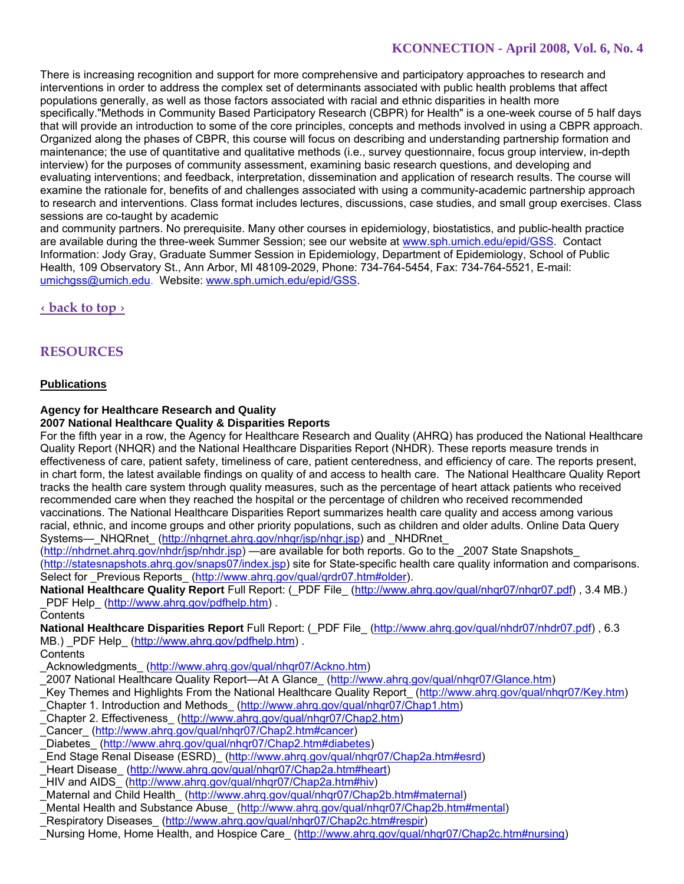There is increasing recognition and support for more comprehensive and participatory approaches to research and interventions in order to address the complex set of determinants associated with public health problems that affect populations generally, as well as those factors associated with racial and ethnic disparities in health more specifically."Methods in Community Based Participatory Research (CBPR) for Health" is a one-week course of 5 half days that will provide an introduction to some of the core principles, concepts and methods involved in using a CBPR approach. Organized along the phases of CBPR, this course will focus on describing and understanding partnership formation and maintenance; the use of quantitative and qualitative methods (i.e., survey questionnaire, focus group interview, in-depth interview) for the purposes of community assessment, examining basic research questions, and developing and evaluating interventions; and feedback, interpretation, dissemination and application of research results. The course will examine the rationale for, benefits of and challenges associated with using a community-academic partnership approach to research and interventions. Class format includes lectures, discussions, case studies, and small group exercises. Class sessions are co-taught by academic
and community partners. No prerequisite. Many other courses in epidemiology, biostatistics, and public-health practice are available during the three-week Summer Session; see our website at www.sph.umich.edu/epid/GSS. Contact Information: Jody Gray, Graduate Summer Session in Epidemiology, Department of Epidemiology, School of Public Health, 109 Observatory St., Ann Arbor, MI 48109-2029, Phone: 734-764-5454, Fax: 734-764-5521, E-mail: umichgss@umich.edu. Website: www.sph.umich.edu/epid/GSS.

‹ back to top ›

## RESOURCES

### Publications

**Agency for Healthcare Research and Quality**
**2007 National Healthcare Quality & Disparities Reports**
For the fifth year in a row, the Agency for Healthcare Research and Quality (AHRQ) has produced the National Healthcare Quality Report (NHQR) and the National Healthcare Disparities Report (NHDR). These reports measure trends in effectiveness of care, patient safety, timeliness of care, patient centeredness, and efficiency of care. The reports present, in chart form, the latest available findings on quality of and access to health care. The National Healthcare Quality Report tracks the health care system through quality measures, such as the percentage of heart attack patients who received recommended care when they reached the hospital or the percentage of children who received recommended vaccinations. The National Healthcare Disparities Report summarizes health care quality and access among various racial, ethnic, and income groups and other priority populations, such as children and older adults. Online Data Query Systems—_NHQRnet_ (http://nhqrnet.ahrq.gov/nhqr/jsp/nhqr.jsp) and _NHDRnet_ (http://nhdrnet.ahrq.gov/nhdr/jsp/nhdr.jsp) —are available for both reports. Go to the _2007 State Snapshots_ (http://statesnapshots.ahrq.gov/snaps07/index.jsp) site for State-specific health care quality information and comparisons. Select for _Previous Reports_ (http://www.ahrq.gov/qual/qrdr07.htm#older).
**National Healthcare Quality Report** Full Report: (_PDF File_ (http://www.ahrq.gov/qual/nhqr07/nhqr07.pdf) , 3.4 MB.) _PDF Help_ (http://www.ahrq.gov/pdfhelp.htm) .
Contents
**National Healthcare Disparities Report** Full Report: (_PDF File_ (http://www.ahrq.gov/qual/nhdr07/nhdr07.pdf) , 6.3 MB.) _PDF Help_ (http://www.ahrq.gov/pdfhelp.htm) .
Contents
_Acknowledgments_ (http://www.ahrq.gov/qual/nhqr07/Ackno.htm)
_2007 National Healthcare Quality Report—At A Glance_ (http://www.ahrq.gov/qual/nhqr07/Glance.htm)
_Key Themes and Highlights From the National Healthcare Quality Report_ (http://www.ahrq.gov/qual/nhqr07/Key.htm)
_Chapter 1. Introduction and Methods_ (http://www.ahrq.gov/qual/nhqr07/Chap1.htm)
_Chapter 2. Effectiveness_ (http://www.ahrq.gov/qual/nhqr07/Chap2.htm)
_Cancer_ (http://www.ahrq.gov/qual/nhqr07/Chap2.htm#cancer)
_Diabetes_ (http://www.ahrq.gov/qual/nhqr07/Chap2.htm#diabetes)
_End Stage Renal Disease (ESRD)_ (http://www.ahrq.gov/qual/nhqr07/Chap2a.htm#esrd)
_Heart Disease_ (http://www.ahrq.gov/qual/nhqr07/Chap2a.htm#heart)
_HIV and AIDS_ (http://www.ahrq.gov/qual/nhqr07/Chap2a.htm#hiv)
_Maternal and Child Health_ (http://www.ahrq.gov/qual/nhqr07/Chap2b.htm#maternal)
_Mental Health and Substance Abuse_ (http://www.ahrq.gov/qual/nhqr07/Chap2b.htm#mental)
_Respiratory Diseases_ (http://www.ahrq.gov/qual/nhqr07/Chap2c.htm#respir)
_Nursing Home, Home Health, and Hospice Care_ (http://www.ahrq.gov/qual/nhqr07/Chap2c.htm#nursing)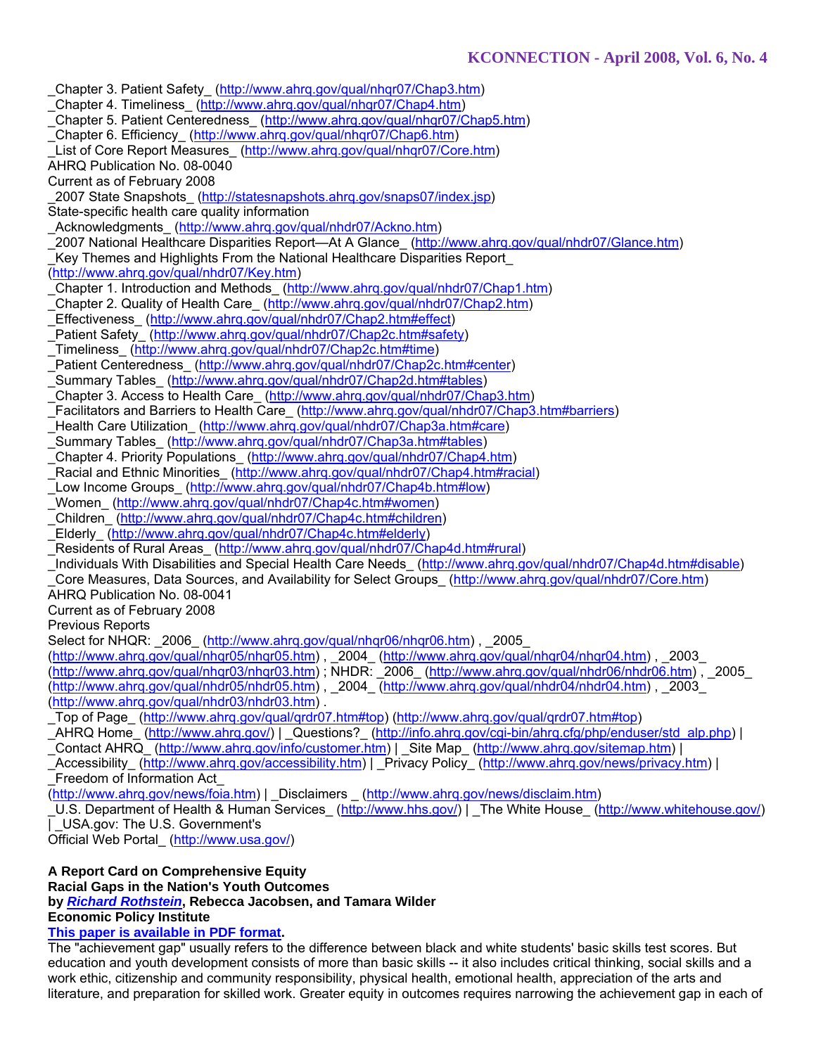_Chapter 3. Patient Safety_ (http://www.ahrq.gov/qual/nhqr07/Chap3.htm)
_Chapter 4. Timeliness_ (http://www.ahrq.gov/qual/nhqr07/Chap4.htm)
_Chapter 5. Patient Centeredness_ (http://www.ahrq.gov/qual/nhqr07/Chap5.htm)
_Chapter 6. Efficiency_ (http://www.ahrq.gov/qual/nhqr07/Chap6.htm)
_List of Core Report Measures_ (http://www.ahrq.gov/qual/nhqr07/Core.htm)
AHRQ Publication No. 08-0040
Current as of February 2008
_2007 State Snapshots_ (http://statesnapshots.ahrq.gov/snaps07/index.jsp)
State-specific health care quality information
_Acknowledgments_ (http://www.ahrq.gov/qual/nhdr07/Ackno.htm)
_2007 National Healthcare Disparities Report—At A Glance_ (http://www.ahrq.gov/qual/nhdr07/Glance.htm)
_Key Themes and Highlights From the National Healthcare Disparities Report_
(http://www.ahrq.gov/qual/nhdr07/Key.htm)
_Chapter 1. Introduction and Methods_ (http://www.ahrq.gov/qual/nhdr07/Chap1.htm)
_Chapter 2. Quality of Health Care_ (http://www.ahrq.gov/qual/nhdr07/Chap2.htm)
_Effectiveness_ (http://www.ahrq.gov/qual/nhdr07/Chap2.htm#effect)
_Patient Safety_ (http://www.ahrq.gov/qual/nhdr07/Chap2c.htm#safety)
_Timeliness_ (http://www.ahrq.gov/qual/nhdr07/Chap2c.htm#time)
_Patient Centeredness_ (http://www.ahrq.gov/qual/nhdr07/Chap2c.htm#center)
_Summary Tables_ (http://www.ahrq.gov/qual/nhdr07/Chap2d.htm#tables)
_Chapter 3. Access to Health Care_ (http://www.ahrq.gov/qual/nhdr07/Chap3.htm)
_Facilitators and Barriers to Health Care_ (http://www.ahrq.gov/qual/nhdr07/Chap3.htm#barriers)
_Health Care Utilization_ (http://www.ahrq.gov/qual/nhdr07/Chap3a.htm#care)
_Summary Tables_ (http://www.ahrq.gov/qual/nhdr07/Chap3a.htm#tables)
_Chapter 4. Priority Populations_ (http://www.ahrq.gov/qual/nhdr07/Chap4.htm)
_Racial and Ethnic Minorities_ (http://www.ahrq.gov/qual/nhdr07/Chap4.htm#racial)
_Low Income Groups_ (http://www.ahrq.gov/qual/nhdr07/Chap4b.htm#low)
_Women_ (http://www.ahrq.gov/qual/nhdr07/Chap4c.htm#women)
_Children_ (http://www.ahrq.gov/qual/nhdr07/Chap4c.htm#children)
_Elderly_ (http://www.ahrq.gov/qual/nhdr07/Chap4c.htm#elderly)
_Residents of Rural Areas_ (http://www.ahrq.gov/qual/nhdr07/Chap4d.htm#rural)
_Individuals With Disabilities and Special Health Care Needs_ (http://www.ahrq.gov/qual/nhdr07/Chap4d.htm#disable)
_Core Measures, Data Sources, and Availability for Select Groups_ (http://www.ahrq.gov/qual/nhdr07/Core.htm)
AHRQ Publication No. 08-0041
Current as of February 2008
Previous Reports
Select for NHQR: _2006_ (http://www.ahrq.gov/qual/nhqr06/nhqr06.htm) , _2005_
(http://www.ahrq.gov/qual/nhqr05/nhqr05.htm) , _2004_ (http://www.ahrq.gov/qual/nhqr04/nhqr04.htm) , _2003_
(http://www.ahrq.gov/qual/nhqr03/nhqr03.htm) ; NHDR: _2006_ (http://www.ahrq.gov/qual/nhdr06/nhdr06.htm) , _2005_
(http://www.ahrq.gov/qual/nhdr05/nhdr05.htm) , _2004_ (http://www.ahrq.gov/qual/nhdr04/nhdr04.htm) , _2003_
(http://www.ahrq.gov/qual/nhdr03/nhdr03.htm) .
_Top of Page_ (http://www.ahrq.gov/qual/qrdr07.htm#top) (http://www.ahrq.gov/qual/qrdr07.htm#top)
_AHRQ Home_ (http://www.ahrq.gov/) | _Questions?_ (http://info.ahrq.gov/cgi-bin/ahrq.cfg/php/enduser/std_alp.php) |
_Contact AHRQ_ (http://www.ahrq.gov/info/customer.htm) | _Site Map_ (http://www.ahrq.gov/sitemap.htm) |
_Accessibility_ (http://www.ahrq.gov/accessibility.htm) | _Privacy Policy_ (http://www.ahrq.gov/news/privacy.htm) |
_Freedom of Information Act_
(http://www.ahrq.gov/news/foia.htm) | _Disclaimers _ (http://www.ahrq.gov/news/disclaim.htm)
_U.S. Department of Health & Human Services_ (http://www.hhs.gov/) | _The White House_ (http://www.whitehouse.gov/)
| _USA.gov: The U.S. Government's
Official Web Portal_ (http://www.usa.gov/)

**A Report Card on Comprehensive Equity**
**Racial Gaps in the Nation's Youth Outcomes**
**by *Richard Rothstein*, Rebecca Jacobsen, and Tamara Wilder**
**Economic Policy Institute**
**This paper is available in PDF format.**

The "achievement gap" usually refers to the difference between black and white students' basic skills test scores. But education and youth development consists of more than basic skills -- it also includes critical thinking, social skills and a work ethic, citizenship and community responsibility, physical health, emotional health, appreciation of the arts and literature, and preparation for skilled work. Greater equity in outcomes requires narrowing the achievement gap in each of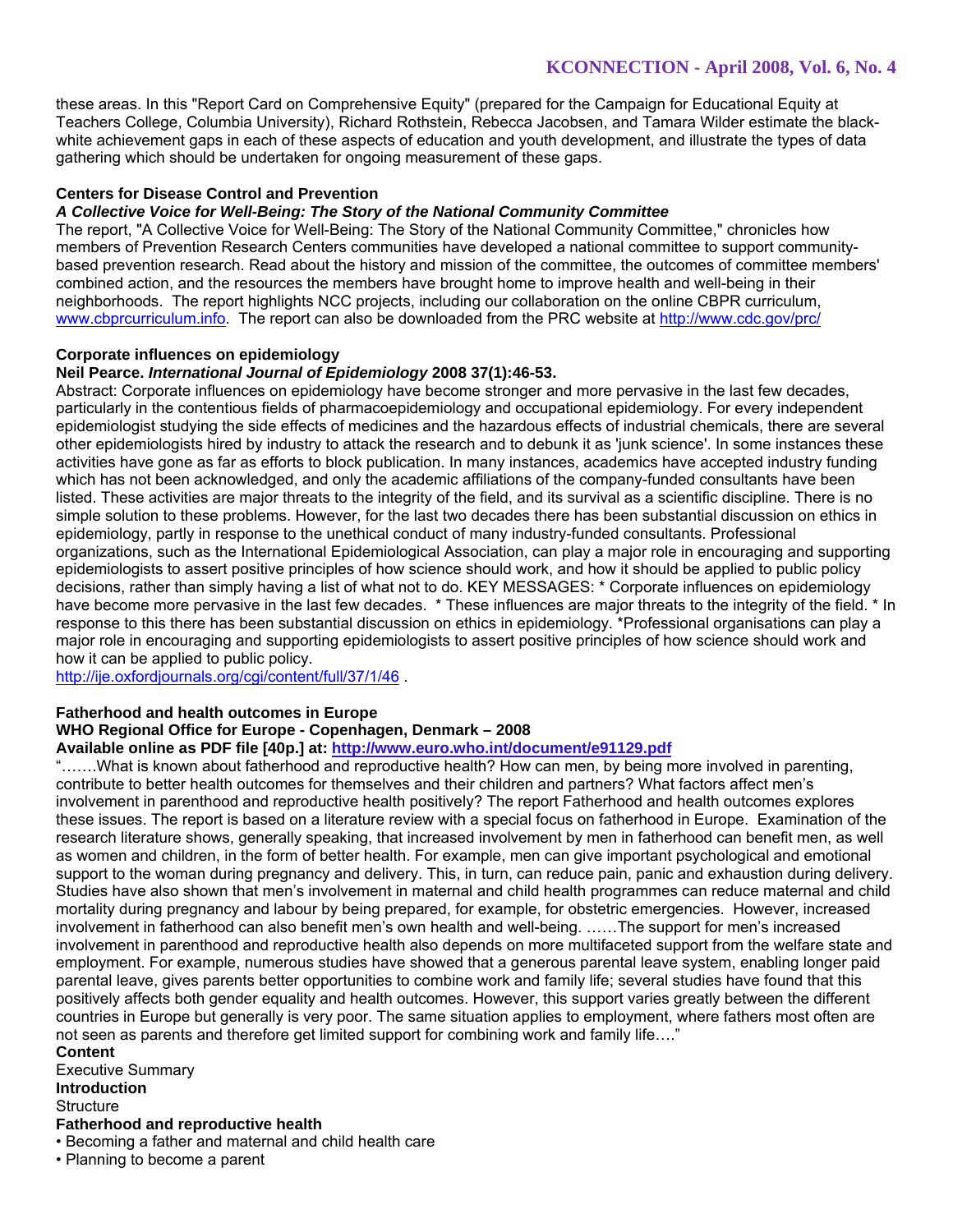these areas. In this "Report Card on Comprehensive Equity" (prepared for the Campaign for Educational Equity at Teachers College, Columbia University), Richard Rothstein, Rebecca Jacobsen, and Tamara Wilder estimate the black-white achievement gaps in each of these aspects of education and youth development, and illustrate the types of data gathering which should be undertaken for ongoing measurement of these gaps.

**Centers for Disease Control and Prevention**
***A Collective Voice for Well-Being: The Story of the National Community Committee***

The report, "A Collective Voice for Well-Being: The Story of the National Community Committee," chronicles how members of Prevention Research Centers communities have developed a national committee to support community-based prevention research. Read about the history and mission of the committee, the outcomes of committee members' combined action, and the resources the members have brought home to improve health and well-being in their neighborhoods. The report highlights NCC projects, including our collaboration on the online CBPR curriculum, www.cbprcurriculum.info. The report can also be downloaded from the PRC website at http://www.cdc.gov/prc/

**Corporate influences on epidemiology**
**Neil Pearce. *International Journal of Epidemiology* 2008 37(1):46-53.**

Abstract: Corporate influences on epidemiology have become stronger and more pervasive in the last few decades, particularly in the contentious fields of pharmacoepidemiology and occupational epidemiology. For every independent epidemiologist studying the side effects of medicines and the hazardous effects of industrial chemicals, there are several other epidemiologists hired by industry to attack the research and to debunk it as 'junk science'. In some instances these activities have gone as far as efforts to block publication. In many instances, academics have accepted industry funding which has not been acknowledged, and only the academic affiliations of the company-funded consultants have been listed. These activities are major threats to the integrity of the field, and its survival as a scientific discipline. There is no simple solution to these problems. However, for the last two decades there has been substantial discussion on ethics in epidemiology, partly in response to the unethical conduct of many industry-funded consultants. Professional organizations, such as the International Epidemiological Association, can play a major role in encouraging and supporting epidemiologists to assert positive principles of how science should work, and how it should be applied to public policy decisions, rather than simply having a list of what not to do. KEY MESSAGES: * Corporate influences on epidemiology have become more pervasive in the last few decades. * These influences are major threats to the integrity of the field. * In response to this there has been substantial discussion on ethics in epidemiology. *Professional organisations can play a major role in encouraging and supporting epidemiologists to assert positive principles of how science should work and how it can be applied to public policy.
http://ije.oxfordjournals.org/cgi/content/full/37/1/46 .

**Fatherhood and health outcomes in Europe**
**WHO Regional Office for Europe - Copenhagen, Denmark – 2008**
**Available online as PDF file [40p.] at: http://www.euro.who.int/document/e91129.pdf**

"…….What is known about fatherhood and reproductive health? How can men, by being more involved in parenting, contribute to better health outcomes for themselves and their children and partners? What factors affect men's involvement in parenthood and reproductive health positively? The report Fatherhood and health outcomes explores these issues. The report is based on a literature review with a special focus on fatherhood in Europe. Examination of the research literature shows, generally speaking, that increased involvement by men in fatherhood can benefit men, as well as women and children, in the form of better health. For example, men can give important psychological and emotional support to the woman during pregnancy and delivery. This, in turn, can reduce pain, panic and exhaustion during delivery. Studies have also shown that men's involvement in maternal and child health programmes can reduce maternal and child mortality during pregnancy and labour by being prepared, for example, for obstetric emergencies. However, increased involvement in fatherhood can also benefit men's own health and well-being. ……The support for men's increased involvement in parenthood and reproductive health also depends on more multifaceted support from the welfare state and employment. For example, numerous studies have showed that a generous parental leave system, enabling longer paid parental leave, gives parents better opportunities to combine work and family life; several studies have found that this positively affects both gender equality and health outcomes. However, this support varies greatly between the different countries in Europe but generally is very poor. The same situation applies to employment, where fathers most often are not seen as parents and therefore get limited support for combining work and family life…."

**Content**

Executive Summary

**Introduction**

Structure

**Fatherhood and reproductive health**

- Becoming a father and maternal and child health care
- Planning to become a parent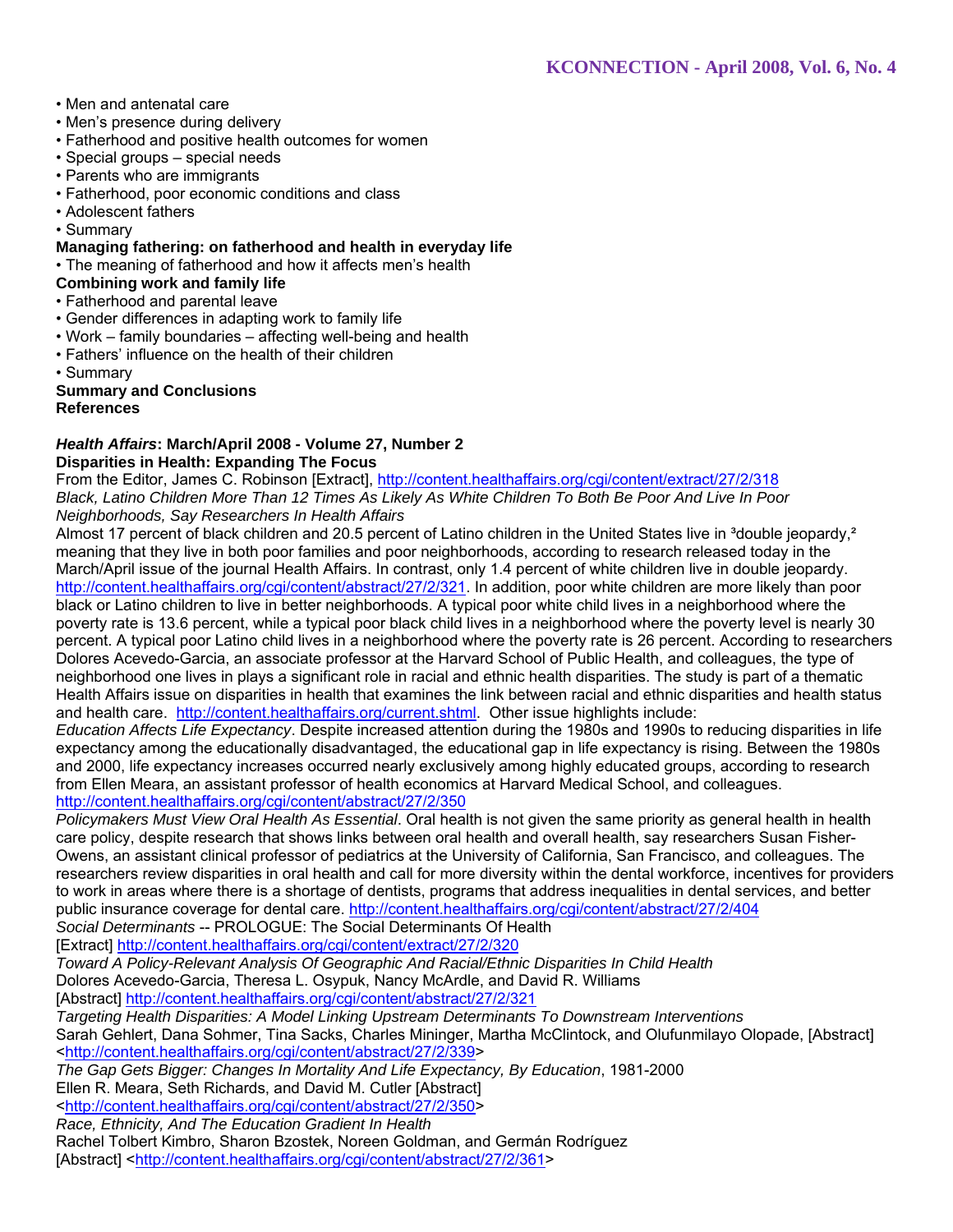- Men and antenatal care
- Men's presence during delivery
- Fatherhood and positive health outcomes for women
- Special groups – special needs
- Parents who are immigrants
- Fatherhood, poor economic conditions and class
- Adolescent fathers
- Summary

**Managing fathering: on fatherhood and health in everyday life**

- The meaning of fatherhood and how it affects men's health

**Combining work and family life**

- Fatherhood and parental leave
- Gender differences in adapting work to family life
- Work – family boundaries – affecting well-being and health
- Fathers' influence on the health of their children
- Summary

**Summary and Conclusions**
**References**

***Health Affairs*: March/April 2008 - Volume 27, Number 2**
**Disparities in Health: Expanding The Focus**

From the Editor, James C. Robinson [Extract], http://content.healthaffairs.org/cgi/content/extract/27/2/318

*Black, Latino Children More Than 12 Times As Likely As White Children To Both Be Poor And Live In Poor Neighborhoods, Say Researchers In Health Affairs*

Almost 17 percent of black children and 20.5 percent of Latino children in the United States live in ³double jeopardy,² meaning that they live in both poor families and poor neighborhoods, according to research released today in the March/April issue of the journal Health Affairs. In contrast, only 1.4 percent of white children live in double jeopardy. http://content.healthaffairs.org/cgi/content/abstract/27/2/321. In addition, poor white children are more likely than poor black or Latino children to live in better neighborhoods. A typical poor white child lives in a neighborhood where the poverty rate is 13.6 percent, while a typical poor black child lives in a neighborhood where the poverty level is nearly 30 percent. A typical poor Latino child lives in a neighborhood where the poverty rate is 26 percent. According to researchers Dolores Acevedo-Garcia, an associate professor at the Harvard School of Public Health, and colleagues, the type of neighborhood one lives in plays a significant role in racial and ethnic health disparities. The study is part of a thematic Health Affairs issue on disparities in health that examines the link between racial and ethnic disparities and health status and health care. http://content.healthaffairs.org/current.shtml. Other issue highlights include:

*Education Affects Life Expectancy*. Despite increased attention during the 1980s and 1990s to reducing disparities in life expectancy among the educationally disadvantaged, the educational gap in life expectancy is rising. Between the 1980s and 2000, life expectancy increases occurred nearly exclusively among highly educated groups, according to research from Ellen Meara, an assistant professor of health economics at Harvard Medical School, and colleagues. http://content.healthaffairs.org/cgi/content/abstract/27/2/350

*Policymakers Must View Oral Health As Essential*. Oral health is not given the same priority as general health in health care policy, despite research that shows links between oral health and overall health, say researchers Susan Fisher-Owens, an assistant clinical professor of pediatrics at the University of California, San Francisco, and colleagues. The researchers review disparities in oral health and call for more diversity within the dental workforce, incentives for providers to work in areas where there is a shortage of dentists, programs that address inequalities in dental services, and better public insurance coverage for dental care. http://content.healthaffairs.org/cgi/content/abstract/27/2/404

*Social Determinants* -- PROLOGUE: The Social Determinants Of Health
[Extract] http://content.healthaffairs.org/cgi/content/extract/27/2/320

*Toward A Policy-Relevant Analysis Of Geographic And Racial/Ethnic Disparities In Child Health*
Dolores Acevedo-Garcia, Theresa L. Osypuk, Nancy McArdle, and David R. Williams
[Abstract] http://content.healthaffairs.org/cgi/content/abstract/27/2/321

*Targeting Health Disparities: A Model Linking Upstream Determinants To Downstream Interventions*
Sarah Gehlert, Dana Sohmer, Tina Sacks, Charles Mininger, Martha McClintock, and Olufunmilayo Olopade, [Abstract] <http://content.healthaffairs.org/cgi/content/abstract/27/2/339>

*The Gap Gets Bigger: Changes In Mortality And Life Expectancy, By Education*, 1981-2000
Ellen R. Meara, Seth Richards, and David M. Cutler [Abstract]
<http://content.healthaffairs.org/cgi/content/abstract/27/2/350>

*Race, Ethnicity, And The Education Gradient In Health*
Rachel Tolbert Kimbro, Sharon Bzostek, Noreen Goldman, and Germán Rodríguez
[Abstract] <http://content.healthaffairs.org/cgi/content/abstract/27/2/361>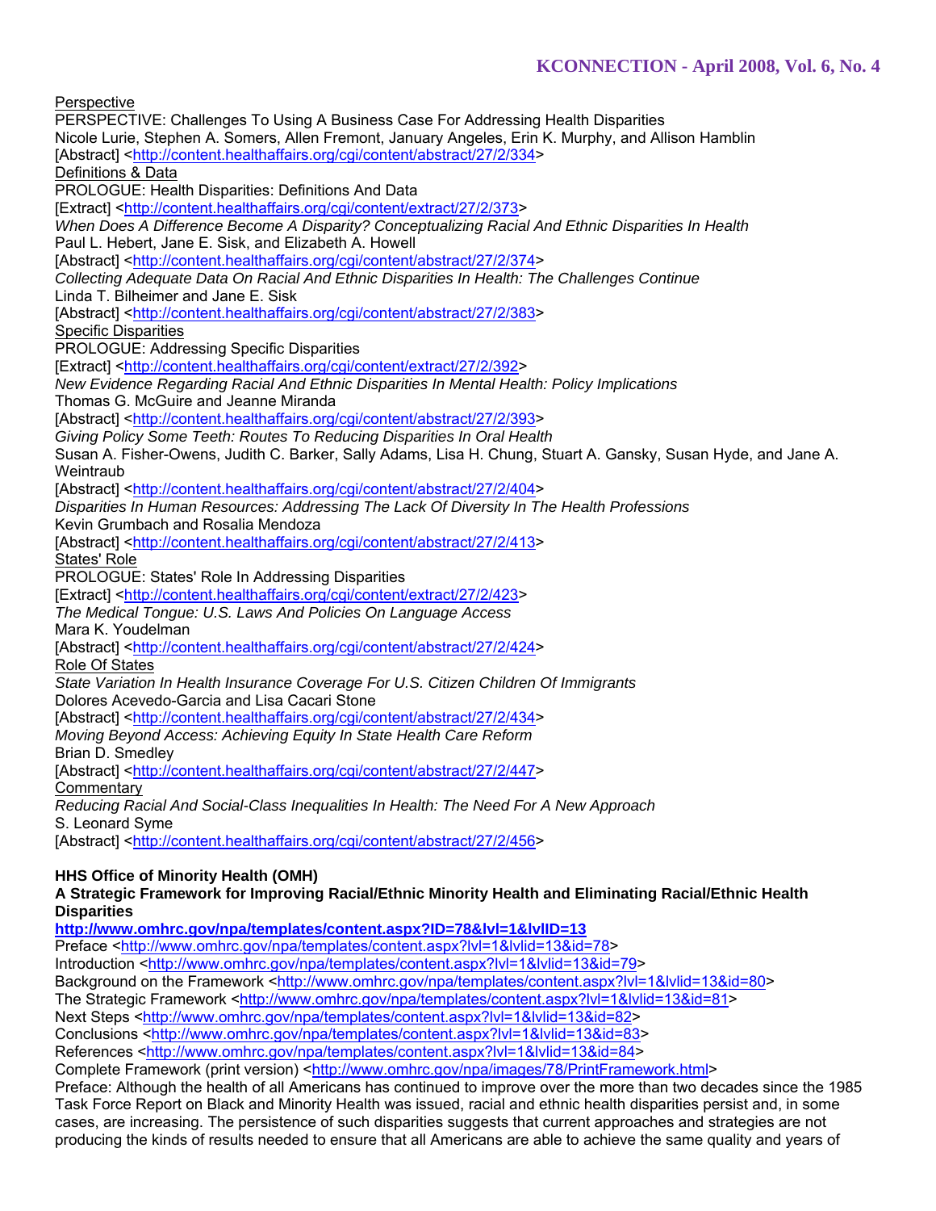<u>Perspective</u>

PERSPECTIVE: Challenges To Using A Business Case For Addressing Health Disparities
Nicole Lurie, Stephen A. Somers, Allen Fremont, January Angeles, Erin K. Murphy, and Allison Hamblin
[Abstract] <http://content.healthaffairs.org/cgi/content/abstract/27/2/334>

<u>Definitions & Data</u>

PROLOGUE: Health Disparities: Definitions And Data
[Extract] <http://content.healthaffairs.org/cgi/content/extract/27/2/373>

*When Does A Difference Become A Disparity? Conceptualizing Racial And Ethnic Disparities In Health*
Paul L. Hebert, Jane E. Sisk, and Elizabeth A. Howell
[Abstract] <http://content.healthaffairs.org/cgi/content/abstract/27/2/374>

*Collecting Adequate Data On Racial And Ethnic Disparities In Health: The Challenges Continue*
Linda T. Bilheimer and Jane E. Sisk
[Abstract] <http://content.healthaffairs.org/cgi/content/abstract/27/2/383>

<u>Specific Disparities</u>

PROLOGUE: Addressing Specific Disparities
[Extract] <http://content.healthaffairs.org/cgi/content/extract/27/2/392>

*New Evidence Regarding Racial And Ethnic Disparities In Mental Health: Policy Implications*
Thomas G. McGuire and Jeanne Miranda
[Abstract] <http://content.healthaffairs.org/cgi/content/abstract/27/2/393>

*Giving Policy Some Teeth: Routes To Reducing Disparities In Oral Health*
Susan A. Fisher-Owens, Judith C. Barker, Sally Adams, Lisa H. Chung, Stuart A. Gansky, Susan Hyde, and Jane A. Weintraub
[Abstract] <http://content.healthaffairs.org/cgi/content/abstract/27/2/404>

*Disparities In Human Resources: Addressing The Lack Of Diversity In The Health Professions*
Kevin Grumbach and Rosalia Mendoza
[Abstract] <http://content.healthaffairs.org/cgi/content/abstract/27/2/413>

<u>States' Role</u>

PROLOGUE: States' Role In Addressing Disparities
[Extract] <http://content.healthaffairs.org/cgi/content/extract/27/2/423>

*The Medical Tongue: U.S. Laws And Policies On Language Access*
Mara K. Youdelman
[Abstract] <http://content.healthaffairs.org/cgi/content/abstract/27/2/424>

<u>Role Of States</u>

*State Variation In Health Insurance Coverage For U.S. Citizen Children Of Immigrants*
Dolores Acevedo-Garcia and Lisa Cacari Stone
[Abstract] <http://content.healthaffairs.org/cgi/content/abstract/27/2/434>

*Moving Beyond Access: Achieving Equity In State Health Care Reform*
Brian D. Smedley
[Abstract] <http://content.healthaffairs.org/cgi/content/abstract/27/2/447>

<u>Commentary</u>

*Reducing Racial And Social-Class Inequalities In Health: The Need For A New Approach*
S. Leonard Syme
[Abstract] <http://content.healthaffairs.org/cgi/content/abstract/27/2/456>

**HHS Office of Minority Health (OMH)**

**A Strategic Framework for Improving Racial/Ethnic Minority Health and Eliminating Racial/Ethnic Health Disparities**

**http://www.omhrc.gov/npa/templates/content.aspx?ID=78&lvl=1&lvlID=13**

Preface <http://www.omhrc.gov/npa/templates/content.aspx?lvl=1&lvlid=13&id=78>
Introduction <http://www.omhrc.gov/npa/templates/content.aspx?lvl=1&lvlid=13&id=79>
Background on the Framework <http://www.omhrc.gov/npa/templates/content.aspx?lvl=1&lvlid=13&id=80>
The Strategic Framework <http://www.omhrc.gov/npa/templates/content.aspx?lvl=1&lvlid=13&id=81>
Next Steps <http://www.omhrc.gov/npa/templates/content.aspx?lvl=1&lvlid=13&id=82>
Conclusions <http://www.omhrc.gov/npa/templates/content.aspx?lvl=1&lvlid=13&id=83>
References <http://www.omhrc.gov/npa/templates/content.aspx?lvl=1&lvlid=13&id=84>
Complete Framework (print version) <http://www.omhrc.gov/npa/images/78/PrintFramework.html>

Preface: Although the health of all Americans has continued to improve over the more than two decades since the 1985 Task Force Report on Black and Minority Health was issued, racial and ethnic health disparities persist and, in some cases, are increasing. The persistence of such disparities suggests that current approaches and strategies are not producing the kinds of results needed to ensure that all Americans are able to achieve the same quality and years of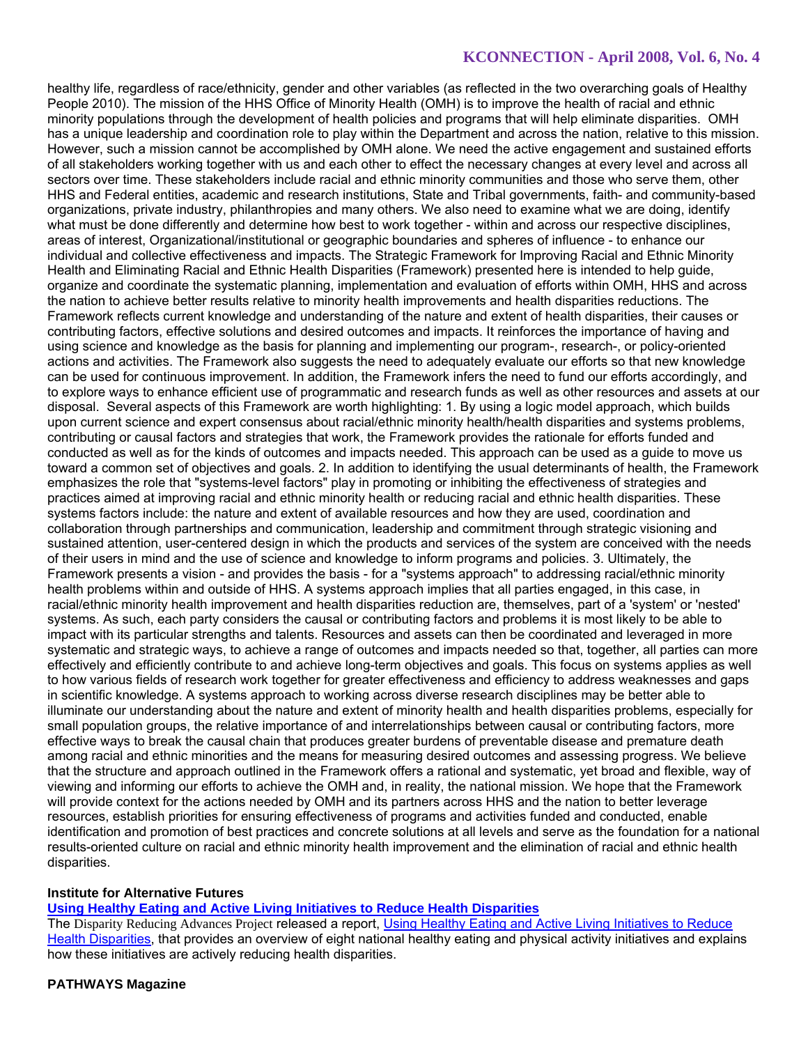healthy life, regardless of race/ethnicity, gender and other variables (as reflected in the two overarching goals of Healthy People 2010). The mission of the HHS Office of Minority Health (OMH) is to improve the health of racial and ethnic minority populations through the development of health policies and programs that will help eliminate disparities. OMH has a unique leadership and coordination role to play within the Department and across the nation, relative to this mission. However, such a mission cannot be accomplished by OMH alone. We need the active engagement and sustained efforts of all stakeholders working together with us and each other to effect the necessary changes at every level and across all sectors over time. These stakeholders include racial and ethnic minority communities and those who serve them, other HHS and Federal entities, academic and research institutions, State and Tribal governments, faith- and community-based organizations, private industry, philanthropies and many others. We also need to examine what we are doing, identify what must be done differently and determine how best to work together - within and across our respective disciplines, areas of interest, Organizational/institutional or geographic boundaries and spheres of influence - to enhance our individual and collective effectiveness and impacts. The Strategic Framework for Improving Racial and Ethnic Minority Health and Eliminating Racial and Ethnic Health Disparities (Framework) presented here is intended to help guide, organize and coordinate the systematic planning, implementation and evaluation of efforts within OMH, HHS and across the nation to achieve better results relative to minority health improvements and health disparities reductions. The Framework reflects current knowledge and understanding of the nature and extent of health disparities, their causes or contributing factors, effective solutions and desired outcomes and impacts. It reinforces the importance of having and using science and knowledge as the basis for planning and implementing our program-, research-, or policy-oriented actions and activities. The Framework also suggests the need to adequately evaluate our efforts so that new knowledge can be used for continuous improvement. In addition, the Framework infers the need to fund our efforts accordingly, and to explore ways to enhance efficient use of programmatic and research funds as well as other resources and assets at our disposal. Several aspects of this Framework are worth highlighting: 1. By using a logic model approach, which builds upon current science and expert consensus about racial/ethnic minority health/health disparities and systems problems, contributing or causal factors and strategies that work, the Framework provides the rationale for efforts funded and conducted as well as for the kinds of outcomes and impacts needed. This approach can be used as a guide to move us toward a common set of objectives and goals. 2. In addition to identifying the usual determinants of health, the Framework emphasizes the role that "systems-level factors" play in promoting or inhibiting the effectiveness of strategies and practices aimed at improving racial and ethnic minority health or reducing racial and ethnic health disparities. These systems factors include: the nature and extent of available resources and how they are used, coordination and collaboration through partnerships and communication, leadership and commitment through strategic visioning and sustained attention, user-centered design in which the products and services of the system are conceived with the needs of their users in mind and the use of science and knowledge to inform programs and policies. 3. Ultimately, the Framework presents a vision - and provides the basis - for a "systems approach" to addressing racial/ethnic minority health problems within and outside of HHS. A systems approach implies that all parties engaged, in this case, in racial/ethnic minority health improvement and health disparities reduction are, themselves, part of a 'system' or 'nested' systems. As such, each party considers the causal or contributing factors and problems it is most likely to be able to impact with its particular strengths and talents. Resources and assets can then be coordinated and leveraged in more systematic and strategic ways, to achieve a range of outcomes and impacts needed so that, together, all parties can more effectively and efficiently contribute to and achieve long-term objectives and goals. This focus on systems applies as well to how various fields of research work together for greater effectiveness and efficiency to address weaknesses and gaps in scientific knowledge. A systems approach to working across diverse research disciplines may be better able to illuminate our understanding about the nature and extent of minority health and health disparities problems, especially for small population groups, the relative importance of and interrelationships between causal or contributing factors, more effective ways to break the causal chain that produces greater burdens of preventable disease and premature death among racial and ethnic minorities and the means for measuring desired outcomes and assessing progress. We believe that the structure and approach outlined in the Framework offers a rational and systematic, yet broad and flexible, way of viewing and informing our efforts to achieve the OMH and, in reality, the national mission. We hope that the Framework will provide context for the actions needed by OMH and its partners across HHS and the nation to better leverage resources, establish priorities for ensuring effectiveness of programs and activities funded and conducted, enable identification and promotion of best practices and concrete solutions at all levels and serve as the foundation for a national results-oriented culture on racial and ethnic minority health improvement and the elimination of racial and ethnic health disparities.

**Institute for Alternative Futures**

**Using Healthy Eating and Active Living Initiatives to Reduce Health Disparities**

The Disparity Reducing Advances Project released a report, Using Healthy Eating and Active Living Initiatives to Reduce Health Disparities, that provides an overview of eight national healthy eating and physical activity initiatives and explains how these initiatives are actively reducing health disparities.

**PATHWAYS Magazine**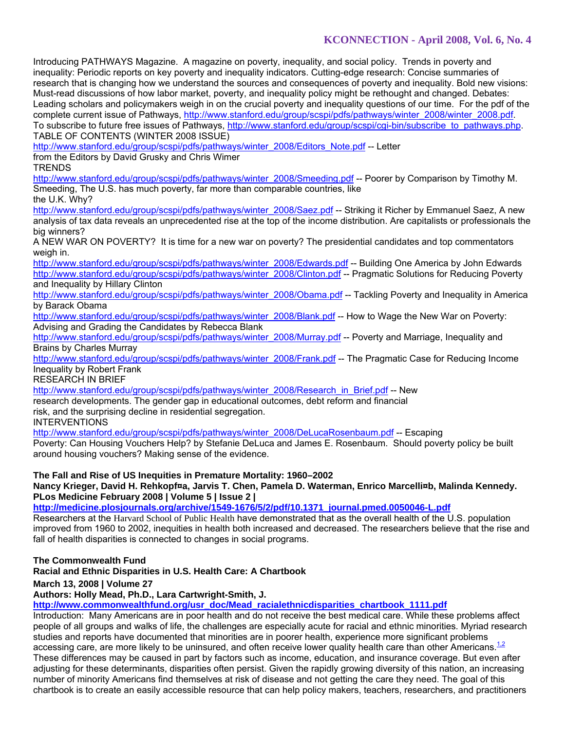Introducing PATHWAYS Magazine. A magazine on poverty, inequality, and social policy. Trends in poverty and inequality: Periodic reports on key poverty and inequality indicators. Cutting-edge research: Concise summaries of research that is changing how we understand the sources and consequences of poverty and inequality. Bold new visions: Must-read discussions of how labor market, poverty, and inequality policy might be rethought and changed. Debates: Leading scholars and policymakers weigh in on the crucial poverty and inequality questions of our time. For the pdf of the complete current issue of Pathways, http://www.stanford.edu/group/scspi/pdfs/pathways/winter_2008/winter_2008.pdf. To subscribe to future free issues of Pathways, http://www.stanford.edu/group/scspi/cgi-bin/subscribe_to_pathways.php.

TABLE OF CONTENTS (WINTER 2008 ISSUE)

http://www.stanford.edu/group/scspi/pdfs/pathways/winter_2008/Editors_Note.pdf -- Letter from the Editors by David Grusky and Chris Wimer

TRENDS

http://www.stanford.edu/group/scspi/pdfs/pathways/winter_2008/Smeeding.pdf -- Poorer by Comparison by Timothy M. Smeeding, The U.S. has much poverty, far more than comparable countries, like the U.K. Why?

http://www.stanford.edu/group/scspi/pdfs/pathways/winter_2008/Saez.pdf -- Striking it Richer by Emmanuel Saez, A new analysis of tax data reveals an unprecedented rise at the top of the income distribution. Are capitalists or professionals the big winners?

A NEW WAR ON POVERTY? It is time for a new war on poverty? The presidential candidates and top commentators weigh in.

http://www.stanford.edu/group/scspi/pdfs/pathways/winter_2008/Edwards.pdf -- Building One America by John Edwards

http://www.stanford.edu/group/scspi/pdfs/pathways/winter_2008/Clinton.pdf -- Pragmatic Solutions for Reducing Poverty and Inequality by Hillary Clinton

http://www.stanford.edu/group/scspi/pdfs/pathways/winter_2008/Obama.pdf -- Tackling Poverty and Inequality in America by Barack Obama

http://www.stanford.edu/group/scspi/pdfs/pathways/winter_2008/Blank.pdf -- How to Wage the New War on Poverty: Advising and Grading the Candidates by Rebecca Blank

http://www.stanford.edu/group/scspi/pdfs/pathways/winter_2008/Murray.pdf -- Poverty and Marriage, Inequality and Brains by Charles Murray

http://www.stanford.edu/group/scspi/pdfs/pathways/winter_2008/Frank.pdf -- The Pragmatic Case for Reducing Income Inequality by Robert Frank

RESEARCH IN BRIEF

http://www.stanford.edu/group/scspi/pdfs/pathways/winter_2008/Research_in_Brief.pdf -- New research developments. The gender gap in educational outcomes, debt reform and financial risk, and the surprising decline in residential segregation.

INTERVENTIONS

http://www.stanford.edu/group/scspi/pdfs/pathways/winter_2008/DeLucaRosenbaum.pdf -- Escaping Poverty: Can Housing Vouchers Help? by Stefanie DeLuca and James E. Rosenbaum. Should poverty policy be built around housing vouchers? Making sense of the evidence.

**The Fall and Rise of US Inequities in Premature Mortality: 1960–2002**
**Nancy Krieger, David H. Rehkopf¤a, Jarvis T. Chen, Pamela D. Waterman, Enrico Marcelli¤b, Malinda Kennedy. PLos Medicine February 2008 | Volume 5 | Issue 2 |**
**http://medicine.plosjournals.org/archive/1549-1676/5/2/pdf/10.1371_journal.pmed.0050046-L.pdf**

Researchers at the Harvard School of Public Health have demonstrated that as the overall health of the U.S. population improved from 1960 to 2002, inequities in health both increased and decreased. The researchers believe that the rise and fall of health disparities is connected to changes in social programs.

**The Commonwealth Fund**
**Racial and Ethnic Disparities in U.S. Health Care: A Chartbook**
**March 13, 2008 | Volume 27**
**Authors: Holly Mead, Ph.D., Lara Cartwright-Smith, J.**
**http://www.commonwealthfund.org/usr_doc/Mead_racialethnicdisparities_chartbook_1111.pdf**

Introduction: Many Americans are in poor health and do not receive the best medical care. While these problems affect people of all groups and walks of life, the challenges are especially acute for racial and ethnic minorities. Myriad research studies and reports have documented that minorities are in poorer health, experience more significant problems accessing care, are more likely to be uninsured, and often receive lower quality health care than other Americans.[1,2] These differences may be caused in part by factors such as income, education, and insurance coverage. But even after adjusting for these determinants, disparities often persist. Given the rapidly growing diversity of this nation, an increasing number of minority Americans find themselves at risk of disease and not getting the care they need. The goal of this chartbook is to create an easily accessible resource that can help policy makers, teachers, researchers, and practitioners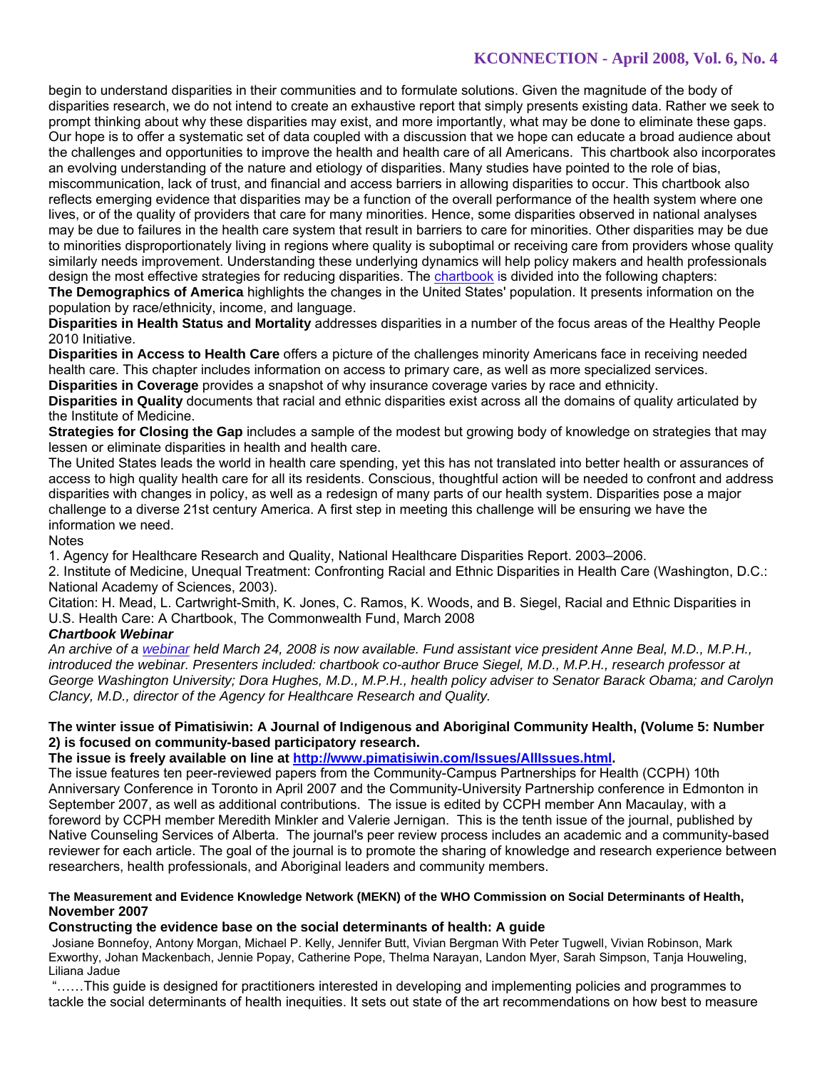begin to understand disparities in their communities and to formulate solutions. Given the magnitude of the body of disparities research, we do not intend to create an exhaustive report that simply presents existing data. Rather we seek to prompt thinking about why these disparities may exist, and more importantly, what may be done to eliminate these gaps. Our hope is to offer a systematic set of data coupled with a discussion that we hope can educate a broad audience about the challenges and opportunities to improve the health and health care of all Americans. This chartbook also incorporates an evolving understanding of the nature and etiology of disparities. Many studies have pointed to the role of bias, miscommunication, lack of trust, and financial and access barriers in allowing disparities to occur. This chartbook also reflects emerging evidence that disparities may be a function of the overall performance of the health system where one lives, or of the quality of providers that care for many minorities. Hence, some disparities observed in national analyses may be due to failures in the health care system that result in barriers to care for minorities. Other disparities may be due to minorities disproportionately living in regions where quality is suboptimal or receiving care from providers whose quality similarly needs improvement. Understanding these underlying dynamics will help policy makers and health professionals design the most effective strategies for reducing disparities. The chartbook is divided into the following chapters:

**The Demographics of America** highlights the changes in the United States' population. It presents information on the population by race/ethnicity, income, and language.

**Disparities in Health Status and Mortality** addresses disparities in a number of the focus areas of the Healthy People 2010 Initiative.

**Disparities in Access to Health Care** offers a picture of the challenges minority Americans face in receiving needed health care. This chapter includes information on access to primary care, as well as more specialized services.

**Disparities in Coverage** provides a snapshot of why insurance coverage varies by race and ethnicity.

**Disparities in Quality** documents that racial and ethnic disparities exist across all the domains of quality articulated by the Institute of Medicine.

**Strategies for Closing the Gap** includes a sample of the modest but growing body of knowledge on strategies that may lessen or eliminate disparities in health and health care.

The United States leads the world in health care spending, yet this has not translated into better health or assurances of access to high quality health care for all its residents. Conscious, thoughtful action will be needed to confront and address disparities with changes in policy, as well as a redesign of many parts of our health system. Disparities pose a major challenge to a diverse 21st century America. A first step in meeting this challenge will be ensuring we have the information we need.

Notes

1. Agency for Healthcare Research and Quality, National Healthcare Disparities Report. 2003–2006.
2. Institute of Medicine, Unequal Treatment: Confronting Racial and Ethnic Disparities in Health Care (Washington, D.C.: National Academy of Sciences, 2003).

Citation: H. Mead, L. Cartwright-Smith, K. Jones, C. Ramos, K. Woods, and B. Siegel, Racial and Ethnic Disparities in U.S. Health Care: A Chartbook, The Commonwealth Fund, March 2008

***Chartbook Webinar***

*An archive of a webinar held March 24, 2008 is now available. Fund assistant vice president Anne Beal, M.D., M.P.H., introduced the webinar. Presenters included: chartbook co-author Bruce Siegel, M.D., M.P.H., research professor at George Washington University; Dora Hughes, M.D., M.P.H., health policy adviser to Senator Barack Obama; and Carolyn Clancy, M.D., director of the Agency for Healthcare Research and Quality.*

**The winter issue of Pimatisiwin: A Journal of Indigenous and Aboriginal Community Health, (Volume 5: Number 2) is focused on community-based participatory research.**

**The issue is freely available on line at http://www.pimatisiwin.com/Issues/AllIssues.html.**

The issue features ten peer-reviewed papers from the Community-Campus Partnerships for Health (CCPH) 10th Anniversary Conference in Toronto in April 2007 and the Community-University Partnership conference in Edmonton in September 2007, as well as additional contributions. The issue is edited by CCPH member Ann Macaulay, with a foreword by CCPH member Meredith Minkler and Valerie Jernigan. This is the tenth issue of the journal, published by Native Counseling Services of Alberta. The journal's peer review process includes an academic and a community-based reviewer for each article. The goal of the journal is to promote the sharing of knowledge and research experience between researchers, health professionals, and Aboriginal leaders and community members.

**The Measurement and Evidence Knowledge Network (MEKN) of the WHO Commission on Social Determinants of Health, November 2007**

**Constructing the evidence base on the social determinants of health: A guide**

Josiane Bonnefoy, Antony Morgan, Michael P. Kelly, Jennifer Butt, Vivian Bergman With Peter Tugwell, Vivian Robinson, Mark Exworthy, Johan Mackenbach, Jennie Popay, Catherine Pope, Thelma Narayan, Landon Myer, Sarah Simpson, Tanja Houweling, Liliana Jadue

"……This guide is designed for practitioners interested in developing and implementing policies and programmes to tackle the social determinants of health inequities. It sets out state of the art recommendations on how best to measure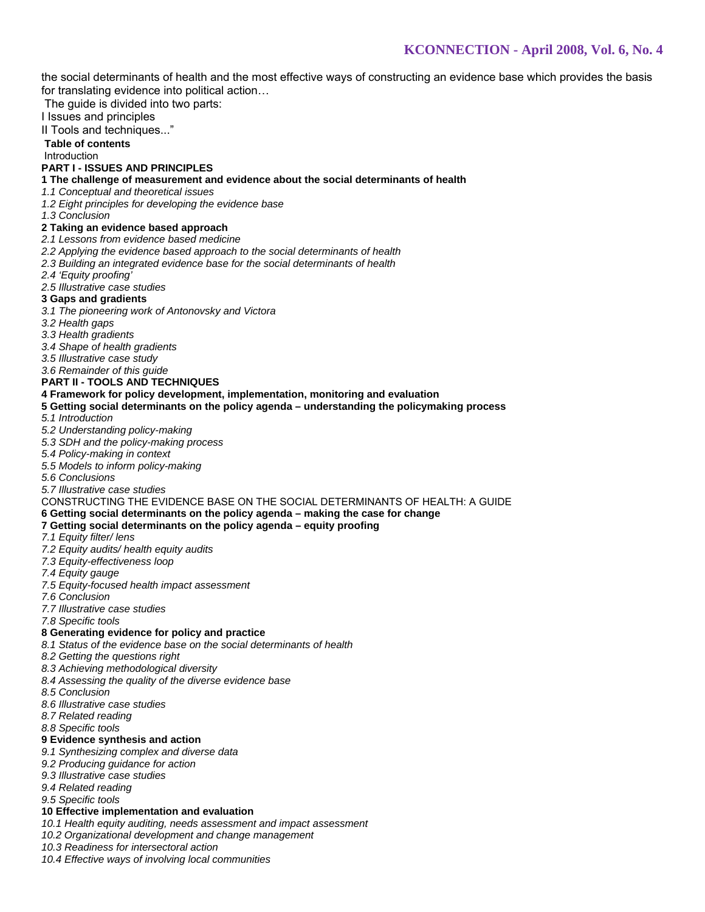the social determinants of health and the most effective ways of constructing an evidence base which provides the basis for translating evidence into political action…

The guide is divided into two parts:

I Issues and principles

II Tools and techniques..."

**Table of contents**

Introduction

**PART I - ISSUES AND PRINCIPLES**

**1 The challenge of measurement and evidence about the social determinants of health**

*1.1 Conceptual and theoretical issues*

*1.2 Eight principles for developing the evidence base*

*1.3 Conclusion*

**2 Taking an evidence based approach**

*2.1 Lessons from evidence based medicine*

*2.2 Applying the evidence based approach to the social determinants of health*

*2.3 Building an integrated evidence base for the social determinants of health*

*2.4 'Equity proofing'*

*2.5 Illustrative case studies*

**3 Gaps and gradients**

*3.1 The pioneering work of Antonovsky and Victora*

*3.2 Health gaps*

*3.3 Health gradients*

*3.4 Shape of health gradients*

*3.5 Illustrative case study*

*3.6 Remainder of this guide*

**PART II - TOOLS AND TECHNIQUES**

**4 Framework for policy development, implementation, monitoring and evaluation**

**5 Getting social determinants on the policy agenda – understanding the policymaking process**

*5.1 Introduction*

*5.2 Understanding policy-making*

*5.3 SDH and the policy-making process*

*5.4 Policy-making in context*

*5.5 Models to inform policy-making*

*5.6 Conclusions*

*5.7 Illustrative case studies*

CONSTRUCTING THE EVIDENCE BASE ON THE SOCIAL DETERMINANTS OF HEALTH: A GUIDE

**6 Getting social determinants on the policy agenda – making the case for change**

**7 Getting social determinants on the policy agenda – equity proofing**

*7.1 Equity filter/ lens*

*7.2 Equity audits/ health equity audits*

*7.3 Equity-effectiveness loop*

*7.4 Equity gauge*

*7.5 Equity-focused health impact assessment*

*7.6 Conclusion*

*7.7 Illustrative case studies*

*7.8 Specific tools*

**8 Generating evidence for policy and practice**

*8.1 Status of the evidence base on the social determinants of health*

*8.2 Getting the questions right*

*8.3 Achieving methodological diversity*

*8.4 Assessing the quality of the diverse evidence base*

*8.5 Conclusion*

*8.6 Illustrative case studies*

*8.7 Related reading*

*8.8 Specific tools*

**9 Evidence synthesis and action**

*9.1 Synthesizing complex and diverse data*

*9.2 Producing guidance for action*

*9.3 Illustrative case studies*

*9.4 Related reading*

*9.5 Specific tools*

**10 Effective implementation and evaluation**

*10.1 Health equity auditing, needs assessment and impact assessment*

*10.2 Organizational development and change management*

*10.3 Readiness for intersectoral action*

*10.4 Effective ways of involving local communities*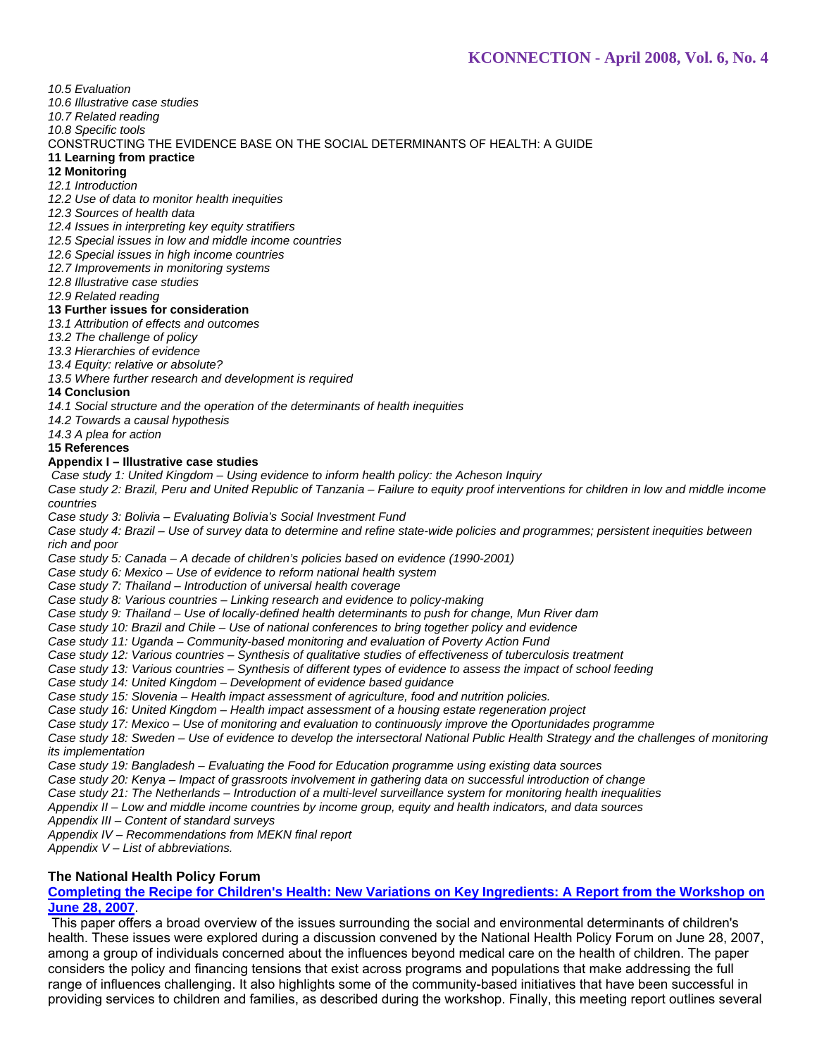*10.5 Evaluation*
*10.6 Illustrative case studies*
*10.7 Related reading*
*10.8 Specific tools*
CONSTRUCTING THE EVIDENCE BASE ON THE SOCIAL DETERMINANTS OF HEALTH: A GUIDE
**11 Learning from practice**
**12 Monitoring**
*12.1 Introduction*
*12.2 Use of data to monitor health inequities*
*12.3 Sources of health data*
*12.4 Issues in interpreting key equity stratifiers*
*12.5 Special issues in low and middle income countries*
*12.6 Special issues in high income countries*
*12.7 Improvements in monitoring systems*
*12.8 Illustrative case studies*
*12.9 Related reading*
**13 Further issues for consideration**
*13.1 Attribution of effects and outcomes*
*13.2 The challenge of policy*
*13.3 Hierarchies of evidence*
*13.4 Equity: relative or absolute?*
*13.5 Where further research and development is required*
**14 Conclusion**
*14.1 Social structure and the operation of the determinants of health inequities*
*14.2 Towards a causal hypothesis*
*14.3 A plea for action*
**15 References**
**Appendix I – Illustrative case studies**
*Case study 1: United Kingdom – Using evidence to inform health policy: the Acheson Inquiry*
*Case study 2: Brazil, Peru and United Republic of Tanzania – Failure to equity proof interventions for children in low and middle income countries*
*Case study 3: Bolivia – Evaluating Bolivia's Social Investment Fund*
*Case study 4: Brazil – Use of survey data to determine and refine state-wide policies and programmes; persistent inequities between rich and poor*
*Case study 5: Canada – A decade of children's policies based on evidence (1990-2001)*
*Case study 6: Mexico – Use of evidence to reform national health system*
*Case study 7: Thailand – Introduction of universal health coverage*
*Case study 8: Various countries – Linking research and evidence to policy-making*
*Case study 9: Thailand – Use of locally-defined health determinants to push for change, Mun River dam*
*Case study 10: Brazil and Chile – Use of national conferences to bring together policy and evidence*
*Case study 11: Uganda – Community-based monitoring and evaluation of Poverty Action Fund*
*Case study 12: Various countries – Synthesis of qualitative studies of effectiveness of tuberculosis treatment*
*Case study 13: Various countries – Synthesis of different types of evidence to assess the impact of school feeding*
*Case study 14: United Kingdom – Development of evidence based guidance*
*Case study 15: Slovenia – Health impact assessment of agriculture, food and nutrition policies.*
*Case study 16: United Kingdom – Health impact assessment of a housing estate regeneration project*
*Case study 17: Mexico – Use of monitoring and evaluation to continuously improve the Oportunidades programme*
*Case study 18: Sweden – Use of evidence to develop the intersectoral National Public Health Strategy and the challenges of monitoring its implementation*
*Case study 19: Bangladesh – Evaluating the Food for Education programme using existing data sources*
*Case study 20: Kenya – Impact of grassroots involvement in gathering data on successful introduction of change*
*Case study 21: The Netherlands – Introduction of a multi-level surveillance system for monitoring health inequalities*
*Appendix II – Low and middle income countries by income group, equity and health indicators, and data sources*
*Appendix III – Content of standard surveys*
*Appendix IV – Recommendations from MEKN final report*
*Appendix V – List of abbreviations.*

**The National Health Policy Forum**

**Completing the Recipe for Children's Health: New Variations on Key Ingredients: A Report from the Workshop on June 28, 2007**.

This paper offers a broad overview of the issues surrounding the social and environmental determinants of children's health. These issues were explored during a discussion convened by the National Health Policy Forum on June 28, 2007, among a group of individuals concerned about the influences beyond medical care on the health of children. The paper considers the policy and financing tensions that exist across programs and populations that make addressing the full range of influences challenging. It also highlights some of the community-based initiatives that have been successful in providing services to children and families, as described during the workshop. Finally, this meeting report outlines several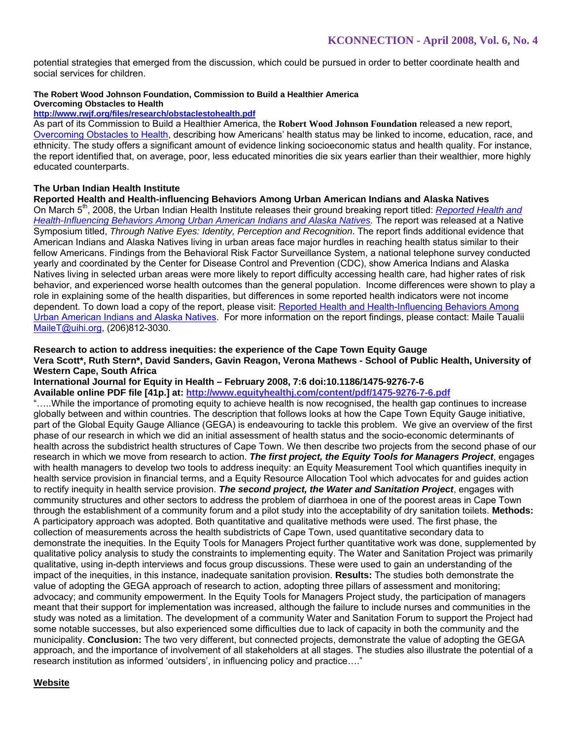potential strategies that emerged from the discussion, which could be pursued in order to better coordinate health and social services for children.

**The Robert Wood Johnson Foundation, Commission to Build a Healthier America**
**Overcoming Obstacles to Health**
**http://www.rwjf.org/files/research/obstaclestohealth.pdf**

As part of its Commission to Build a Healthier America, the **Robert Wood Johnson Foundation** released a new report, Overcoming Obstacles to Health, describing how Americans' health status may be linked to income, education, race, and ethnicity. The study offers a significant amount of evidence linking socioeconomic status and health quality. For instance, the report identified that, on average, poor, less educated minorities die six years earlier than their wealthier, more highly educated counterparts.

**The Urban Indian Health Institute**
**Reported Health and Health-influencing Behaviors Among Urban American Indians and Alaska Natives**

On March 5th, 2008, the Urban Indian Health Institute releases their ground breaking report titled: *Reported Health and Health-Influencing Behaviors Among Urban American Indians and Alaska Natives*. The report was released at a Native Symposium titled, *Through Native Eyes: Identity, Perception and Recognition*. The report finds additional evidence that American Indians and Alaska Natives living in urban areas face major hurdles in reaching health status similar to their fellow Americans. Findings from the Behavioral Risk Factor Surveillance System, a national telephone survey conducted yearly and coordinated by the Center for Disease Control and Prevention (CDC), show America Indians and Alaska Natives living in selected urban areas were more likely to report difficulty accessing health care, had higher rates of risk behavior, and experienced worse health outcomes than the general population. Income differences were shown to play a role in explaining some of the health disparities, but differences in some reported health indicators were not income dependent. To down load a copy of the report, please visit: Reported Health and Health-Influencing Behaviors Among Urban American Indians and Alaska Natives. For more information on the report findings, please contact: Maile Taualii MaileT@uihi.org, (206)812-3030.

**Research to action to address inequities: the experience of the Cape Town Equity Gauge**
**Vera Scott\*, Ruth Stern\*, David Sanders, Gavin Reagon, Verona Mathews - School of Public Health, University of Western Cape, South Africa**
**International Journal for Equity in Health – February 2008, 7:6 doi:10.1186/1475-9276-7-6**
**Available online PDF file [41p.] at: http://www.equityhealthj.com/content/pdf/1475-9276-7-6.pdf**

"…..While the importance of promoting equity to achieve health is now recognised, the health gap continues to increase globally between and within countries. The description that follows looks at how the Cape Town Equity Gauge initiative, part of the Global Equity Gauge Alliance (GEGA) is endeavouring to tackle this problem. We give an overview of the first phase of our research in which we did an initial assessment of health status and the socio-economic determinants of health across the subdistrict health structures of Cape Town. We then describe two projects from the second phase of our research in which we move from research to action. ***The first project, the Equity Tools for Managers Project***, engages with health managers to develop two tools to address inequity: an Equity Measurement Tool which quantifies inequity in health service provision in financial terms, and a Equity Resource Allocation Tool which advocates for and guides action to rectify inequity in health service provision. ***The second project, the Water and Sanitation Project***, engages with community structures and other sectors to address the problem of diarrhoea in one of the poorest areas in Cape Town through the establishment of a community forum and a pilot study into the acceptability of dry sanitation toilets. **Methods:** A participatory approach was adopted. Both quantitative and qualitative methods were used. The first phase, the collection of measurements across the health subdistricts of Cape Town, used quantitative secondary data to demonstrate the inequities. In the Equity Tools for Managers Project further quantitative work was done, supplemented by qualitative policy analysis to study the constraints to implementing equity. The Water and Sanitation Project was primarily qualitative, using in-depth interviews and focus group discussions. These were used to gain an understanding of the impact of the inequities, in this instance, inadequate sanitation provision. **Results:** The studies both demonstrate the value of adopting the GEGA approach of research to action, adopting three pillars of assessment and monitoring; advocacy; and community empowerment. In the Equity Tools for Managers Project study, the participation of managers meant that their support for implementation was increased, although the failure to include nurses and communities in the study was noted as a limitation. The development of a community Water and Sanitation Forum to support the Project had some notable successes, but also experienced some difficulties due to lack of capacity in both the community and the municipality. **Conclusion:** The two very different, but connected projects, demonstrate the value of adopting the GEGA approach, and the importance of involvement of all stakeholders at all stages. The studies also illustrate the potential of a research institution as informed 'outsiders', in influencing policy and practice…."

**Website**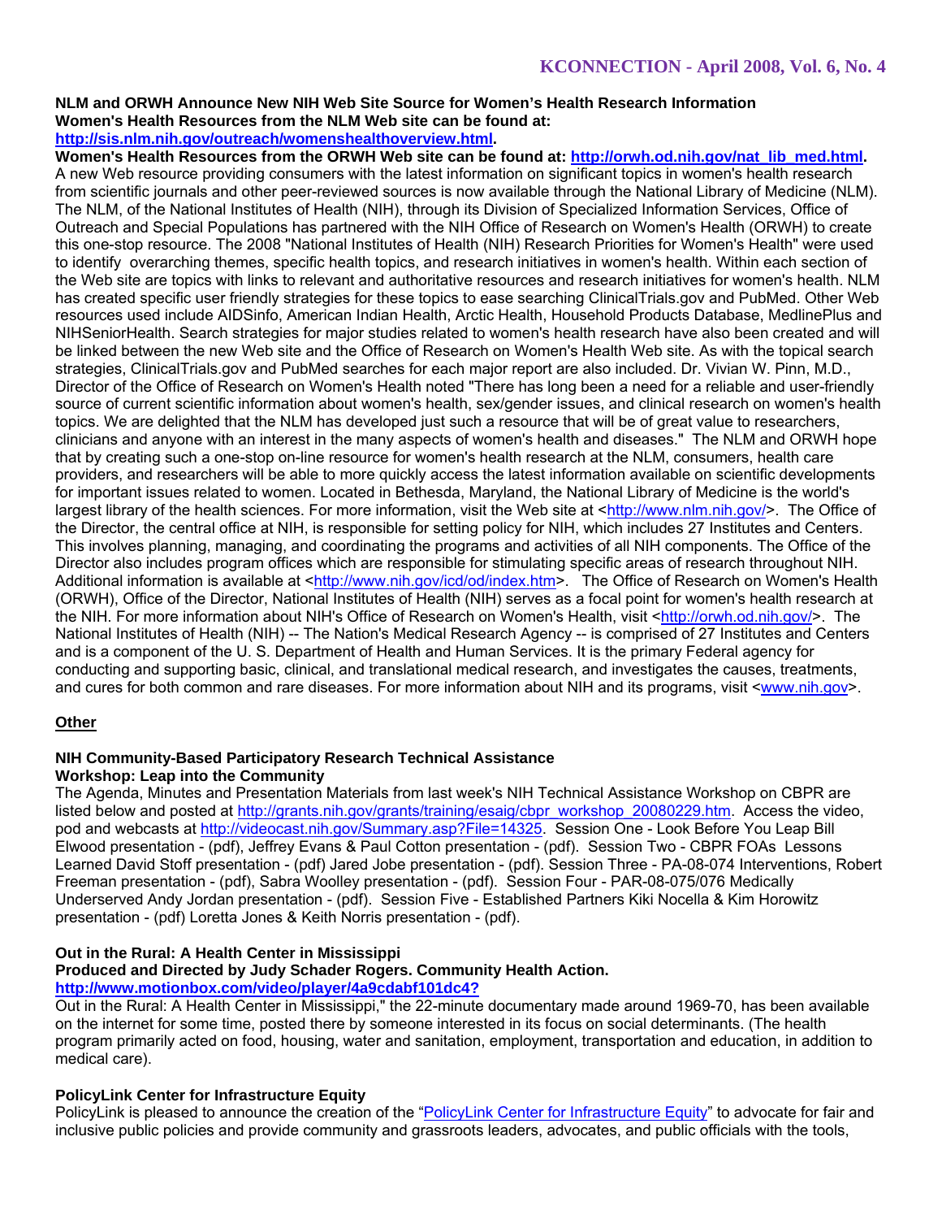**NLM and ORWH Announce New NIH Web Site Source for Women's Health Research Information**
**Women's Health Resources from the NLM Web site can be found at:**
**http://sis.nlm.nih.gov/outreach/womenshealthoverview.html.**
**Women's Health Resources from the ORWH Web site can be found at: http://orwh.od.nih.gov/nat_lib_med.html.**
A new Web resource providing consumers with the latest information on significant topics in women's health research from scientific journals and other peer-reviewed sources is now available through the National Library of Medicine (NLM). The NLM, of the National Institutes of Health (NIH), through its Division of Specialized Information Services, Office of Outreach and Special Populations has partnered with the NIH Office of Research on Women's Health (ORWH) to create this one-stop resource. The 2008 "National Institutes of Health (NIH) Research Priorities for Women's Health" were used to identify overarching themes, specific health topics, and research initiatives in women's health. Within each section of the Web site are topics with links to relevant and authoritative resources and research initiatives for women's health. NLM has created specific user friendly strategies for these topics to ease searching ClinicalTrials.gov and PubMed. Other Web resources used include AIDSinfo, American Indian Health, Arctic Health, Household Products Database, MedlinePlus and NIHSeniorHealth. Search strategies for major studies related to women's health research have also been created and will be linked between the new Web site and the Office of Research on Women's Health Web site. As with the topical search strategies, ClinicalTrials.gov and PubMed searches for each major report are also included. Dr. Vivian W. Pinn, M.D., Director of the Office of Research on Women's Health noted "There has long been a need for a reliable and user-friendly source of current scientific information about women's health, sex/gender issues, and clinical research on women's health topics. We are delighted that the NLM has developed just such a resource that will be of great value to researchers, clinicians and anyone with an interest in the many aspects of women's health and diseases." The NLM and ORWH hope that by creating such a one-stop on-line resource for women's health research at the NLM, consumers, health care providers, and researchers will be able to more quickly access the latest information available on scientific developments for important issues related to women. Located in Bethesda, Maryland, the National Library of Medicine is the world's largest library of the health sciences. For more information, visit the Web site at <http://www.nlm.nih.gov/>. The Office of the Director, the central office at NIH, is responsible for setting policy for NIH, which includes 27 Institutes and Centers. This involves planning, managing, and coordinating the programs and activities of all NIH components. The Office of the Director also includes program offices which are responsible for stimulating specific areas of research throughout NIH. Additional information is available at <http://www.nih.gov/icd/od/index.htm>. The Office of Research on Women's Health (ORWH), Office of the Director, National Institutes of Health (NIH) serves as a focal point for women's health research at the NIH. For more information about NIH's Office of Research on Women's Health, visit <http://orwh.od.nih.gov/>. The National Institutes of Health (NIH) -- The Nation's Medical Research Agency -- is comprised of 27 Institutes and Centers and is a component of the U. S. Department of Health and Human Services. It is the primary Federal agency for conducting and supporting basic, clinical, and translational medical research, and investigates the causes, treatments, and cures for both common and rare diseases. For more information about NIH and its programs, visit <www.nih.gov>.

## Other

**NIH Community-Based Participatory Research Technical Assistance**
**Workshop: Leap into the Community**
The Agenda, Minutes and Presentation Materials from last week's NIH Technical Assistance Workshop on CBPR are listed below and posted at http://grants.nih.gov/grants/training/esaig/cbpr_workshop_20080229.htm. Access the video, pod and webcasts at http://videocast.nih.gov/Summary.asp?File=14325. Session One - Look Before You Leap Bill Elwood presentation - (pdf), Jeffrey Evans & Paul Cotton presentation - (pdf). Session Two - CBPR FOAs Lessons Learned David Stoff presentation - (pdf) Jared Jobe presentation - (pdf). Session Three - PA-08-074 Interventions, Robert Freeman presentation - (pdf), Sabra Woolley presentation - (pdf). Session Four - PAR-08-075/076 Medically Underserved Andy Jordan presentation - (pdf). Session Five - Established Partners Kiki Nocella & Kim Horowitz presentation - (pdf) Loretta Jones & Keith Norris presentation - (pdf).

**Out in the Rural: A Health Center in Mississippi**
**Produced and Directed by Judy Schader Rogers. Community Health Action.**
**http://www.motionbox.com/video/player/4a9cdabf101dc4?**
Out in the Rural: A Health Center in Mississippi," the 22-minute documentary made around 1969-70, has been available on the internet for some time, posted there by someone interested in its focus on social determinants. (The health program primarily acted on food, housing, water and sanitation, employment, transportation and education, in addition to medical care).

**PolicyLink Center for Infrastructure Equity**
PolicyLink is pleased to announce the creation of the "PolicyLink Center for Infrastructure Equity" to advocate for fair and inclusive public policies and provide community and grassroots leaders, advocates, and public officials with the tools,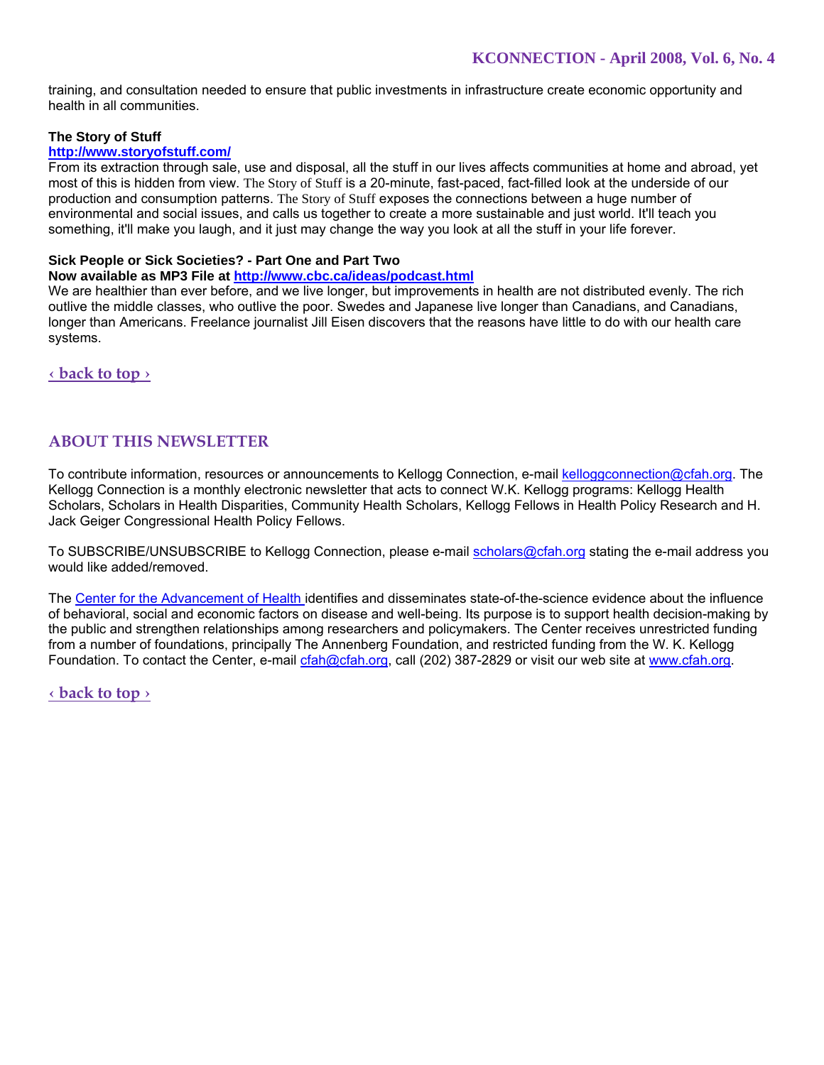training, and consultation needed to ensure that public investments in infrastructure create economic opportunity and health in all communities.

**The Story of Stuff**
**http://www.storyofstuff.com/**
From its extraction through sale, use and disposal, all the stuff in our lives affects communities at home and abroad, yet most of this is hidden from view. The Story of Stuff is a 20-minute, fast-paced, fact-filled look at the underside of our production and consumption patterns. The Story of Stuff exposes the connections between a huge number of environmental and social issues, and calls us together to create a more sustainable and just world. It'll teach you something, it'll make you laugh, and it just may change the way you look at all the stuff in your life forever.

**Sick People or Sick Societies? - Part One and Part Two**
**Now available as MP3 File at http://www.cbc.ca/ideas/podcast.html**
We are healthier than ever before, and we live longer, but improvements in health are not distributed evenly. The rich outlive the middle classes, who outlive the poor. Swedes and Japanese live longer than Canadians, and Canadians, longer than Americans. Freelance journalist Jill Eisen discovers that the reasons have little to do with our health care systems.

‹ back to top ›

## ABOUT THIS NEWSLETTER

To contribute information, resources or announcements to Kellogg Connection, e-mail kelloggconnection@cfah.org. The Kellogg Connection is a monthly electronic newsletter that acts to connect W.K. Kellogg programs: Kellogg Health Scholars, Scholars in Health Disparities, Community Health Scholars, Kellogg Fellows in Health Policy Research and H. Jack Geiger Congressional Health Policy Fellows.

To SUBSCRIBE/UNSUBSCRIBE to Kellogg Connection, please e-mail scholars@cfah.org stating the e-mail address you would like added/removed.

The Center for the Advancement of Health identifies and disseminates state-of-the-science evidence about the influence of behavioral, social and economic factors on disease and well-being. Its purpose is to support health decision-making by the public and strengthen relationships among researchers and policymakers. The Center receives unrestricted funding from a number of foundations, principally The Annenberg Foundation, and restricted funding from the W. K. Kellogg Foundation. To contact the Center, e-mail cfah@cfah.org, call (202) 387-2829 or visit our web site at www.cfah.org.

‹ back to top ›